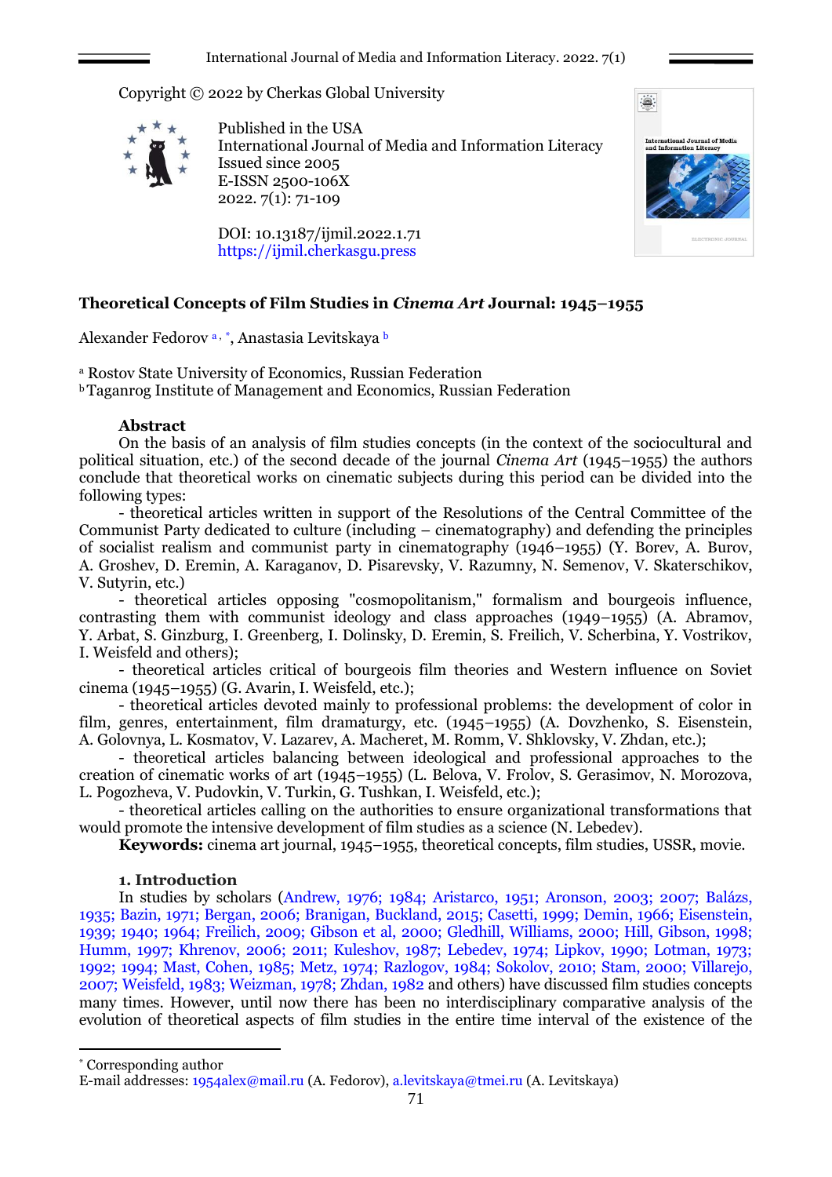Copyright © 2022 by Cherkas Global University

Published in the USA
International Journal of Media and Information Literacy
Issued since 2005
E-ISSN 2500-106X
2022. 7(1): 71-109

DOI: 10.13187/ijmil.2022.1.71
https://ijmil.cherkasgu.press

# Theoretical Concepts of Film Studies in *Cinema Art* Journal: 1945–1955

Alexander Fedorov [a, *], Anastasia Levitskaya [b]

[a] Rostov State University of Economics, Russian Federation
[b] Taganrog Institute of Management and Economics, Russian Federation

## Abstract

On the basis of an analysis of film studies concepts (in the context of the sociocultural and political situation, etc.) of the second decade of the journal *Cinema Art* (1945–1955) the authors conclude that theoretical works on cinematic subjects during this period can be divided into the following types:

- theoretical articles written in support of the Resolutions of the Central Committee of the Communist Party dedicated to culture (including – cinematography) and defending the principles of socialist realism and communist party in cinematography (1946–1955) (Y. Borev, A. Burov, A. Groshev, D. Eremin, A. Karaganov, D. Pisarevsky, V. Razumny, N. Semenov, V. Skaterschikov, V. Sutyrin, etc.)
- theoretical articles opposing "cosmopolitanism," formalism and bourgeois influence, contrasting them with communist ideology and class approaches (1949–1955) (A. Abramov, Y. Arbat, S. Ginzburg, I. Greenberg, I. Dolinsky, D. Eremin, S. Freilich, V. Scherbina, Y. Vostrikov, I. Weisfeld and others);
- theoretical articles critical of bourgeois film theories and Western influence on Soviet cinema (1945–1955) (G. Avarin, I. Weisfeld, etc.);
- theoretical articles devoted mainly to professional problems: the development of color in film, genres, entertainment, film dramaturgy, etc. (1945–1955) (A. Dovzhenko, S. Eisenstein, A. Golovnya, L. Kosmatov, V. Lazarev, A. Macheret, M. Romm, V. Shklovsky, V. Zhdan, etc.);
- theoretical articles balancing between ideological and professional approaches to the creation of cinematic works of art (1945–1955) (L. Belova, V. Frolov, S. Gerasimov, N. Morozova, L. Pogozheva, V. Pudovkin, V. Turkin, G. Tushkan, I. Weisfeld, etc.);
- theoretical articles calling on the authorities to ensure organizational transformations that would promote the intensive development of film studies as a science (N. Lebedev).

**Keywords:** cinema art journal, 1945–1955, theoretical concepts, film studies, USSR, movie.

## 1. Introduction

In studies by scholars (Andrew, 1976; 1984; Aristarco, 1951; Aronson, 2003; 2007; Balázs, 1935; Bazin, 1971; Bergan, 2006; Branigan, Buckland, 2015; Casetti, 1999; Demin, 1966; Eisenstein, 1939; 1940; 1964; Freilich, 2009; Gibson et al, 2000; Gledhill, Williams, 2000; Hill, Gibson, 1998; Humm, 1997; Khrenov, 2006; 2011; Kuleshov, 1987; Lebedev, 1974; Lipkov, 1990; Lotman, 1973; 1992; 1994; Mast, Cohen, 1985; Metz, 1974; Razlogov, 1984; Sokolov, 2010; Stam, 2000; Villarejo, 2007; Weisfeld, 1983; Weizman, 1978; Zhdan, 1982 and others) have discussed film studies concepts many times. However, until now there has been no interdisciplinary comparative analysis of the evolution of theoretical aspects of film studies in the entire time interval of the existence of the

---

[*] Corresponding author
E-mail addresses: 1954alex@mail.ru (A. Fedorov), a.levitskaya@tmei.ru (A. Levitskaya)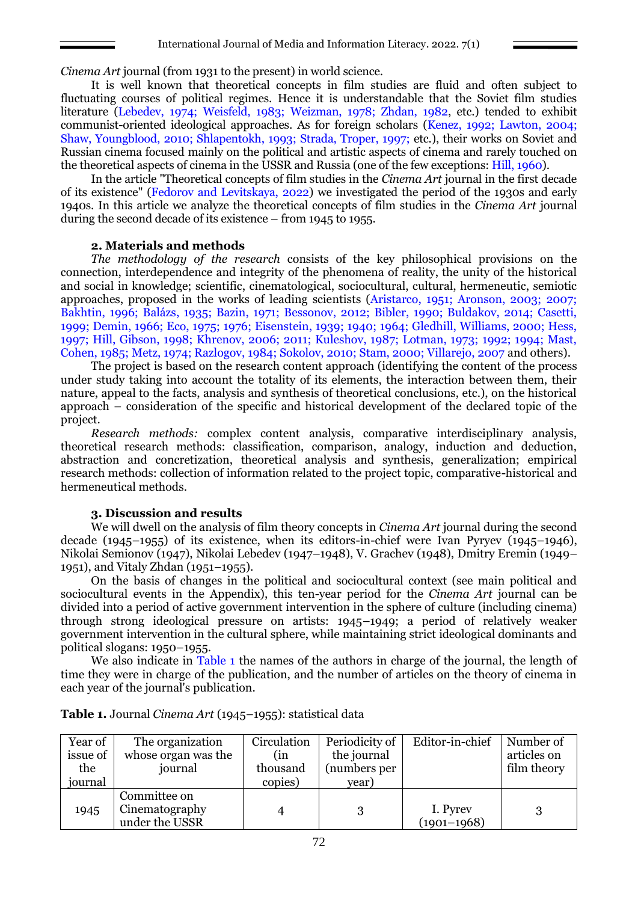*Cinema Art* journal (from 1931 to the present) in world science.

It is well known that theoretical concepts in film studies are fluid and often subject to fluctuating courses of political regimes. Hence it is understandable that the Soviet film studies literature (Lebedev, 1974; Weisfeld, 1983; Weizman, 1978; Zhdan, 1982, etc.) tended to exhibit communist-oriented ideological approaches. As for foreign scholars (Kenez, 1992; Lawton, 2004; Shaw, Youngblood, 2010; Shlapentokh, 1993; Strada, Troper, 1997; etc.), their works on Soviet and Russian cinema focused mainly on the political and artistic aspects of cinema and rarely touched on the theoretical aspects of cinema in the USSR and Russia (one of the few exceptions: Hill, 1960).

In the article "Theoretical concepts of film studies in the *Cinema Art* journal in the first decade of its existence" (Fedorov and Levitskaya, 2022) we investigated the period of the 1930s and early 1940s. In this article we analyze the theoretical concepts of film studies in the *Cinema Art* journal during the second decade of its existence – from 1945 to 1955.

### 2. Materials and methods

*The methodology of the research* consists of the key philosophical provisions on the connection, interdependence and integrity of the phenomena of reality, the unity of the historical and social in knowledge; scientific, cinematological, sociocultural, cultural, hermeneutic, semiotic approaches, proposed in the works of leading scientists (Aristarco, 1951; Aronson, 2003; 2007; Bakhtin, 1996; Balázs, 1935; Bazin, 1971; Bessonov, 2012; Bibler, 1990; Buldakov, 2014; Casetti, 1999; Demin, 1966; Eco, 1975; 1976; Eisenstein, 1939; 1940; 1964; Gledhill, Williams, 2000; Hess, 1997; Hill, Gibson, 1998; Khrenov, 2006; 2011; Kuleshov, 1987; Lotman, 1973; 1992; 1994; Mast, Cohen, 1985; Metz, 1974; Razlogov, 1984; Sokolov, 2010; Stam, 2000; Villarejo, 2007 and others).

The project is based on the research content approach (identifying the content of the process under study taking into account the totality of its elements, the interaction between them, their nature, appeal to the facts, analysis and synthesis of theoretical conclusions, etc.), on the historical approach – consideration of the specific and historical development of the declared topic of the project.

*Research methods:* complex content analysis, comparative interdisciplinary analysis, theoretical research methods: classification, comparison, analogy, induction and deduction, abstraction and concretization, theoretical analysis and synthesis, generalization; empirical research methods: collection of information related to the project topic, comparative-historical and hermeneutical methods.

### 3. Discussion and results

We will dwell on the analysis of film theory concepts in *Cinema Art* journal during the second decade (1945–1955) of its existence, when its editors-in-chief were Ivan Pyryev (1945–1946), Nikolai Semionov (1947), Nikolai Lebedev (1947–1948), V. Grachev (1948), Dmitry Eremin (1949–1951), and Vitaly Zhdan (1951–1955).

On the basis of changes in the political and sociocultural context (see main political and sociocultural events in the Appendix), this ten-year period for the *Cinema Art* journal can be divided into a period of active government intervention in the sphere of culture (including cinema) through strong ideological pressure on artists: 1945–1949; a period of relatively weaker government intervention in the cultural sphere, while maintaining strict ideological dominants and political slogans: 1950–1955.

We also indicate in Table 1 the names of the authors in charge of the journal, the length of time they were in charge of the publication, and the number of articles on the theory of cinema in each year of the journal's publication.

**Table 1.** Journal *Cinema Art* (1945–1955): statistical data

| Year of issue of the journal | The organization whose organ was the journal | Circulation (in thousand copies) | Periodicity of the journal (numbers per year) | Editor-in-chief | Number of articles on film theory |
|---|---|---|---|---|---|
| 1945 | Committee on Cinematography under the USSR | 4 | 3 | I. Pyrev (1901–1968) | 3 |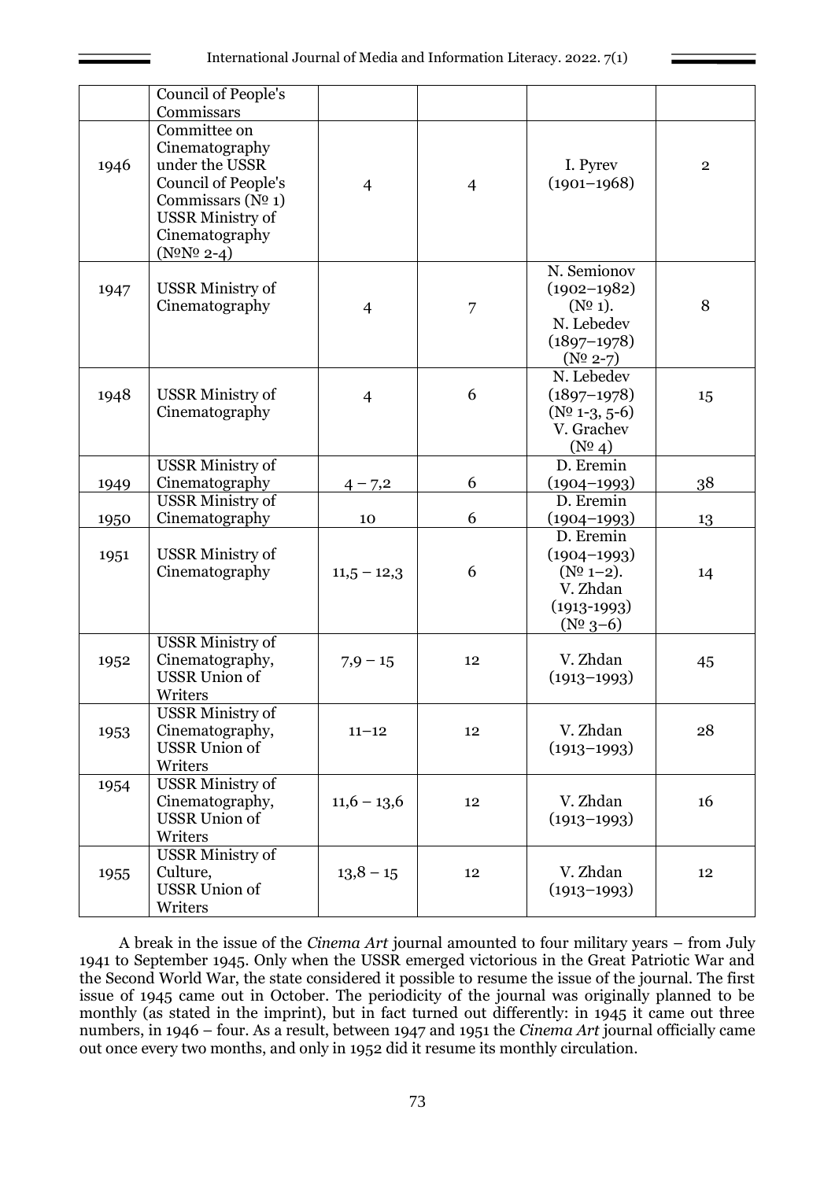| | Council of People's Commissars | | | | |
|---|---|---|---|---|---|
| 1946 | Committee on Cinematography under the USSR Council of People's Commissars (№ 1) USSR Ministry of Cinematography (№№ 2-4) | 4 | 4 | I. Pyrev (1901–1968) | 2 |
| 1947 | USSR Ministry of Cinematography | 4 | 7 | N. Semionov (1902–1982) (№ 1). N. Lebedev (1897–1978) (№ 2-7) | 8 |
| 1948 | USSR Ministry of Cinematography | 4 | 6 | N. Lebedev (1897–1978) (№ 1-3, 5-6) V. Grachev (№ 4) | 15 |
| 1949 | USSR Ministry of Cinematography | 4 – 7,2 | 6 | D. Eremin (1904–1993) | 38 |
| 1950 | USSR Ministry of Cinematography | 10 | 6 | D. Eremin (1904–1993) | 13 |
| 1951 | USSR Ministry of Cinematography | 11,5 – 12,3 | 6 | D. Eremin (1904–1993) (№ 1–2). V. Zhdan (1913-1993) (№ 3–6) | 14 |
| 1952 | USSR Ministry of Cinematography, USSR Union of Writers | 7,9 – 15 | 12 | V. Zhdan (1913–1993) | 45 |
| 1953 | USSR Ministry of Cinematography, USSR Union of Writers | 11–12 | 12 | V. Zhdan (1913–1993) | 28 |
| 1954 | USSR Ministry of Cinematography, USSR Union of Writers | 11,6 – 13,6 | 12 | V. Zhdan (1913–1993) | 16 |
| 1955 | USSR Ministry of Culture, USSR Union of Writers | 13,8 – 15 | 12 | V. Zhdan (1913–1993) | 12 |

A break in the issue of the *Cinema Art* journal amounted to four military years – from July 1941 to September 1945. Only when the USSR emerged victorious in the Great Patriotic War and the Second World War, the state considered it possible to resume the issue of the journal. The first issue of 1945 came out in October. The periodicity of the journal was originally planned to be monthly (as stated in the imprint), but in fact turned out differently: in 1945 it came out three numbers, in 1946 – four. As a result, between 1947 and 1951 the *Cinema Art* journal officially came out once every two months, and only in 1952 did it resume its monthly circulation.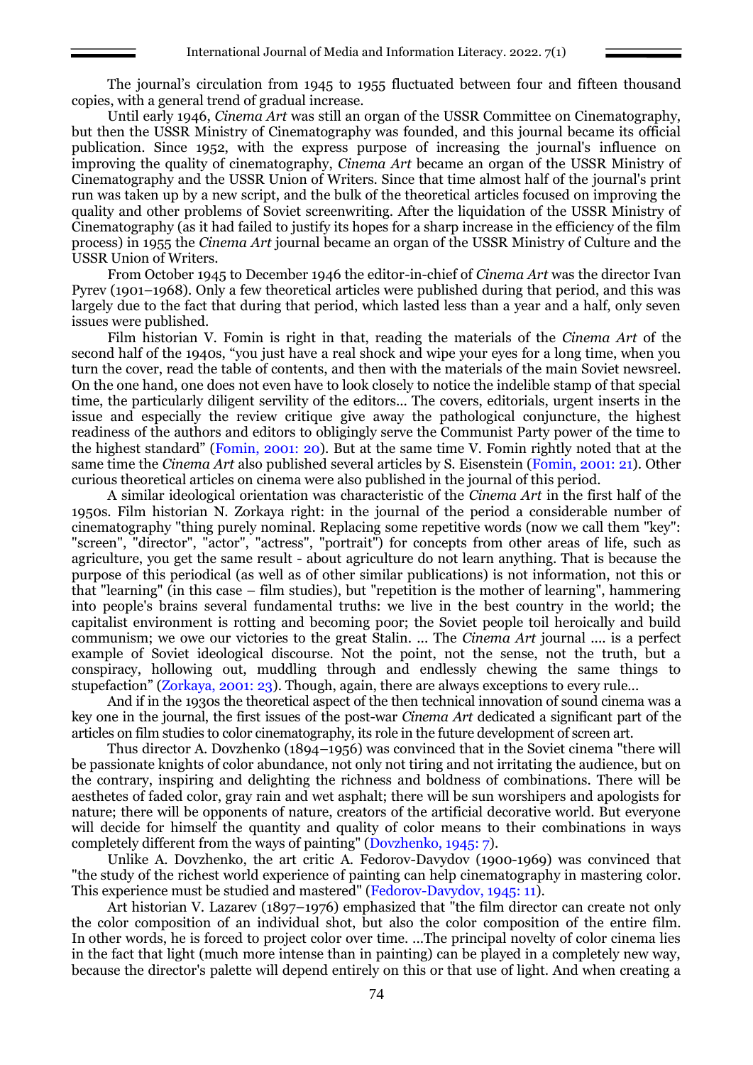The journal's circulation from 1945 to 1955 fluctuated between four and fifteen thousand copies, with a general trend of gradual increase.

Until early 1946, *Cinema Art* was still an organ of the USSR Committee on Cinematography, but then the USSR Ministry of Cinematography was founded, and this journal became its official publication. Since 1952, with the express purpose of increasing the journal's influence on improving the quality of cinematography, *Cinema Art* became an organ of the USSR Ministry of Cinematography and the USSR Union of Writers. Since that time almost half of the journal's print run was taken up by a new script, and the bulk of the theoretical articles focused on improving the quality and other problems of Soviet screenwriting. After the liquidation of the USSR Ministry of Cinematography (as it had failed to justify its hopes for a sharp increase in the efficiency of the film process) in 1955 the *Cinema Art* journal became an organ of the USSR Ministry of Culture and the USSR Union of Writers.

From October 1945 to December 1946 the editor-in-chief of *Cinema Art* was the director Ivan Pyrev (1901–1968). Only a few theoretical articles were published during that period, and this was largely due to the fact that during that period, which lasted less than a year and a half, only seven issues were published.

Film historian V. Fomin is right in that, reading the materials of the *Cinema Art* of the second half of the 1940s, "you just have a real shock and wipe your eyes for a long time, when you turn the cover, read the table of contents, and then with the materials of the main Soviet newsreel. On the one hand, one does not even have to look closely to notice the indelible stamp of that special time, the particularly diligent servility of the editors... The covers, editorials, urgent inserts in the issue and especially the review critique give away the pathological conjuncture, the highest readiness of the authors and editors to obligingly serve the Communist Party power of the time to the highest standard" (Fomin, 2001: 20). But at the same time V. Fomin rightly noted that at the same time the *Cinema Art* also published several articles by S. Eisenstein (Fomin, 2001: 21). Other curious theoretical articles on cinema were also published in the journal of this period.

A similar ideological orientation was characteristic of the *Cinema Art* in the first half of the 1950s. Film historian N. Zorkaya right: in the journal of the period a considerable number of cinematography "thing purely nominal. Replacing some repetitive words (now we call them "key": "screen", "director", "actor", "actress", "portrait") for concepts from other areas of life, such as agriculture, you get the same result - about agriculture do not learn anything. That is because the purpose of this periodical (as well as of other similar publications) is not information, not this or that "learning" (in this case – film studies), but "repetition is the mother of learning", hammering into people's brains several fundamental truths: we live in the best country in the world; the capitalist environment is rotting and becoming poor; the Soviet people toil heroically and build communism; we owe our victories to the great Stalin. ... The *Cinema Art* journal .... is a perfect example of Soviet ideological discourse. Not the point, not the sense, not the truth, but a conspiracy, hollowing out, muddling through and endlessly chewing the same things to stupefaction" (Zorkaya, 2001: 23). Though, again, there are always exceptions to every rule...

And if in the 1930s the theoretical aspect of the then technical innovation of sound cinema was a key one in the journal, the first issues of the post-war *Cinema Art* dedicated a significant part of the articles on film studies to color cinematography, its role in the future development of screen art.

Thus director A. Dovzhenko (1894–1956) was convinced that in the Soviet cinema "there will be passionate knights of color abundance, not only not tiring and not irritating the audience, but on the contrary, inspiring and delighting the richness and boldness of combinations. There will be aesthetes of faded color, gray rain and wet asphalt; there will be sun worshipers and apologists for nature; there will be opponents of nature, creators of the artificial decorative world. But everyone will decide for himself the quantity and quality of color means to their combinations in ways completely different from the ways of painting" (Dovzhenko, 1945: 7).

Unlike A. Dovzhenko, the art critic A. Fedorov-Davydov (1900-1969) was convinced that "the study of the richest world experience of painting can help cinematography in mastering color. This experience must be studied and mastered" (Fedorov-Davydov, 1945: 11).

Art historian V. Lazarev (1897–1976) emphasized that "the film director can create not only the color composition of an individual shot, but also the color composition of the entire film. In other words, he is forced to project color over time. ...The principal novelty of color cinema lies in the fact that light (much more intense than in painting) can be played in a completely new way, because the director's palette will depend entirely on this or that use of light. And when creating a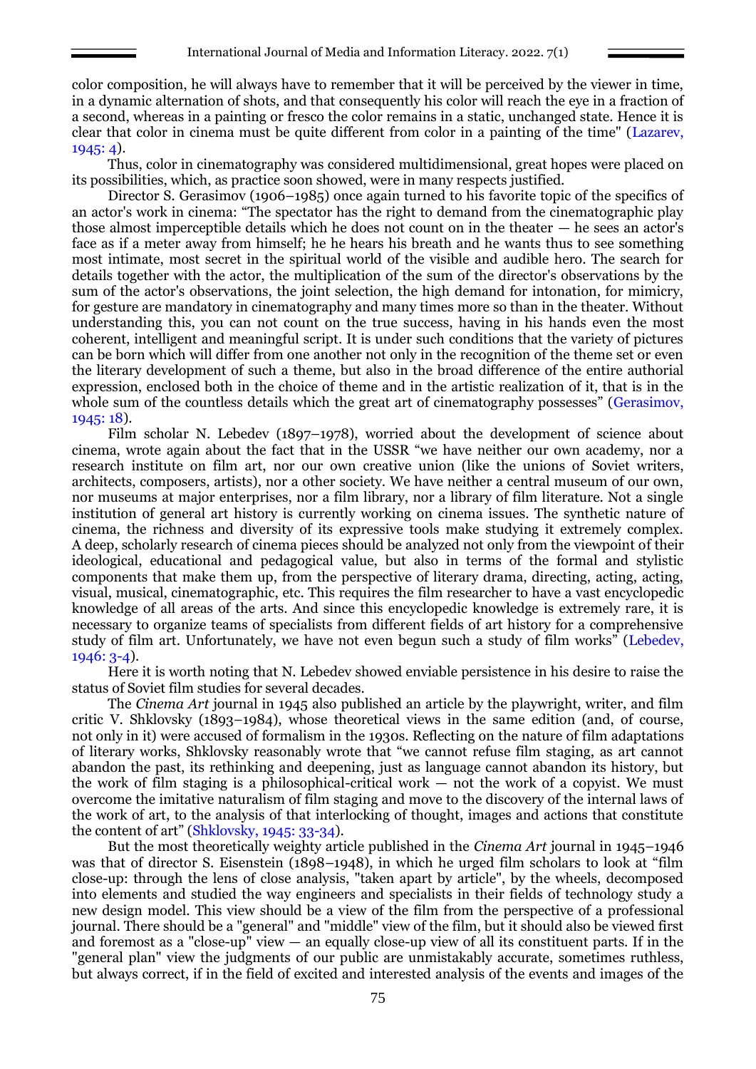color composition, he will always have to remember that it will be perceived by the viewer in time, in a dynamic alternation of shots, and that consequently his color will reach the eye in a fraction of a second, whereas in a painting or fresco the color remains in a static, unchanged state. Hence it is clear that color in cinema must be quite different from color in a painting of the time" (Lazarev, 1945: 4).

Thus, color in cinematography was considered multidimensional, great hopes were placed on its possibilities, which, as practice soon showed, were in many respects justified.

Director S. Gerasimov (1906–1985) once again turned to his favorite topic of the specifics of an actor's work in cinema: "The spectator has the right to demand from the cinematographic play those almost imperceptible details which he does not count on in the theater — he sees an actor's face as if a meter away from himself; he he hears his breath and he wants thus to see something most intimate, most secret in the spiritual world of the visible and audible hero. The search for details together with the actor, the multiplication of the sum of the director's observations by the sum of the actor's observations, the joint selection, the high demand for intonation, for mimicry, for gesture are mandatory in cinematography and many times more so than in the theater. Without understanding this, you can not count on the true success, having in his hands even the most coherent, intelligent and meaningful script. It is under such conditions that the variety of pictures can be born which will differ from one another not only in the recognition of the theme set or even the literary development of such a theme, but also in the broad difference of the entire authorial expression, enclosed both in the choice of theme and in the artistic realization of it, that is in the whole sum of the countless details which the great art of cinematography possesses" (Gerasimov, 1945: 18).

Film scholar N. Lebedev (1897–1978), worried about the development of science about cinema, wrote again about the fact that in the USSR "we have neither our own academy, nor a research institute on film art, nor our own creative union (like the unions of Soviet writers, architects, composers, artists), nor a other society. We have neither a central museum of our own, nor museums at major enterprises, nor a film library, nor a library of film literature. Not a single institution of general art history is currently working on cinema issues. The synthetic nature of cinema, the richness and diversity of its expressive tools make studying it extremely complex. A deep, scholarly research of cinema pieces should be analyzed not only from the viewpoint of their ideological, educational and pedagogical value, but also in terms of the formal and stylistic components that make them up, from the perspective of literary drama, directing, acting, acting, visual, musical, cinematographic, etc. This requires the film researcher to have a vast encyclopedic knowledge of all areas of the arts. And since this encyclopedic knowledge is extremely rare, it is necessary to organize teams of specialists from different fields of art history for a comprehensive study of film art. Unfortunately, we have not even begun such a study of film works" (Lebedev, 1946: 3-4).

Here it is worth noting that N. Lebedev showed enviable persistence in his desire to raise the status of Soviet film studies for several decades.

The *Cinema Art* journal in 1945 also published an article by the playwright, writer, and film critic V. Shklovsky (1893–1984), whose theoretical views in the same edition (and, of course, not only in it) were accused of formalism in the 1930s. Reflecting on the nature of film adaptations of literary works, Shklovsky reasonably wrote that "we cannot refuse film staging, as art cannot abandon the past, its rethinking and deepening, just as language cannot abandon its history, but the work of film staging is a philosophical-critical work — not the work of a copyist. We must overcome the imitative naturalism of film staging and move to the discovery of the internal laws of the work of art, to the analysis of that interlocking of thought, images and actions that constitute the content of art" (Shklovsky, 1945: 33-34).

But the most theoretically weighty article published in the *Cinema Art* journal in 1945–1946 was that of director S. Eisenstein (1898–1948), in which he urged film scholars to look at "film close-up: through the lens of close analysis, "taken apart by article", by the wheels, decomposed into elements and studied the way engineers and specialists in their fields of technology study a new design model. This view should be a view of the film from the perspective of a professional journal. There should be a "general" and "middle" view of the film, but it should also be viewed first and foremost as a "close-up" view — an equally close-up view of all its constituent parts. If in the "general plan" view the judgments of our public are unmistakably accurate, sometimes ruthless, but always correct, if in the field of excited and interested analysis of the events and images of the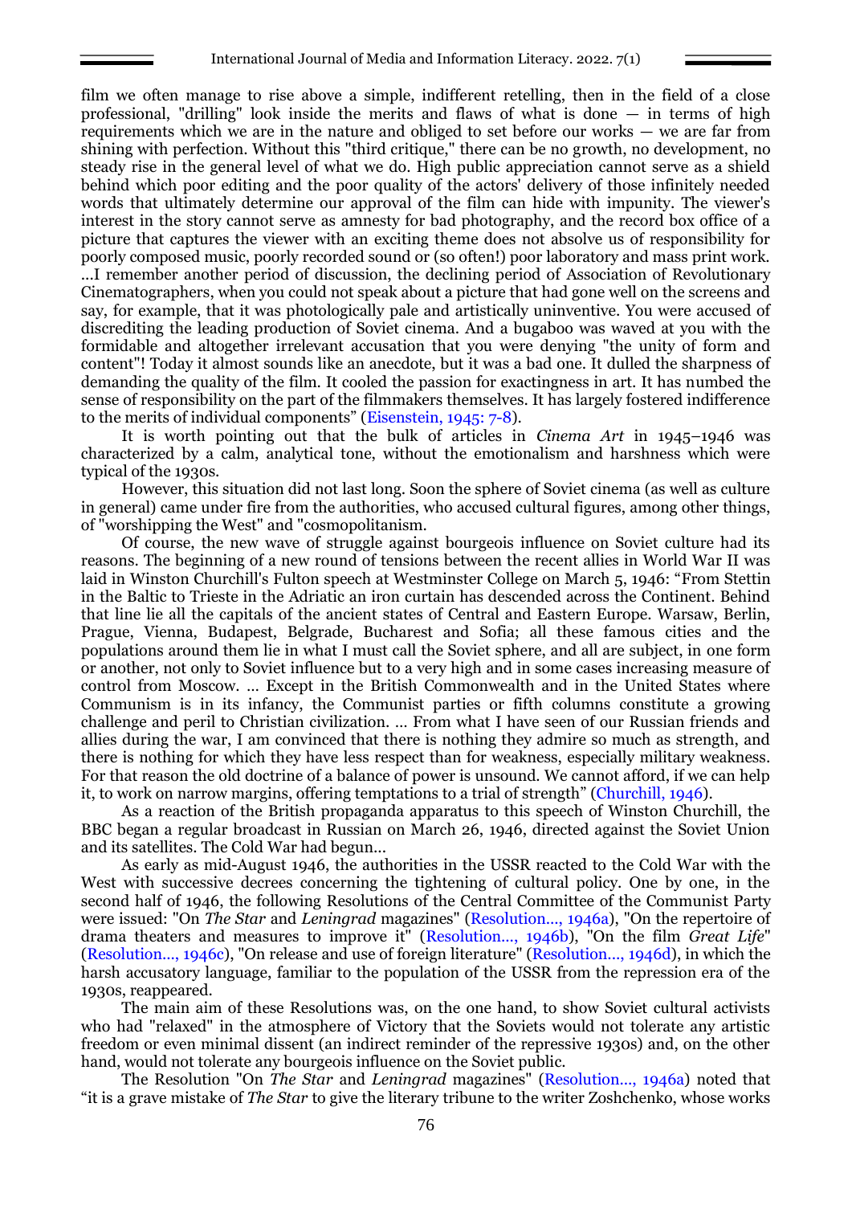film we often manage to rise above a simple, indifferent retelling, then in the field of a close professional, "drilling" look inside the merits and flaws of what is done — in terms of high requirements which we are in the nature and obliged to set before our works — we are far from shining with perfection. Without this "third critique," there can be no growth, no development, no steady rise in the general level of what we do. High public appreciation cannot serve as a shield behind which poor editing and the poor quality of the actors' delivery of those infinitely needed words that ultimately determine our approval of the film can hide with impunity. The viewer's interest in the story cannot serve as amnesty for bad photography, and the record box office of a picture that captures the viewer with an exciting theme does not absolve us of responsibility for poorly composed music, poorly recorded sound or (so often!) poor laboratory and mass print work. ...I remember another period of discussion, the declining period of Association of Revolutionary Cinematographers, when you could not speak about a picture that had gone well on the screens and say, for example, that it was photologically pale and artistically uninventive. You were accused of discrediting the leading production of Soviet cinema. And a bugaboo was waved at you with the formidable and altogether irrelevant accusation that you were denying "the unity of form and content"! Today it almost sounds like an anecdote, but it was a bad one. It dulled the sharpness of demanding the quality of the film. It cooled the passion for exactingness in art. It has numbed the sense of responsibility on the part of the filmmakers themselves. It has largely fostered indifference to the merits of individual components" (Eisenstein, 1945: 7-8).

It is worth pointing out that the bulk of articles in *Cinema Art* in 1945–1946 was characterized by a calm, analytical tone, without the emotionalism and harshness which were typical of the 1930s.

However, this situation did not last long. Soon the sphere of Soviet cinema (as well as culture in general) came under fire from the authorities, who accused cultural figures, among other things, of "worshipping the West" and "cosmopolitanism.

Of course, the new wave of struggle against bourgeois influence on Soviet culture had its reasons. The beginning of a new round of tensions between the recent allies in World War II was laid in Winston Churchill's Fulton speech at Westminster College on March 5, 1946: "From Stettin in the Baltic to Trieste in the Adriatic an iron curtain has descended across the Continent. Behind that line lie all the capitals of the ancient states of Central and Eastern Europe. Warsaw, Berlin, Prague, Vienna, Budapest, Belgrade, Bucharest and Sofia; all these famous cities and the populations around them lie in what I must call the Soviet sphere, and all are subject, in one form or another, not only to Soviet influence but to a very high and in some cases increasing measure of control from Moscow. … Except in the British Commonwealth and in the United States where Communism is in its infancy, the Communist parties or fifth columns constitute a growing challenge and peril to Christian civilization. … From what I have seen of our Russian friends and allies during the war, I am convinced that there is nothing they admire so much as strength, and there is nothing for which they have less respect than for weakness, especially military weakness. For that reason the old doctrine of a balance of power is unsound. We cannot afford, if we can help it, to work on narrow margins, offering temptations to a trial of strength" (Churchill, 1946).

As a reaction of the British propaganda apparatus to this speech of Winston Churchill, the BBC began a regular broadcast in Russian on March 26, 1946, directed against the Soviet Union and its satellites. The Cold War had begun...

As early as mid-August 1946, the authorities in the USSR reacted to the Cold War with the West with successive decrees concerning the tightening of cultural policy. One by one, in the second half of 1946, the following Resolutions of the Central Committee of the Communist Party were issued: "On *The Star* and *Leningrad* magazines" (Resolution..., 1946a), "On the repertoire of drama theaters and measures to improve it" (Resolution..., 1946b), "On the film *Great Life*" (Resolution..., 1946c), "On release and use of foreign literature" (Resolution..., 1946d), in which the harsh accusatory language, familiar to the population of the USSR from the repression era of the 1930s, reappeared.

The main aim of these Resolutions was, on the one hand, to show Soviet cultural activists who had "relaxed" in the atmosphere of Victory that the Soviets would not tolerate any artistic freedom or even minimal dissent (an indirect reminder of the repressive 1930s) and, on the other hand, would not tolerate any bourgeois influence on the Soviet public.

The Resolution "On *The Star* and *Leningrad* magazines" (Resolution..., 1946a) noted that "it is a grave mistake of *The Star* to give the literary tribune to the writer Zoshchenko, whose works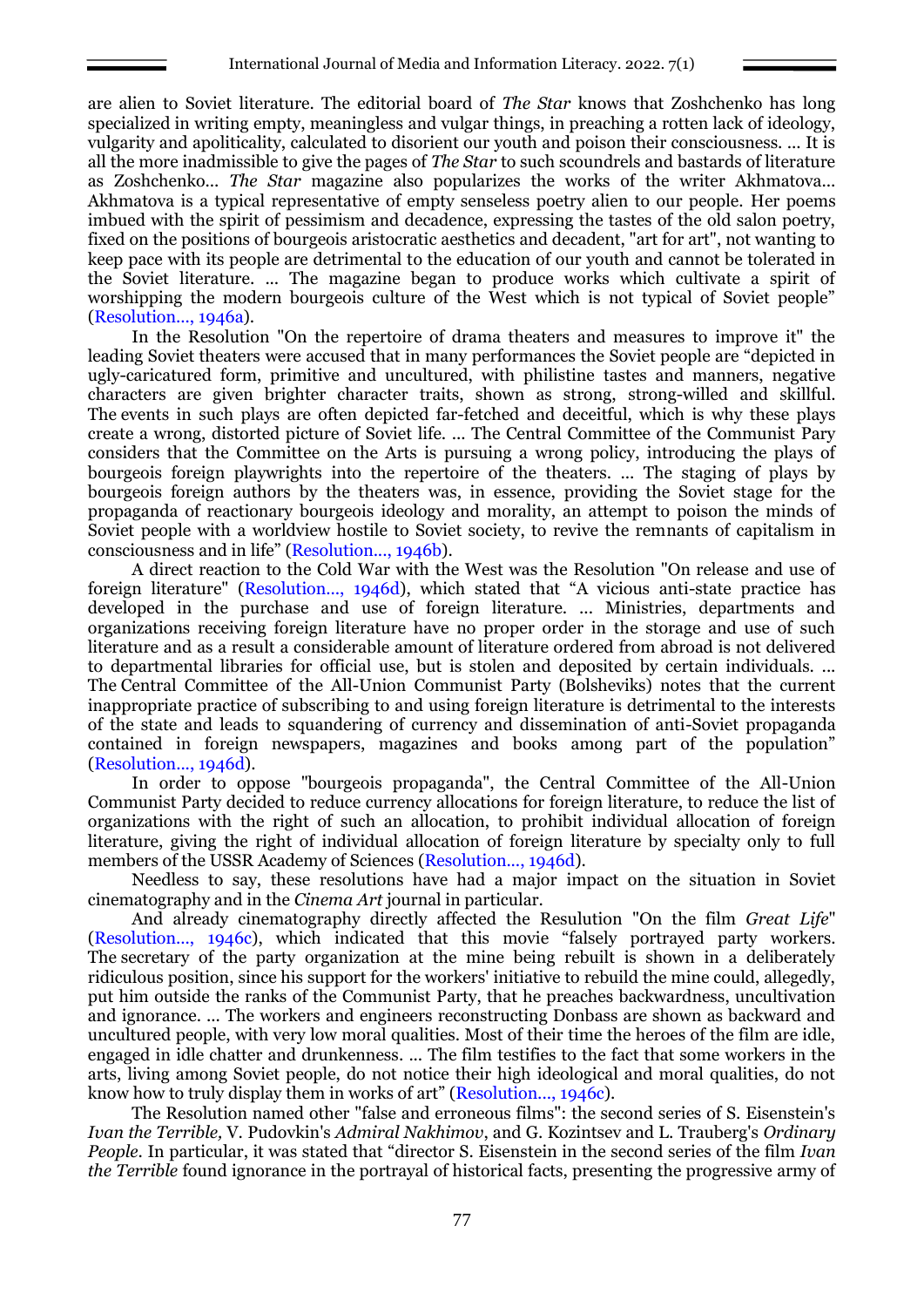are alien to Soviet literature. The editorial board of *The Star* knows that Zoshchenko has long specialized in writing empty, meaningless and vulgar things, in preaching a rotten lack of ideology, vulgarity and apoliticality, calculated to disorient our youth and poison their consciousness. ... It is all the more inadmissible to give the pages of *The Star* to such scoundrels and bastards of literature as Zoshchenko... *The Star* magazine also popularizes the works of the writer Akhmatova... Akhmatova is a typical representative of empty senseless poetry alien to our people. Her poems imbued with the spirit of pessimism and decadence, expressing the tastes of the old salon poetry, fixed on the positions of bourgeois aristocratic aesthetics and decadent, "art for art", not wanting to keep pace with its people are detrimental to the education of our youth and cannot be tolerated in the Soviet literature. ... The magazine began to produce works which cultivate a spirit of worshipping the modern bourgeois culture of the West which is not typical of Soviet people" (Resolution..., 1946a).

In the Resolution "On the repertoire of drama theaters and measures to improve it" the leading Soviet theaters were accused that in many performances the Soviet people are "depicted in ugly-caricatured form, primitive and uncultured, with philistine tastes and manners, negative characters are given brighter character traits, shown as strong, strong-willed and skillful. The events in such plays are often depicted far-fetched and deceitful, which is why these plays create a wrong, distorted picture of Soviet life. ... The Central Committee of the Communist Pary considers that the Committee on the Arts is pursuing a wrong policy, introducing the plays of bourgeois foreign playwrights into the repertoire of the theaters. ... The staging of plays by bourgeois foreign authors by the theaters was, in essence, providing the Soviet stage for the propaganda of reactionary bourgeois ideology and morality, an attempt to poison the minds of Soviet people with a worldview hostile to Soviet society, to revive the remnants of capitalism in consciousness and in life" (Resolution..., 1946b).

A direct reaction to the Cold War with the West was the Resolution "On release and use of foreign literature" (Resolution..., 1946d), which stated that "A vicious anti-state practice has developed in the purchase and use of foreign literature. ... Ministries, departments and organizations receiving foreign literature have no proper order in the storage and use of such literature and as a result a considerable amount of literature ordered from abroad is not delivered to departmental libraries for official use, but is stolen and deposited by certain individuals. ... The Central Committee of the All-Union Communist Party (Bolsheviks) notes that the current inappropriate practice of subscribing to and using foreign literature is detrimental to the interests of the state and leads to squandering of currency and dissemination of anti-Soviet propaganda contained in foreign newspapers, magazines and books among part of the population" (Resolution..., 1946d).

In order to oppose "bourgeois propaganda", the Central Committee of the All-Union Communist Party decided to reduce currency allocations for foreign literature, to reduce the list of organizations with the right of such an allocation, to prohibit individual allocation of foreign literature, giving the right of individual allocation of foreign literature by specialty only to full members of the USSR Academy of Sciences (Resolution..., 1946d).

Needless to say, these resolutions have had a major impact on the situation in Soviet cinematography and in the *Cinema Art* journal in particular.

And already cinematography directly affected the Resulution "On the film *Great Life*" (Resolution..., 1946c), which indicated that this movie "falsely portrayed party workers. The secretary of the party organization at the mine being rebuilt is shown in a deliberately ridiculous position, since his support for the workers' initiative to rebuild the mine could, allegedly, put him outside the ranks of the Communist Party, that he preaches backwardness, uncultivation and ignorance. ... The workers and engineers reconstructing Donbass are shown as backward and uncultured people, with very low moral qualities. Most of their time the heroes of the film are idle, engaged in idle chatter and drunkenness. ... The film testifies to the fact that some workers in the arts, living among Soviet people, do not notice their high ideological and moral qualities, do not know how to truly display them in works of art" (Resolution..., 1946c).

The Resolution named other "false and erroneous films": the second series of S. Eisenstein's *Ivan the Terrible,* V. Pudovkin's *Admiral Nakhimov*, and G. Kozintsev and L. Trauberg's *Ordinary People*. In particular, it was stated that "director S. Eisenstein in the second series of the film *Ivan the Terrible* found ignorance in the portrayal of historical facts, presenting the progressive army of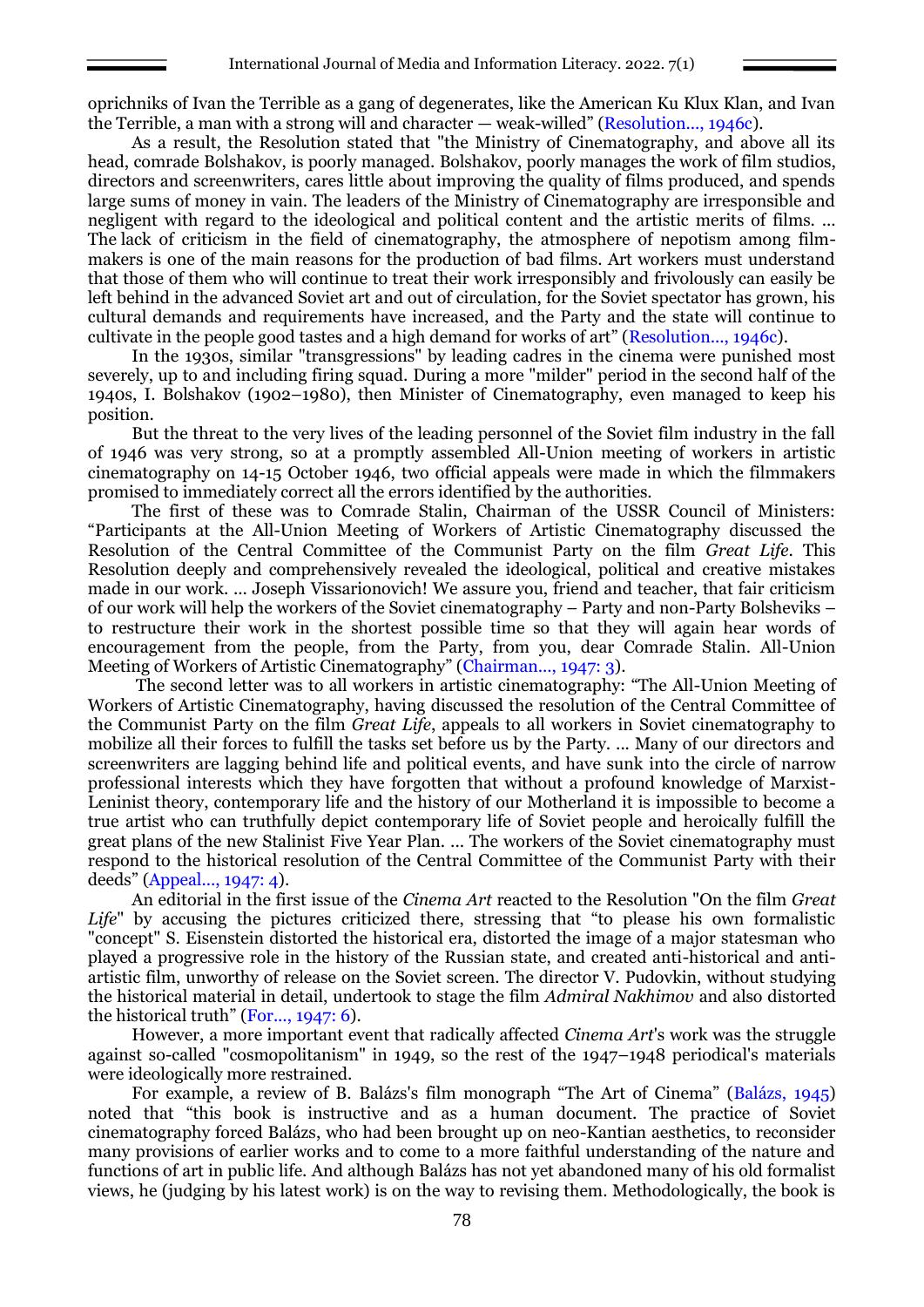oprichniks of Ivan the Terrible as a gang of degenerates, like the American Ku Klux Klan, and Ivan the Terrible, a man with a strong will and character — weak-willed" (Resolution..., 1946c).

As a result, the Resolution stated that "the Ministry of Cinematography, and above all its head, comrade Bolshakov, is poorly managed. Bolshakov, poorly manages the work of film studios, directors and screenwriters, cares little about improving the quality of films produced, and spends large sums of money in vain. The leaders of the Ministry of Cinematography are irresponsible and negligent with regard to the ideological and political content and the artistic merits of films. ... The lack of criticism in the field of cinematography, the atmosphere of nepotism among film-makers is one of the main reasons for the production of bad films. Art workers must understand that those of them who will continue to treat their work irresponsibly and frivolously can easily be left behind in the advanced Soviet art and out of circulation, for the Soviet spectator has grown, his cultural demands and requirements have increased, and the Party and the state will continue to cultivate in the people good tastes and a high demand for works of art" (Resolution..., 1946c).

In the 1930s, similar "transgressions" by leading cadres in the cinema were punished most severely, up to and including firing squad. During a more "milder" period in the second half of the 1940s, I. Bolshakov (1902–1980), then Minister of Cinematography, even managed to keep his position.

But the threat to the very lives of the leading personnel of the Soviet film industry in the fall of 1946 was very strong, so at a promptly assembled All-Union meeting of workers in artistic cinematography on 14-15 October 1946, two official appeals were made in which the filmmakers promised to immediately correct all the errors identified by the authorities.

The first of these was to Comrade Stalin, Chairman of the USSR Council of Ministers: "Participants at the All-Union Meeting of Workers of Artistic Cinematography discussed the Resolution of the Central Committee of the Communist Party on the film *Great Life*. This Resolution deeply and comprehensively revealed the ideological, political and creative mistakes made in our work. ... Joseph Vissarionovich! We assure you, friend and teacher, that fair criticism of our work will help the workers of the Soviet cinematography – Party and non-Party Bolsheviks – to restructure their work in the shortest possible time so that they will again hear words of encouragement from the people, from the Party, from you, dear Comrade Stalin. All-Union Meeting of Workers of Artistic Cinematography" (Chairman..., 1947: 3).

The second letter was to all workers in artistic cinematography: "The All-Union Meeting of Workers of Artistic Cinematography, having discussed the resolution of the Central Committee of the Communist Party on the film *Great Life*, appeals to all workers in Soviet cinematography to mobilize all their forces to fulfill the tasks set before us by the Party. ... Many of our directors and screenwriters are lagging behind life and political events, and have sunk into the circle of narrow professional interests which they have forgotten that without a profound knowledge of Marxist-Leninist theory, contemporary life and the history of our Motherland it is impossible to become a true artist who can truthfully depict contemporary life of Soviet people and heroically fulfill the great plans of the new Stalinist Five Year Plan. ... The workers of the Soviet cinematography must respond to the historical resolution of the Central Committee of the Communist Party with their deeds" (Appeal..., 1947: 4).

An editorial in the first issue of the *Cinema Art* reacted to the Resolution "On the film *Great Life*" by accusing the pictures criticized there, stressing that "to please his own formalistic "concept" S. Eisenstein distorted the historical era, distorted the image of a major statesman who played a progressive role in the history of the Russian state, and created anti-historical and anti-artistic film, unworthy of release on the Soviet screen. The director V. Pudovkin, without studying the historical material in detail, undertook to stage the film *Admiral Nakhimov* and also distorted the historical truth" (For..., 1947: 6).

However, a more important event that radically affected *Cinema Art*'s work was the struggle against so-called "cosmopolitanism" in 1949, so the rest of the 1947–1948 periodical's materials were ideologically more restrained.

For example, a review of B. Balázs's film monograph "The Art of Cinema" (Balázs, 1945) noted that "this book is instructive and as a human document. The practice of Soviet cinematography forced Balázs, who had been brought up on neo-Kantian aesthetics, to reconsider many provisions of earlier works and to come to a more faithful understanding of the nature and functions of art in public life. And although Balázs has not yet abandoned many of his old formalist views, he (judging by his latest work) is on the way to revising them. Methodologically, the book is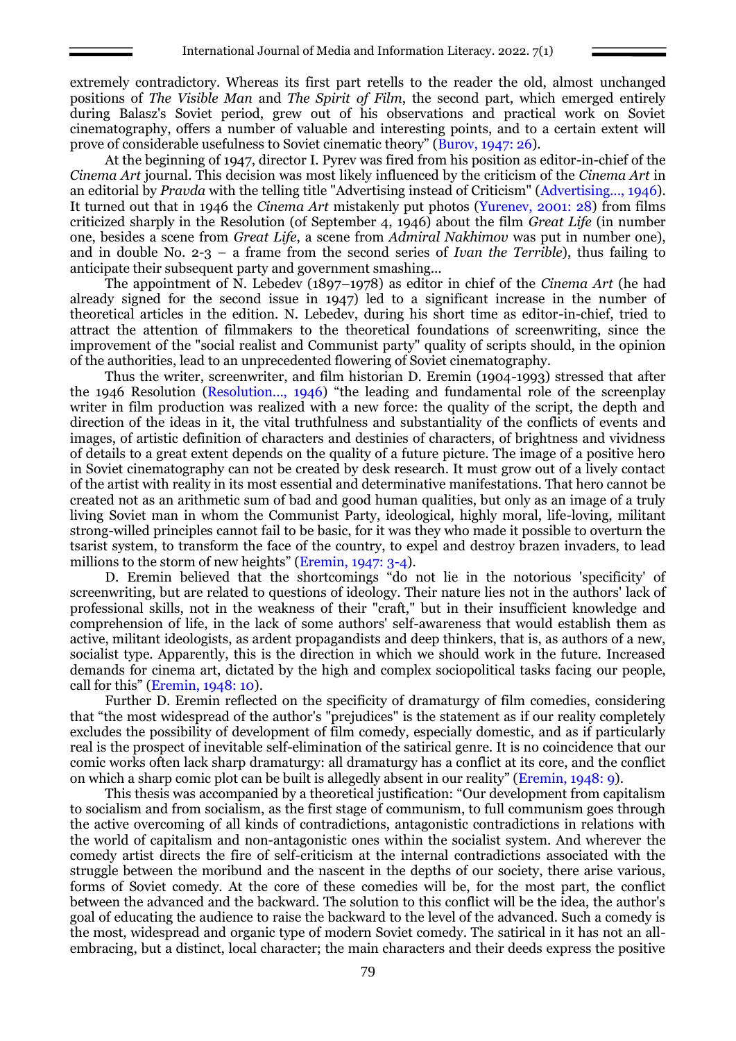extremely contradictory. Whereas its first part retells to the reader the old, almost unchanged positions of *The Visible Man* and *The Spirit of Film*, the second part, which emerged entirely during Balasz's Soviet period, grew out of his observations and practical work on Soviet cinematography, offers a number of valuable and interesting points, and to a certain extent will prove of considerable usefulness to Soviet cinematic theory" (Burov, 1947: 26).

At the beginning of 1947, director I. Pyrev was fired from his position as editor-in-chief of the *Cinema Art* journal. This decision was most likely influenced by the criticism of the *Cinema Art* in an editorial by *Pravda* with the telling title "Advertising instead of Criticism" (Advertising..., 1946). It turned out that in 1946 the *Cinema Art* mistakenly put photos (Yurenev, 2001: 28) from films criticized sharply in the Resolution (of September 4, 1946) about the film *Great Life* (in number one, besides a scene from *Great Life*, a scene from *Admiral Nakhimov* was put in number one), and in double No. 2-3 – a frame from the second series of *Ivan the Terrible*), thus failing to anticipate their subsequent party and government smashing...

The appointment of N. Lebedev (1897–1978) as editor in chief of the *Cinema Art* (he had already signed for the second issue in 1947) led to a significant increase in the number of theoretical articles in the edition. N. Lebedev, during his short time as editor-in-chief, tried to attract the attention of filmmakers to the theoretical foundations of screenwriting, since the improvement of the "social realist and Communist party" quality of scripts should, in the opinion of the authorities, lead to an unprecedented flowering of Soviet cinematography.

Thus the writer, screenwriter, and film historian D. Eremin (1904-1993) stressed that after the 1946 Resolution (Resolution..., 1946) "the leading and fundamental role of the screenplay writer in film production was realized with a new force: the quality of the script, the depth and direction of the ideas in it, the vital truthfulness and substantiality of the conflicts of events and images, of artistic definition of characters and destinies of characters, of brightness and vividness of details to a great extent depends on the quality of a future picture. The image of a positive hero in Soviet cinematography can not be created by desk research. It must grow out of a lively contact of the artist with reality in its most essential and determinative manifestations. That hero cannot be created not as an arithmetic sum of bad and good human qualities, but only as an image of a truly living Soviet man in whom the Communist Party, ideological, highly moral, life-loving, militant strong-willed principles cannot fail to be basic, for it was they who made it possible to overturn the tsarist system, to transform the face of the country, to expel and destroy brazen invaders, to lead millions to the storm of new heights" (Eremin, 1947: 3-4).

D. Eremin believed that the shortcomings "do not lie in the notorious 'specificity' of screenwriting, but are related to questions of ideology. Their nature lies not in the authors' lack of professional skills, not in the weakness of their "craft," but in their insufficient knowledge and comprehension of life, in the lack of some authors' self-awareness that would establish them as active, militant ideologists, as ardent propagandists and deep thinkers, that is, as authors of a new, socialist type. Apparently, this is the direction in which we should work in the future. Increased demands for cinema art, dictated by the high and complex sociopolitical tasks facing our people, call for this" (Eremin, 1948: 10).

Further D. Eremin reflected on the specificity of dramaturgy of film comedies, considering that "the most widespread of the author's "prejudices" is the statement as if our reality completely excludes the possibility of development of film comedy, especially domestic, and as if particularly real is the prospect of inevitable self-elimination of the satirical genre. It is no coincidence that our comic works often lack sharp dramaturgy: all dramaturgy has a conflict at its core, and the conflict on which a sharp comic plot can be built is allegedly absent in our reality" (Eremin, 1948: 9).

This thesis was accompanied by a theoretical justification: "Our development from capitalism to socialism and from socialism, as the first stage of communism, to full communism goes through the active overcoming of all kinds of contradictions, antagonistic contradictions in relations with the world of capitalism and non-antagonistic ones within the socialist system. And wherever the comedy artist directs the fire of self-criticism at the internal contradictions associated with the struggle between the moribund and the nascent in the depths of our society, there arise various, forms of Soviet comedy. At the core of these comedies will be, for the most part, the conflict between the advanced and the backward. The solution to this conflict will be the idea, the author's goal of educating the audience to raise the backward to the level of the advanced. Such a comedy is the most, widespread and organic type of modern Soviet comedy. The satirical in it has not an all-embracing, but a distinct, local character; the main characters and their deeds express the positive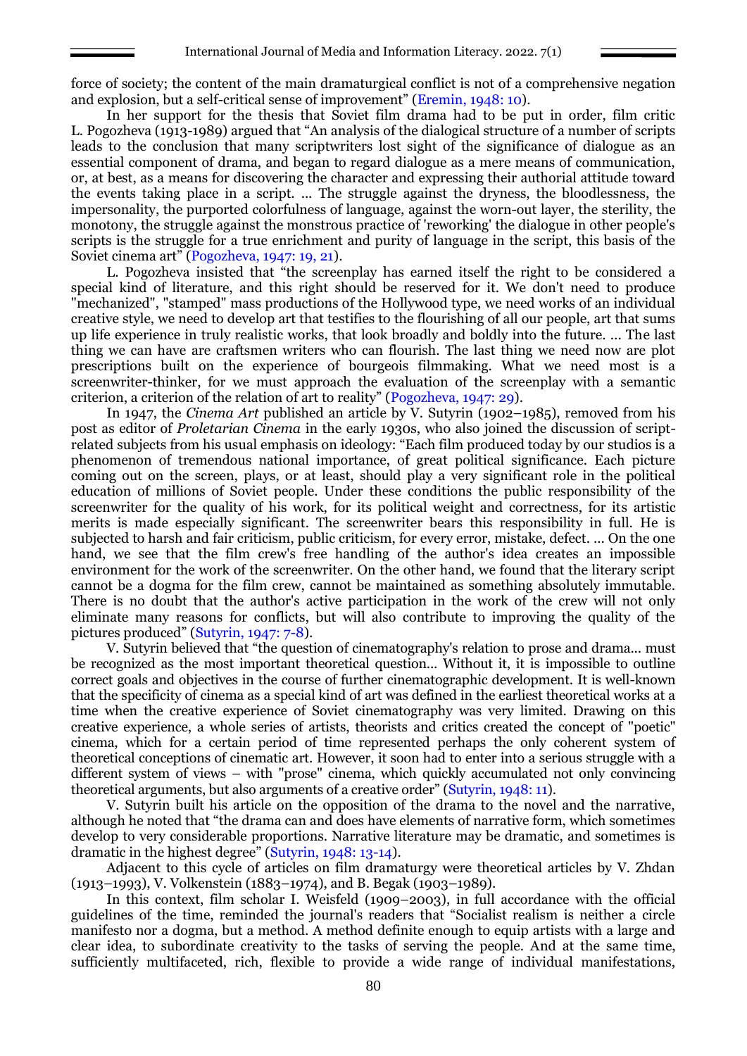force of society; the content of the main dramaturgical conflict is not of a comprehensive negation and explosion, but a self-critical sense of improvement" (Eremin, 1948: 10).

In her support for the thesis that Soviet film drama had to be put in order, film critic L. Pogozheva (1913-1989) argued that "An analysis of the dialogical structure of a number of scripts leads to the conclusion that many scriptwriters lost sight of the significance of dialogue as an essential component of drama, and began to regard dialogue as a mere means of communication, or, at best, as a means for discovering the character and expressing their authorial attitude toward the events taking place in a script. ... The struggle against the dryness, the bloodlessness, the impersonality, the purported colorfulness of language, against the worn-out layer, the sterility, the monotony, the struggle against the monstrous practice of 'reworking' the dialogue in other people's scripts is the struggle for a true enrichment and purity of language in the script, this basis of the Soviet cinema art" (Pogozheva, 1947: 19, 21).

L. Pogozheva insisted that "the screenplay has earned itself the right to be considered a special kind of literature, and this right should be reserved for it. We don't need to produce "mechanized", "stamped" mass productions of the Hollywood type, we need works of an individual creative style, we need to develop art that testifies to the flourishing of all our people, art that sums up life experience in truly realistic works, that look broadly and boldly into the future. ... The last thing we can have are craftsmen writers who can flourish. The last thing we need now are plot prescriptions built on the experience of bourgeois filmmaking. What we need most is a screenwriter-thinker, for we must approach the evaluation of the screenplay with a semantic criterion, a criterion of the relation of art to reality" (Pogozheva, 1947: 29).

In 1947, the *Cinema Art* published an article by V. Sutyrin (1902–1985), removed from his post as editor of *Proletarian Cinema* in the early 1930s, who also joined the discussion of script-related subjects from his usual emphasis on ideology: "Each film produced today by our studios is a phenomenon of tremendous national importance, of great political significance. Each picture coming out on the screen, plays, or at least, should play a very significant role in the political education of millions of Soviet people. Under these conditions the public responsibility of the screenwriter for the quality of his work, for its political weight and correctness, for its artistic merits is made especially significant. The screenwriter bears this responsibility in full. He is subjected to harsh and fair criticism, public criticism, for every error, mistake, defect. ... On the one hand, we see that the film crew's free handling of the author's idea creates an impossible environment for the work of the screenwriter. On the other hand, we found that the literary script cannot be a dogma for the film crew, cannot be maintained as something absolutely immutable. There is no doubt that the author's active participation in the work of the crew will not only eliminate many reasons for conflicts, but will also contribute to improving the quality of the pictures produced" (Sutyrin, 1947: 7-8).

V. Sutyrin believed that "the question of cinematography's relation to prose and drama... must be recognized as the most important theoretical question... Without it, it is impossible to outline correct goals and objectives in the course of further cinematographic development. It is well-known that the specificity of cinema as a special kind of art was defined in the earliest theoretical works at a time when the creative experience of Soviet cinematography was very limited. Drawing on this creative experience, a whole series of artists, theorists and critics created the concept of "poetic" cinema, which for a certain period of time represented perhaps the only coherent system of theoretical conceptions of cinematic art. However, it soon had to enter into a serious struggle with a different system of views – with "prose" cinema, which quickly accumulated not only convincing theoretical arguments, but also arguments of a creative order" (Sutyrin, 1948: 11).

V. Sutyrin built his article on the opposition of the drama to the novel and the narrative, although he noted that "the drama can and does have elements of narrative form, which sometimes develop to very considerable proportions. Narrative literature may be dramatic, and sometimes is dramatic in the highest degree" (Sutyrin, 1948: 13-14).

Adjacent to this cycle of articles on film dramaturgy were theoretical articles by V. Zhdan (1913–1993), V. Volkenstein (1883–1974), and B. Begak (1903–1989).

In this context, film scholar I. Weisfeld (1909–2003), in full accordance with the official guidelines of the time, reminded the journal's readers that "Socialist realism is neither a circle manifesto nor a dogma, but a method. A method definite enough to equip artists with a large and clear idea, to subordinate creativity to the tasks of serving the people. And at the same time, sufficiently multifaceted, rich, flexible to provide a wide range of individual manifestations,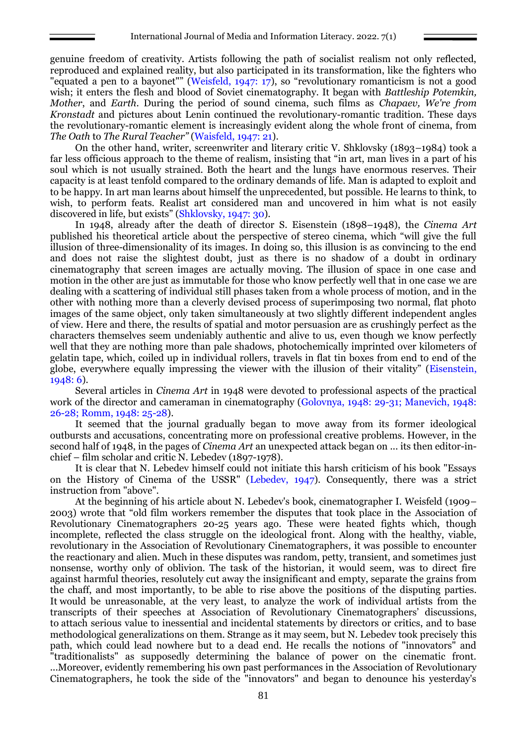genuine freedom of creativity. Artists following the path of socialist realism not only reflected, reproduced and explained reality, but also participated in its transformation, like the fighters who "equated a pen to a bayonet"" (Weisfeld, 1947: 17), so "revolutionary romanticism is not a good wish; it enters the flesh and blood of Soviet cinematography. It began with *Battleship Potemkin, Mother*, and *Earth*. During the period of sound cinema, such films as *Chapaev, We're from Kronstadt* and pictures about Lenin continued the revolutionary-romantic tradition. These days the revolutionary-romantic element is increasingly evident along the whole front of cinema, from *The Oath* to *The Rural Teacher"* (Waisfeld, 1947: 21).

On the other hand, writer, screenwriter and literary critic V. Shklovsky (1893–1984) took a far less officious approach to the theme of realism, insisting that "in art, man lives in a part of his soul which is not usually strained. Both the heart and the lungs have enormous reserves. Their capacity is at least tenfold compared to the ordinary demands of life. Man is adapted to exploit and to be happy. In art man learns about himself the unprecedented, but possible. He learns to think, to wish, to perform feats. Realist art considered man and uncovered in him what is not easily discovered in life, but exists" (Shklovsky, 1947: 30).

In 1948, already after the death of director S. Eisenstein (1898–1948), the *Cinema Art* published his theoretical article about the perspective of stereo cinema, which "will give the full illusion of three-dimensionality of its images. In doing so, this illusion is as convincing to the end and does not raise the slightest doubt, just as there is no shadow of a doubt in ordinary cinematography that screen images are actually moving. The illusion of space in one case and motion in the other are just as immutable for those who know perfectly well that in one case we are dealing with a scattering of individual still phases taken from a whole process of motion, and in the other with nothing more than a cleverly devised process of superimposing two normal, flat photo images of the same object, only taken simultaneously at two slightly different independent angles of view. Here and there, the results of spatial and motor persuasion are as crushingly perfect as the characters themselves seem undeniably authentic and alive to us, even though we know perfectly well that they are nothing more than pale shadows, photochemically imprinted over kilometers of gelatin tape, which, coiled up in individual rollers, travels in flat tin boxes from end to end of the globe, everywhere equally impressing the viewer with the illusion of their vitality" (Eisenstein, 1948: 6).

Several articles in *Cinema Art* in 1948 were devoted to professional aspects of the practical work of the director and cameraman in cinematography (Golovnya, 1948: 29-31; Manevich, 1948: 26-28; Romm, 1948: 25-28).

It seemed that the journal gradually began to move away from its former ideological outbursts and accusations, concentrating more on professional creative problems. However, in the second half of 1948, in the pages of *Cinema Art* an unexpected attack began on ... its then editor-in-chief – film scholar and critic N. Lebedev (1897-1978).

It is clear that N. Lebedev himself could not initiate this harsh criticism of his book "Essays on the History of Cinema of the USSR" (Lebedev, 1947). Consequently, there was a strict instruction from "above".

At the beginning of his article about N. Lebedev's book, cinematographer I. Weisfeld (1909–2003) wrote that "old film workers remember the disputes that took place in the Association of Revolutionary Cinematographers 20-25 years ago. These were heated fights which, though incomplete, reflected the class struggle on the ideological front. Along with the healthy, viable, revolutionary in the Association of Revolutionary Cinematographers, it was possible to encounter the reactionary and alien. Much in these disputes was random, petty, transient, and sometimes just nonsense, worthy only of oblivion. The task of the historian, it would seem, was to direct fire against harmful theories, resolutely cut away the insignificant and empty, separate the grains from the chaff, and most importantly, to be able to rise above the positions of the disputing parties. It would be unreasonable, at the very least, to analyze the work of individual artists from the transcripts of their speeches at Association of Revolutionary Cinematographers' discussions, to attach serious value to inessential and incidental statements by directors or critics, and to base methodological generalizations on them. Strange as it may seem, but N. Lebedev took precisely this path, which could lead nowhere but to a dead end. He recalls the notions of "innovators" and "traditionalists" as supposedly determining the balance of power on the cinematic front. ...Moreover, evidently remembering his own past performances in the Association of Revolutionary Cinematographers, he took the side of the "innovators" and began to denounce his yesterday's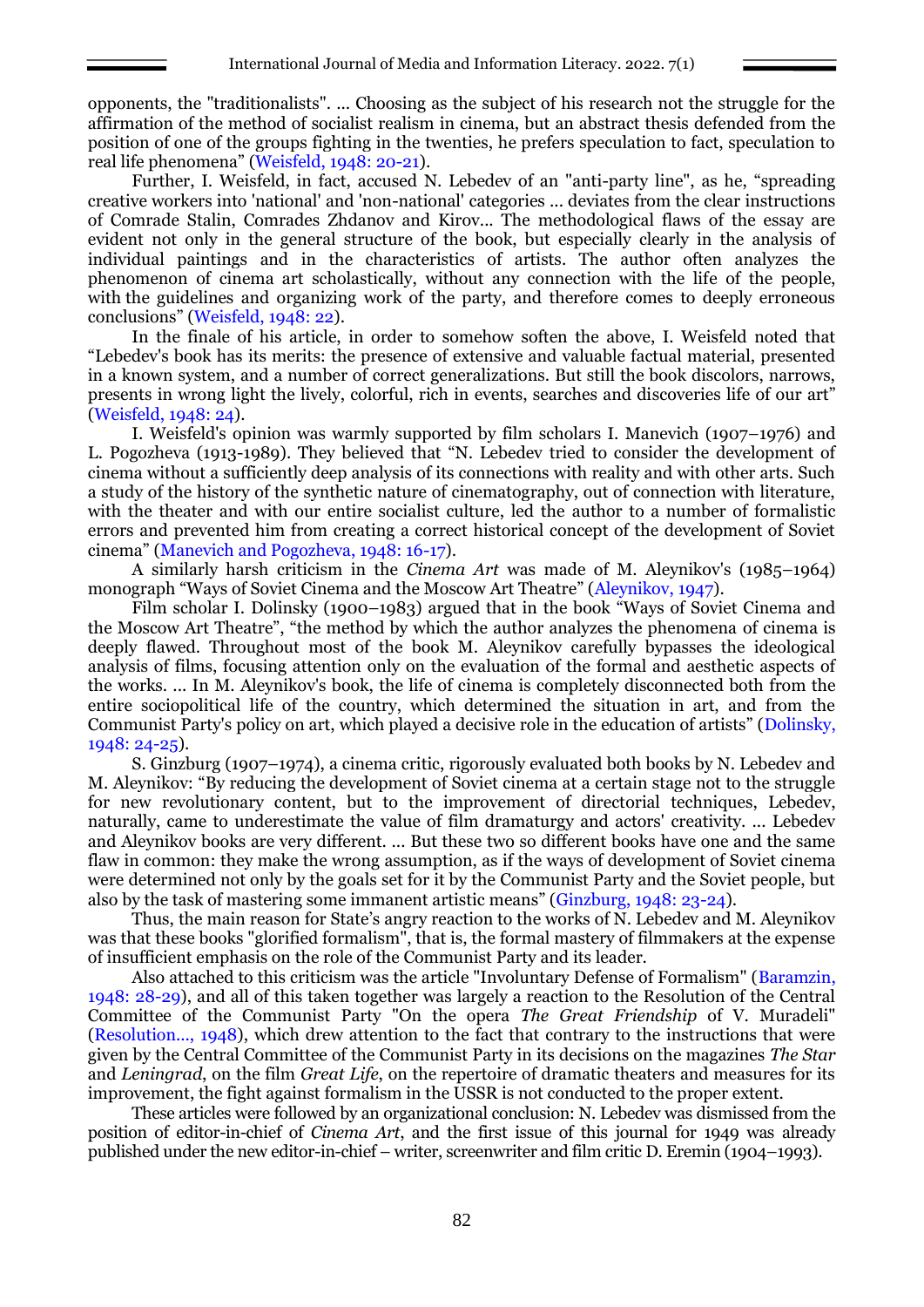opponents, the "traditionalists". ... Choosing as the subject of his research not the struggle for the affirmation of the method of socialist realism in cinema, but an abstract thesis defended from the position of one of the groups fighting in the twenties, he prefers speculation to fact, speculation to real life phenomena" (Weisfeld, 1948: 20-21).

Further, I. Weisfeld, in fact, accused N. Lebedev of an "anti-party line", as he, "spreading creative workers into 'national' and 'non-national' categories ... deviates from the clear instructions of Comrade Stalin, Comrades Zhdanov and Kirov... The methodological flaws of the essay are evident not only in the general structure of the book, but especially clearly in the analysis of individual paintings and in the characteristics of artists. The author often analyzes the phenomenon of cinema art scholastically, without any connection with the life of the people, with the guidelines and organizing work of the party, and therefore comes to deeply erroneous conclusions" (Weisfeld, 1948: 22).

In the finale of his article, in order to somehow soften the above, I. Weisfeld noted that "Lebedev's book has its merits: the presence of extensive and valuable factual material, presented in a known system, and a number of correct generalizations. But still the book discolors, narrows, presents in wrong light the lively, colorful, rich in events, searches and discoveries life of our art" (Weisfeld, 1948: 24).

I. Weisfeld's opinion was warmly supported by film scholars I. Manevich (1907–1976) and L. Pogozheva (1913-1989). They believed that "N. Lebedev tried to consider the development of cinema without a sufficiently deep analysis of its connections with reality and with other arts. Such a study of the history of the synthetic nature of cinematography, out of connection with literature, with the theater and with our entire socialist culture, led the author to a number of formalistic errors and prevented him from creating a correct historical concept of the development of Soviet cinema" (Manevich and Pogozheva, 1948: 16-17).

A similarly harsh criticism in the *Cinema Art* was made of M. Aleynikov's (1985–1964) monograph "Ways of Soviet Cinema and the Moscow Art Theatre" (Aleynikov, 1947).

Film scholar I. Dolinsky (1900–1983) argued that in the book "Ways of Soviet Cinema and the Moscow Art Theatre", "the method by which the author analyzes the phenomena of cinema is deeply flawed. Throughout most of the book M. Aleynikov carefully bypasses the ideological analysis of films, focusing attention only on the evaluation of the formal and aesthetic aspects of the works. ... In M. Aleynikov's book, the life of cinema is completely disconnected both from the entire sociopolitical life of the country, which determined the situation in art, and from the Communist Party's policy on art, which played a decisive role in the education of artists" (Dolinsky, 1948: 24-25).

S. Ginzburg (1907–1974), a cinema critic, rigorously evaluated both books by N. Lebedev and M. Aleynikov: "By reducing the development of Soviet cinema at a certain stage not to the struggle for new revolutionary content, but to the improvement of directorial techniques, Lebedev, naturally, came to underestimate the value of film dramaturgy and actors' creativity. ... Lebedev and Aleynikov books are very different. ... But these two so different books have one and the same flaw in common: they make the wrong assumption, as if the ways of development of Soviet cinema were determined not only by the goals set for it by the Communist Party and the Soviet people, but also by the task of mastering some immanent artistic means" (Ginzburg, 1948: 23-24).

Thus, the main reason for State's angry reaction to the works of N. Lebedev and M. Aleynikov was that these books "glorified formalism", that is, the formal mastery of filmmakers at the expense of insufficient emphasis on the role of the Communist Party and its leader.

Also attached to this criticism was the article "Involuntary Defense of Formalism" (Baramzin, 1948: 28-29), and all of this taken together was largely a reaction to the Resolution of the Central Committee of the Communist Party "On the opera *The Great Friendship* of V. Muradeli" (Resolution..., 1948), which drew attention to the fact that contrary to the instructions that were given by the Central Committee of the Communist Party in its decisions on the magazines *The Star* and *Leningrad*, on the film *Great Life*, on the repertoire of dramatic theaters and measures for its improvement, the fight against formalism in the USSR is not conducted to the proper extent.

These articles were followed by an organizational conclusion: N. Lebedev was dismissed from the position of editor-in-chief of *Cinema Art*, and the first issue of this journal for 1949 was already published under the new editor-in-chief – writer, screenwriter and film critic D. Eremin (1904–1993).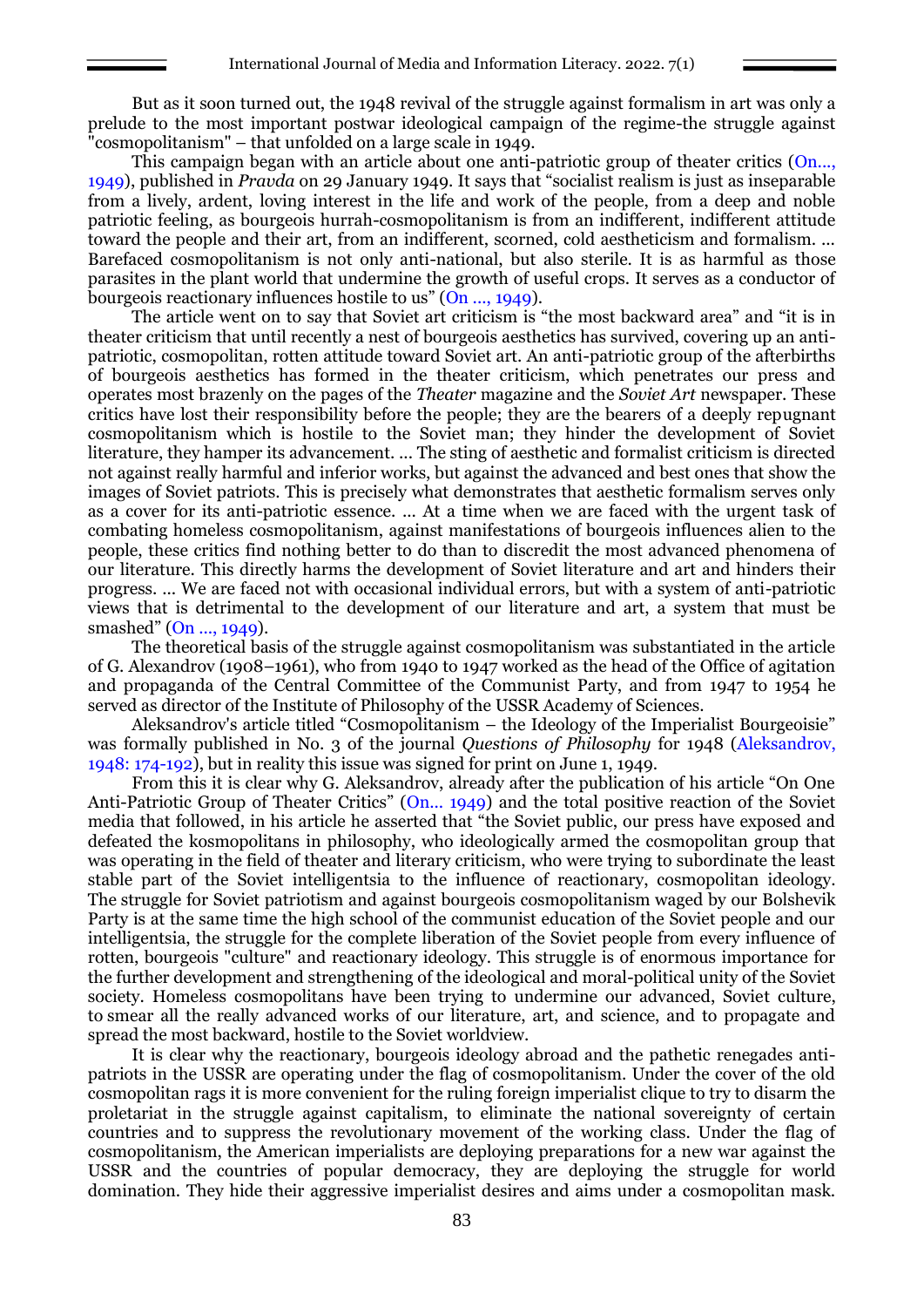But as it soon turned out, the 1948 revival of the struggle against formalism in art was only a prelude to the most important postwar ideological campaign of the regime-the struggle against "cosmopolitanism" – that unfolded on a large scale in 1949.

This campaign began with an article about one anti-patriotic group of theater critics (On..., 1949), published in *Pravda* on 29 January 1949. It says that "socialist realism is just as inseparable from a lively, ardent, loving interest in the life and work of the people, from a deep and noble patriotic feeling, as bourgeois hurrah-cosmopolitanism is from an indifferent, indifferent attitude toward the people and their art, from an indifferent, scorned, cold aestheticism and formalism. ... Barefaced cosmopolitanism is not only anti-national, but also sterile. It is as harmful as those parasites in the plant world that undermine the growth of useful crops. It serves as a conductor of bourgeois reactionary influences hostile to us" (On ..., 1949).

The article went on to say that Soviet art criticism is "the most backward area" and "it is in theater criticism that until recently a nest of bourgeois aesthetics has survived, covering up an anti-patriotic, cosmopolitan, rotten attitude toward Soviet art. An anti-patriotic group of the afterbirths of bourgeois aesthetics has formed in the theater criticism, which penetrates our press and operates most brazenly on the pages of the *Theater* magazine and the *Soviet Art* newspaper. These critics have lost their responsibility before the people; they are the bearers of a deeply repugnant cosmopolitanism which is hostile to the Soviet man; they hinder the development of Soviet literature, they hamper its advancement. ... The sting of aesthetic and formalist criticism is directed not against really harmful and inferior works, but against the advanced and best ones that show the images of Soviet patriots. This is precisely what demonstrates that aesthetic formalism serves only as a cover for its anti-patriotic essence. ... At a time when we are faced with the urgent task of combating homeless cosmopolitanism, against manifestations of bourgeois influences alien to the people, these critics find nothing better to do than to discredit the most advanced phenomena of our literature. This directly harms the development of Soviet literature and art and hinders their progress. ... We are faced not with occasional individual errors, but with a system of anti-patriotic views that is detrimental to the development of our literature and art, a system that must be smashed" (On ..., 1949).

The theoretical basis of the struggle against cosmopolitanism was substantiated in the article of G. Alexandrov (1908–1961), who from 1940 to 1947 worked as the head of the Office of agitation and propaganda of the Central Committee of the Communist Party, and from 1947 to 1954 he served as director of the Institute of Philosophy of the USSR Academy of Sciences.

Aleksandrov's article titled "Cosmopolitanism – the Ideology of the Imperialist Bourgeoisie" was formally published in No. 3 of the journal *Questions of Philosophy* for 1948 (Aleksandrov, 1948: 174-192), but in reality this issue was signed for print on June 1, 1949.

From this it is clear why G. Aleksandrov, already after the publication of his article "On One Anti-Patriotic Group of Theater Critics" (On... 1949) and the total positive reaction of the Soviet media that followed, in his article he asserted that "the Soviet public, our press have exposed and defeated the kosmopolitans in philosophy, who ideologically armed the cosmopolitan group that was operating in the field of theater and literary criticism, who were trying to subordinate the least stable part of the Soviet intelligentsia to the influence of reactionary, cosmopolitan ideology. The struggle for Soviet patriotism and against bourgeois cosmopolitanism waged by our Bolshevik Party is at the same time the high school of the communist education of the Soviet people and our intelligentsia, the struggle for the complete liberation of the Soviet people from every influence of rotten, bourgeois "culture" and reactionary ideology. This struggle is of enormous importance for the further development and strengthening of the ideological and moral-political unity of the Soviet society. Homeless cosmopolitans have been trying to undermine our advanced, Soviet culture, to smear all the really advanced works of our literature, art, and science, and to propagate and spread the most backward, hostile to the Soviet worldview.

It is clear why the reactionary, bourgeois ideology abroad and the pathetic renegades anti-patriots in the USSR are operating under the flag of cosmopolitanism. Under the cover of the old cosmopolitan rags it is more convenient for the ruling foreign imperialist clique to try to disarm the proletariat in the struggle against capitalism, to eliminate the national sovereignty of certain countries and to suppress the revolutionary movement of the working class. Under the flag of cosmopolitanism, the American imperialists are deploying preparations for a new war against the USSR and the countries of popular democracy, they are deploying the struggle for world domination. They hide their aggressive imperialist desires and aims under a cosmopolitan mask.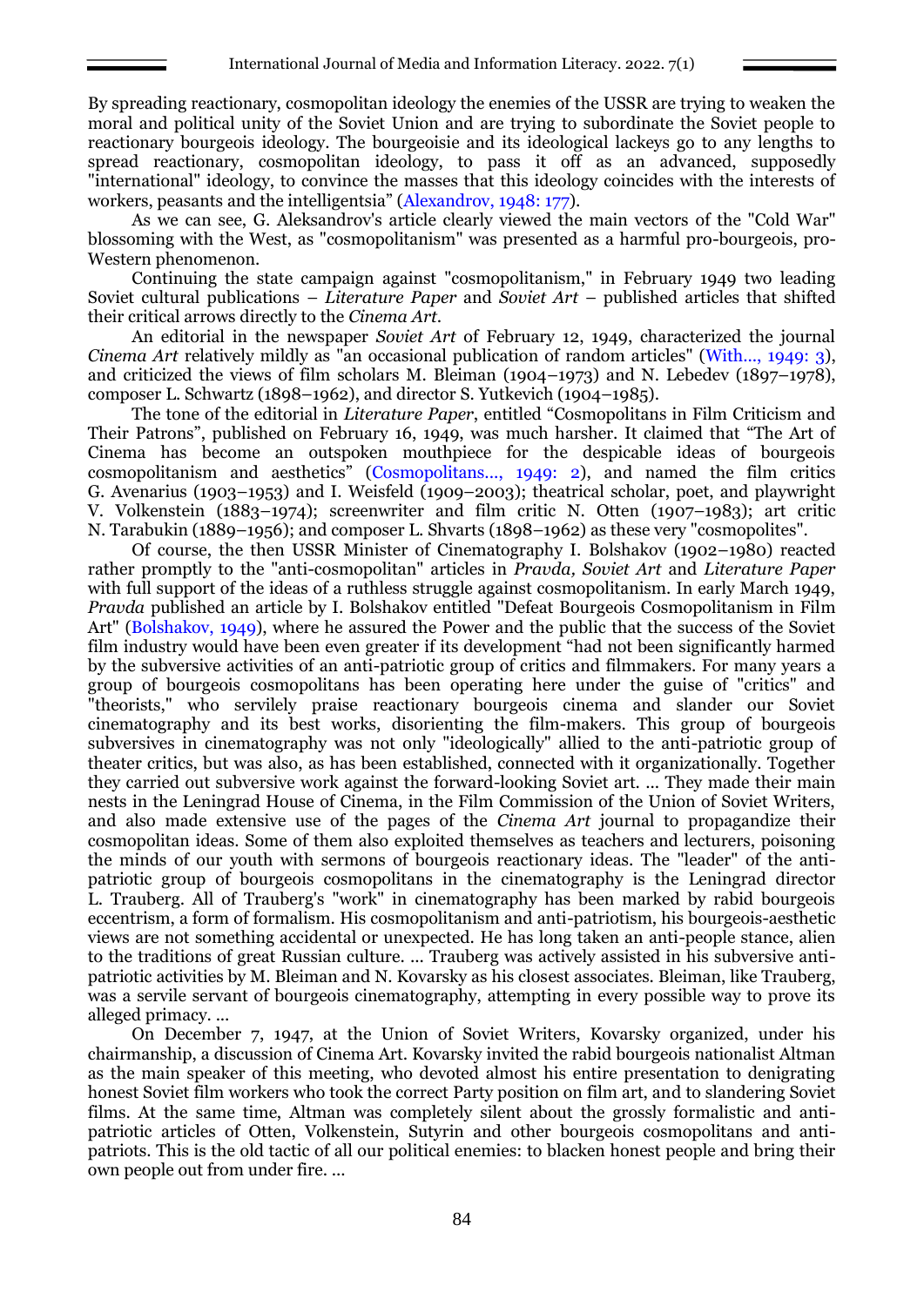By spreading reactionary, cosmopolitan ideology the enemies of the USSR are trying to weaken the moral and political unity of the Soviet Union and are trying to subordinate the Soviet people to reactionary bourgeois ideology. The bourgeoisie and its ideological lackeys go to any lengths to spread reactionary, cosmopolitan ideology, to pass it off as an advanced, supposedly "international" ideology, to convince the masses that this ideology coincides with the interests of workers, peasants and the intelligentsia" (Alexandrov, 1948: 177).

As we can see, G. Aleksandrov's article clearly viewed the main vectors of the "Cold War" blossoming with the West, as "cosmopolitanism" was presented as a harmful pro-bourgeois, pro-Western phenomenon.

Continuing the state campaign against "cosmopolitanism," in February 1949 two leading Soviet cultural publications – *Literature Paper* and *Soviet Art* – published articles that shifted their critical arrows directly to the *Cinema Art*.

An editorial in the newspaper *Soviet Art* of February 12, 1949, characterized the journal *Cinema Art* relatively mildly as "an occasional publication of random articles" (With..., 1949: 3), and criticized the views of film scholars M. Bleiman (1904–1973) and N. Lebedev (1897–1978), composer L. Schwartz (1898–1962), and director S. Yutkevich (1904–1985).

The tone of the editorial in *Literature Paper*, entitled "Cosmopolitans in Film Criticism and Their Patrons", published on February 16, 1949, was much harsher. It claimed that "The Art of Cinema has become an outspoken mouthpiece for the despicable ideas of bourgeois cosmopolitanism and aesthetics" (Cosmopolitans..., 1949: 2), and named the film critics G. Avenarius (1903–1953) and I. Weisfeld (1909–2003); theatrical scholar, poet, and playwright V. Volkenstein (1883–1974); screenwriter and film critic N. Otten (1907–1983); art critic N. Tarabukin (1889–1956); and composer L. Shvarts (1898–1962) as these very "cosmopolites".

Of course, the then USSR Minister of Cinematography I. Bolshakov (1902–1980) reacted rather promptly to the "anti-cosmopolitan" articles in *Pravda, Soviet Art* and *Literature Paper* with full support of the ideas of a ruthless struggle against cosmopolitanism. In early March 1949, *Pravda* published an article by I. Bolshakov entitled "Defeat Bourgeois Cosmopolitanism in Film Art" (Bolshakov, 1949), where he assured the Power and the public that the success of the Soviet film industry would have been even greater if its development "had not been significantly harmed by the subversive activities of an anti-patriotic group of critics and filmmakers. For many years a group of bourgeois cosmopolitans has been operating here under the guise of "critics" and "theorists," who servilely praise reactionary bourgeois cinema and slander our Soviet cinematography and its best works, disorienting the film-makers. This group of bourgeois subversives in cinematography was not only "ideologically" allied to the anti-patriotic group of theater critics, but was also, as has been established, connected with it organizationally. Together they carried out subversive work against the forward-looking Soviet art. … They made their main nests in the Leningrad House of Cinema, in the Film Commission of the Union of Soviet Writers, and also made extensive use of the pages of the *Cinema Art* journal to propagandize their cosmopolitan ideas. Some of them also exploited themselves as teachers and lecturers, poisoning the minds of our youth with sermons of bourgeois reactionary ideas. The "leader" of the anti-patriotic group of bourgeois cosmopolitans in the cinematography is the Leningrad director L. Trauberg. All of Trauberg's "work" in cinematography has been marked by rabid bourgeois eccentrism, a form of formalism. His cosmopolitanism and anti-patriotism, his bourgeois-aesthetic views are not something accidental or unexpected. He has long taken an anti-people stance, alien to the traditions of great Russian culture. … Trauberg was actively assisted in his subversive anti-patriotic activities by M. Bleiman and N. Kovarsky as his closest associates. Bleiman, like Trauberg, was a servile servant of bourgeois cinematography, attempting in every possible way to prove its alleged primacy. …

On December 7, 1947, at the Union of Soviet Writers, Kovarsky organized, under his chairmanship, a discussion of Cinema Art. Kovarsky invited the rabid bourgeois nationalist Altman as the main speaker of this meeting, who devoted almost his entire presentation to denigrating honest Soviet film workers who took the correct Party position on film art, and to slandering Soviet films. At the same time, Altman was completely silent about the grossly formalistic and anti-patriotic articles of Otten, Volkenstein, Sutyrin and other bourgeois cosmopolitans and anti-patriots. This is the old tactic of all our political enemies: to blacken honest people and bring their own people out from under fire. …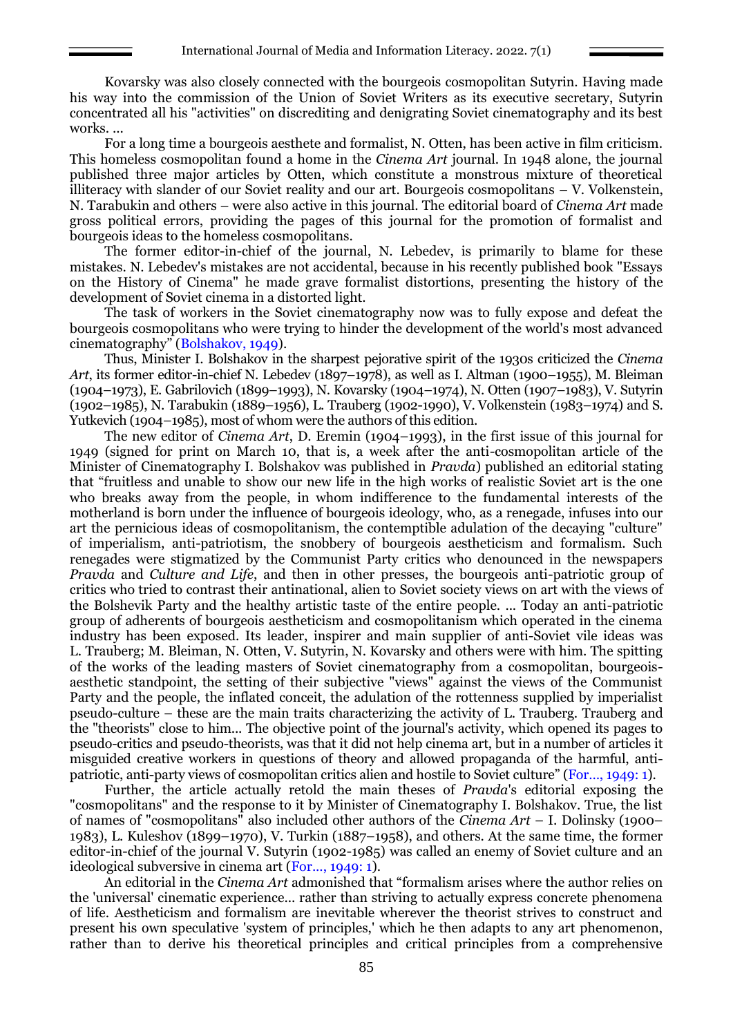Kovarsky was also closely connected with the bourgeois cosmopolitan Sutyrin. Having made his way into the commission of the Union of Soviet Writers as its executive secretary, Sutyrin concentrated all his "activities" on discrediting and denigrating Soviet cinematography and its best works. ...

For a long time a bourgeois aesthete and formalist, N. Otten, has been active in film criticism. This homeless cosmopolitan found a home in the *Cinema Art* journal. In 1948 alone, the journal published three major articles by Otten, which constitute a monstrous mixture of theoretical illiteracy with slander of our Soviet reality and our art. Bourgeois cosmopolitans – V. Volkenstein, N. Tarabukin and others – were also active in this journal. The editorial board of *Cinema Art* made gross political errors, providing the pages of this journal for the promotion of formalist and bourgeois ideas to the homeless cosmopolitans.

The former editor-in-chief of the journal, N. Lebedev, is primarily to blame for these mistakes. N. Lebedev's mistakes are not accidental, because in his recently published book "Essays on the History of Cinema" he made grave formalist distortions, presenting the history of the development of Soviet cinema in a distorted light.

The task of workers in the Soviet cinematography now was to fully expose and defeat the bourgeois cosmopolitans who were trying to hinder the development of the world's most advanced cinematography" (Bolshakov, 1949).

Thus, Minister I. Bolshakov in the sharpest pejorative spirit of the 1930s criticized the *Cinema Art*, its former editor-in-chief N. Lebedev (1897–1978), as well as I. Altman (1900–1955), M. Bleiman (1904–1973), E. Gabrilovich (1899–1993), N. Kovarsky (1904–1974), N. Otten (1907–1983), V. Sutyrin (1902–1985), N. Tarabukin (1889–1956), L. Trauberg (1902-1990), V. Volkenstein (1983–1974) and S. Yutkevich (1904–1985), most of whom were the authors of this edition.

The new editor of *Cinema Art*, D. Eremin (1904–1993), in the first issue of this journal for 1949 (signed for print on March 10, that is, a week after the anti-cosmopolitan article of the Minister of Cinematography I. Bolshakov was published in *Pravda*) published an editorial stating that "fruitless and unable to show our new life in the high works of realistic Soviet art is the one who breaks away from the people, in whom indifference to the fundamental interests of the motherland is born under the influence of bourgeois ideology, who, as a renegade, infuses into our art the pernicious ideas of cosmopolitanism, the contemptible adulation of the decaying "culture" of imperialism, anti-patriotism, the snobbery of bourgeois aestheticism and formalism. Such renegades were stigmatized by the Communist Party critics who denounced in the newspapers *Pravda* and *Culture and Life*, and then in other presses, the bourgeois anti-patriotic group of critics who tried to contrast their antinational, alien to Soviet society views on art with the views of the Bolshevik Party and the healthy artistic taste of the entire people. ... Today an anti-patriotic group of adherents of bourgeois aestheticism and cosmopolitanism which operated in the cinema industry has been exposed. Its leader, inspirer and main supplier of anti-Soviet vile ideas was L. Trauberg; M. Bleiman, N. Otten, V. Sutyrin, N. Kovarsky and others were with him. The spitting of the works of the leading masters of Soviet cinematography from a cosmopolitan, bourgeois-aesthetic standpoint, the setting of their subjective "views" against the views of the Communist Party and the people, the inflated conceit, the adulation of the rottenness supplied by imperialist pseudo-culture – these are the main traits characterizing the activity of L. Trauberg. Trauberg and the "theorists" close to him... The objective point of the journal's activity, which opened its pages to pseudo-critics and pseudo-theorists, was that it did not help cinema art, but in a number of articles it misguided creative workers in questions of theory and allowed propaganda of the harmful, anti-patriotic, anti-party views of cosmopolitan critics alien and hostile to Soviet culture" (For..., 1949: 1).

Further, the article actually retold the main theses of *Pravda*'s editorial exposing the "cosmopolitans" and the response to it by Minister of Cinematography I. Bolshakov. True, the list of names of "cosmopolitans" also included other authors of the *Cinema Art* – I. Dolinsky (1900–1983), L. Kuleshov (1899–1970), V. Turkin (1887–1958), and others. At the same time, the former editor-in-chief of the journal V. Sutyrin (1902-1985) was called an enemy of Soviet culture and an ideological subversive in cinema art (For..., 1949: 1).

An editorial in the *Cinema Art* admonished that "formalism arises where the author relies on the 'universal' cinematic experience... rather than striving to actually express concrete phenomena of life. Aestheticism and formalism are inevitable wherever the theorist strives to construct and present his own speculative 'system of principles,' which he then adapts to any art phenomenon, rather than to derive his theoretical principles and critical principles from a comprehensive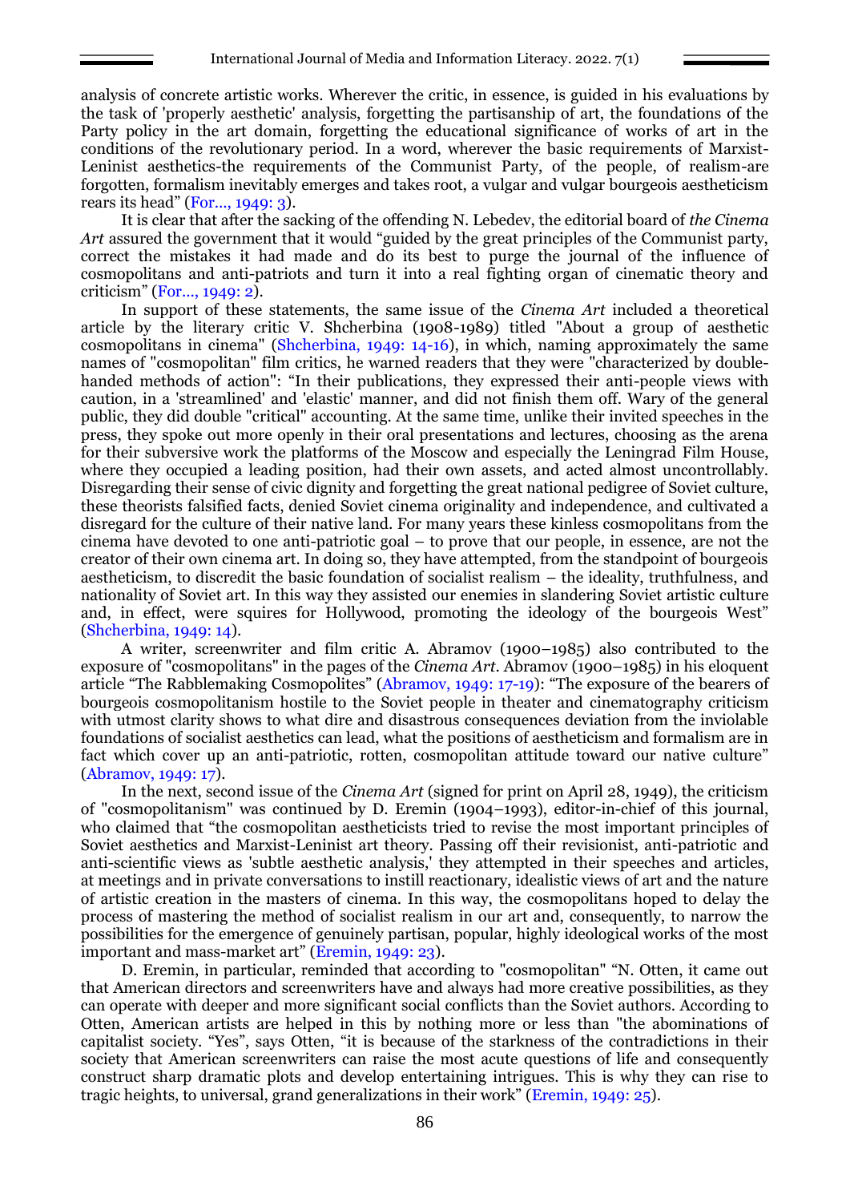analysis of concrete artistic works. Wherever the critic, in essence, is guided in his evaluations by the task of 'properly aesthetic' analysis, forgetting the partisanship of art, the foundations of the Party policy in the art domain, forgetting the educational significance of works of art in the conditions of the revolutionary period. In a word, wherever the basic requirements of Marxist-Leninist aesthetics-the requirements of the Communist Party, of the people, of realism-are forgotten, formalism inevitably emerges and takes root, a vulgar and vulgar bourgeois aestheticism rears its head" (For..., 1949: 3).

It is clear that after the sacking of the offending N. Lebedev, the editorial board of *the Cinema Art* assured the government that it would "guided by the great principles of the Communist party, correct the mistakes it had made and do its best to purge the journal of the influence of cosmopolitans and anti-patriots and turn it into a real fighting organ of cinematic theory and criticism" (For..., 1949: 2).

In support of these statements, the same issue of the *Cinema Art* included a theoretical article by the literary critic V. Shcherbina (1908-1989) titled "About a group of aesthetic cosmopolitans in cinema" (Shcherbina, 1949: 14-16), in which, naming approximately the same names of "cosmopolitan" film critics, he warned readers that they were "characterized by double-handed methods of action": "In their publications, they expressed their anti-people views with caution, in a 'streamlined' and 'elastic' manner, and did not finish them off. Wary of the general public, they did double "critical" accounting. At the same time, unlike their invited speeches in the press, they spoke out more openly in their oral presentations and lectures, choosing as the arena for their subversive work the platforms of the Moscow and especially the Leningrad Film House, where they occupied a leading position, had their own assets, and acted almost uncontrollably. Disregarding their sense of civic dignity and forgetting the great national pedigree of Soviet culture, these theorists falsified facts, denied Soviet cinema originality and independence, and cultivated a disregard for the culture of their native land. For many years these kinless cosmopolitans from the cinema have devoted to one anti-patriotic goal – to prove that our people, in essence, are not the creator of their own cinema art. In doing so, they have attempted, from the standpoint of bourgeois aestheticism, to discredit the basic foundation of socialist realism – the ideality, truthfulness, and nationality of Soviet art. In this way they assisted our enemies in slandering Soviet artistic culture and, in effect, were squires for Hollywood, promoting the ideology of the bourgeois West" (Shcherbina, 1949: 14).

A writer, screenwriter and film critic A. Abramov (1900–1985) also contributed to the exposure of "cosmopolitans" in the pages of the *Cinema Art*. Abramov (1900–1985) in his eloquent article "The Rabblemaking Cosmopolites" (Abramov, 1949: 17-19): "The exposure of the bearers of bourgeois cosmopolitanism hostile to the Soviet people in theater and cinematography criticism with utmost clarity shows to what dire and disastrous consequences deviation from the inviolable foundations of socialist aesthetics can lead, what the positions of aestheticism and formalism are in fact which cover up an anti-patriotic, rotten, cosmopolitan attitude toward our native culture" (Abramov, 1949: 17).

In the next, second issue of the *Cinema Art* (signed for print on April 28, 1949), the criticism of "cosmopolitanism" was continued by D. Eremin (1904–1993), editor-in-chief of this journal, who claimed that "the cosmopolitan aestheticists tried to revise the most important principles of Soviet aesthetics and Marxist-Leninist art theory. Passing off their revisionist, anti-patriotic and anti-scientific views as 'subtle aesthetic analysis,' they attempted in their speeches and articles, at meetings and in private conversations to instill reactionary, idealistic views of art and the nature of artistic creation in the masters of cinema. In this way, the cosmopolitans hoped to delay the process of mastering the method of socialist realism in our art and, consequently, to narrow the possibilities for the emergence of genuinely partisan, popular, highly ideological works of the most important and mass-market art" (Eremin, 1949: 23).

D. Eremin, in particular, reminded that according to "cosmopolitan" "N. Otten, it came out that American directors and screenwriters have and always had more creative possibilities, as they can operate with deeper and more significant social conflicts than the Soviet authors. According to Otten, American artists are helped in this by nothing more or less than "the abominations of capitalist society. "Yes", says Otten, "it is because of the starkness of the contradictions in their society that American screenwriters can raise the most acute questions of life and consequently construct sharp dramatic plots and develop entertaining intrigues. This is why they can rise to tragic heights, to universal, grand generalizations in their work" (Eremin, 1949: 25).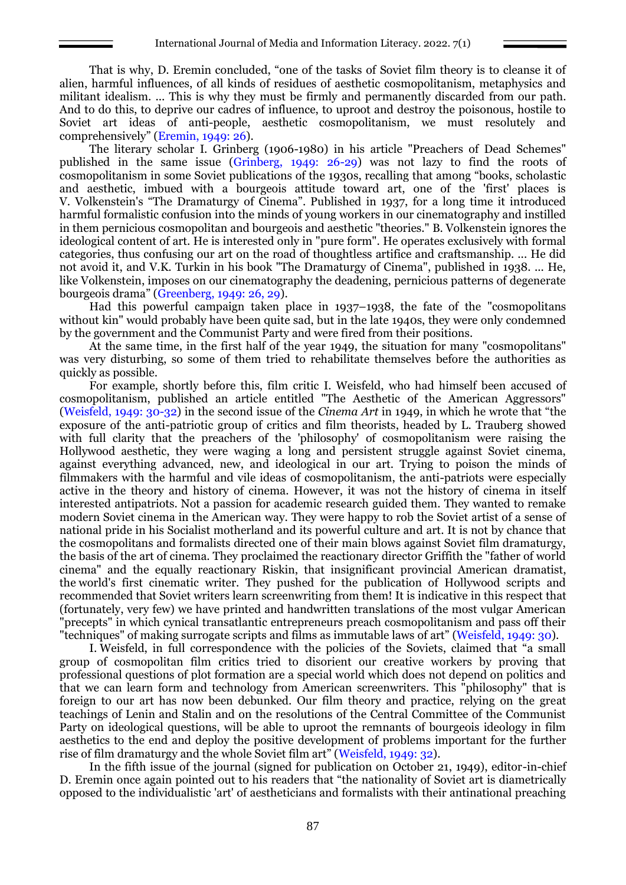That is why, D. Eremin concluded, "one of the tasks of Soviet film theory is to cleanse it of alien, harmful influences, of all kinds of residues of aesthetic cosmopolitanism, metaphysics and militant idealism. … This is why they must be firmly and permanently discarded from our path. And to do this, to deprive our cadres of influence, to uproot and destroy the poisonous, hostile to Soviet art ideas of anti-people, aesthetic cosmopolitanism, we must resolutely and comprehensively" (Eremin, 1949: 26).

The literary scholar I. Grinberg (1906-1980) in his article "Preachers of Dead Schemes" published in the same issue (Grinberg, 1949: 26-29) was not lazy to find the roots of cosmopolitanism in some Soviet publications of the 1930s, recalling that among "books, scholastic and aesthetic, imbued with a bourgeois attitude toward art, one of the 'first' places is V. Volkenstein's "The Dramaturgy of Cinema". Published in 1937, for a long time it introduced harmful formalistic confusion into the minds of young workers in our cinematography and instilled in them pernicious cosmopolitan and bourgeois and aesthetic "theories." B. Volkenstein ignores the ideological content of art. He is interested only in "pure form". He operates exclusively with formal categories, thus confusing our art on the road of thoughtless artifice and craftsmanship. … He did not avoid it, and V.K. Turkin in his book "The Dramaturgy of Cinema", published in 1938. … He, like Volkenstein, imposes on our cinematography the deadening, pernicious patterns of degenerate bourgeois drama" (Greenberg, 1949: 26, 29).

Had this powerful campaign taken place in 1937–1938, the fate of the "cosmopolitans without kin" would probably have been quite sad, but in the late 1940s, they were only condemned by the government and the Communist Party and were fired from their positions.

At the same time, in the first half of the year 1949, the situation for many "cosmopolitans" was very disturbing, so some of them tried to rehabilitate themselves before the authorities as quickly as possible.

For example, shortly before this, film critic I. Weisfeld, who had himself been accused of cosmopolitanism, published an article entitled "The Aesthetic of the American Aggressors" (Weisfeld, 1949: 30-32) in the second issue of the *Cinema Art* in 1949, in which he wrote that "the exposure of the anti-patriotic group of critics and film theorists, headed by L. Trauberg showed with full clarity that the preachers of the 'philosophy' of cosmopolitanism were raising the Hollywood aesthetic, they were waging a long and persistent struggle against Soviet cinema, against everything advanced, new, and ideological in our art. Trying to poison the minds of filmmakers with the harmful and vile ideas of cosmopolitanism, the anti-patriots were especially active in the theory and history of cinema. However, it was not the history of cinema in itself interested antipatriots. Not a passion for academic research guided them. They wanted to remake modern Soviet cinema in the American way. They were happy to rob the Soviet artist of a sense of national pride in his Socialist motherland and its powerful culture and art. It is not by chance that the cosmopolitans and formalists directed one of their main blows against Soviet film dramaturgy, the basis of the art of cinema. They proclaimed the reactionary director Griffith the "father of world cinema" and the equally reactionary Riskin, that insignificant provincial American dramatist, the world's first cinematic writer. They pushed for the publication of Hollywood scripts and recommended that Soviet writers learn screenwriting from them! It is indicative in this respect that (fortunately, very few) we have printed and handwritten translations of the most vulgar American "precepts" in which cynical transatlantic entrepreneurs preach cosmopolitanism and pass off their "techniques" of making surrogate scripts and films as immutable laws of art" (Weisfeld, 1949: 30).

I. Weisfeld, in full correspondence with the policies of the Soviets, claimed that "a small group of cosmopolitan film critics tried to disorient our creative workers by proving that professional questions of plot formation are a special world which does not depend on politics and that we can learn form and technology from American screenwriters. This "philosophy" that is foreign to our art has now been debunked. Our film theory and practice, relying on the great teachings of Lenin and Stalin and on the resolutions of the Central Committee of the Communist Party on ideological questions, will be able to uproot the remnants of bourgeois ideology in film aesthetics to the end and deploy the positive development of problems important for the further rise of film dramaturgy and the whole Soviet film art" (Weisfeld, 1949: 32).

In the fifth issue of the journal (signed for publication on October 21, 1949), editor-in-chief D. Eremin once again pointed out to his readers that "the nationality of Soviet art is diametrically opposed to the individualistic 'art' of aestheticians and formalists with their antinational preaching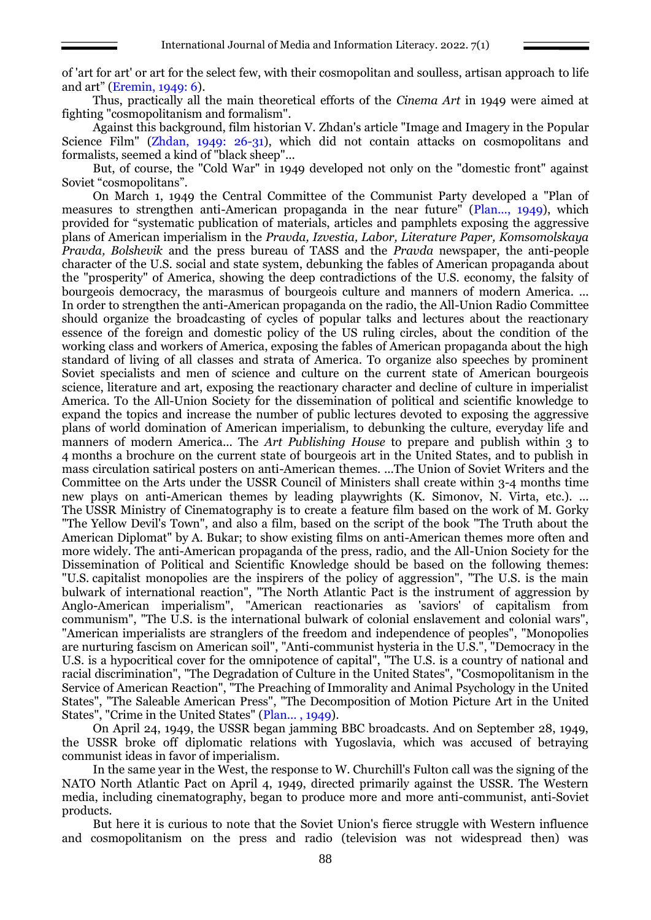of 'art for art' or art for the select few, with their cosmopolitan and soulless, artisan approach to life and art" (Eremin, 1949: 6).

Thus, practically all the main theoretical efforts of the *Cinema Art* in 1949 were aimed at fighting "cosmopolitanism and formalism".

Against this background, film historian V. Zhdan's article "Image and Imagery in the Popular Science Film" (Zhdan, 1949: 26-31), which did not contain attacks on cosmopolitans and formalists, seemed a kind of "black sheep"...

But, of course, the "Cold War" in 1949 developed not only on the "domestic front" against Soviet "cosmopolitans".

On March 1, 1949 the Central Committee of the Communist Party developed a "Plan of measures to strengthen anti-American propaganda in the near future" (Plan..., 1949), which provided for "systematic publication of materials, articles and pamphlets exposing the aggressive plans of American imperialism in the *Pravda, Izvestia, Labor, Literature Paper, Komsomolskaya Pravda, Bolshevik* and the press bureau of TASS and the *Pravda* newspaper, the anti-people character of the U.S. social and state system, debunking the fables of American propaganda about the "prosperity" of America, showing the deep contradictions of the U.S. economy, the falsity of bourgeois democracy, the marasmus of bourgeois culture and manners of modern America. ... In order to strengthen the anti-American propaganda on the radio, the All-Union Radio Committee should organize the broadcasting of cycles of popular talks and lectures about the reactionary essence of the foreign and domestic policy of the US ruling circles, about the condition of the working class and workers of America, exposing the fables of American propaganda about the high standard of living of all classes and strata of America. To organize also speeches by prominent Soviet specialists and men of science and culture on the current state of American bourgeois science, literature and art, exposing the reactionary character and decline of culture in imperialist America. To the All-Union Society for the dissemination of political and scientific knowledge to expand the topics and increase the number of public lectures devoted to exposing the aggressive plans of world domination of American imperialism, to debunking the culture, everyday life and manners of modern America... The *Art Publishing House* to prepare and publish within 3 to 4 months a brochure on the current state of bourgeois art in the United States, and to publish in mass circulation satirical posters on anti-American themes. ...The Union of Soviet Writers and the Committee on the Arts under the USSR Council of Ministers shall create within 3-4 months time new plays on anti-American themes by leading playwrights (K. Simonov, N. Virta, etc.). ... The USSR Ministry of Cinematography is to create a feature film based on the work of M. Gorky "The Yellow Devil's Town", and also a film, based on the script of the book "The Truth about the American Diplomat" by A. Bukar; to show existing films on anti-American themes more often and more widely. The anti-American propaganda of the press, radio, and the All-Union Society for the Dissemination of Political and Scientific Knowledge should be based on the following themes: "U.S. capitalist monopolies are the inspirers of the policy of aggression", "The U.S. is the main bulwark of international reaction", "The North Atlantic Pact is the instrument of aggression by Anglo-American imperialism", "American reactionaries as 'saviors' of capitalism from communism", "The U.S. is the international bulwark of colonial enslavement and colonial wars", "American imperialists are stranglers of the freedom and independence of peoples", "Monopolies are nurturing fascism on American soil", "Anti-communist hysteria in the U.S.", "Democracy in the U.S. is a hypocritical cover for the omnipotence of capital", "The U.S. is a country of national and racial discrimination", "The Degradation of Culture in the United States", "Cosmopolitanism in the Service of American Reaction", "The Preaching of Immorality and Animal Psychology in the United States", "The Saleable American Press", "The Decomposition of Motion Picture Art in the United States", "Crime in the United States" (Plan... , 1949).

On April 24, 1949, the USSR began jamming BBC broadcasts. And on September 28, 1949, the USSR broke off diplomatic relations with Yugoslavia, which was accused of betraying communist ideas in favor of imperialism.

In the same year in the West, the response to W. Churchill's Fulton call was the signing of the NATO North Atlantic Pact on April 4, 1949, directed primarily against the USSR. The Western media, including cinematography, began to produce more and more anti-communist, anti-Soviet products.

But here it is curious to note that the Soviet Union's fierce struggle with Western influence and cosmopolitanism on the press and radio (television was not widespread then) was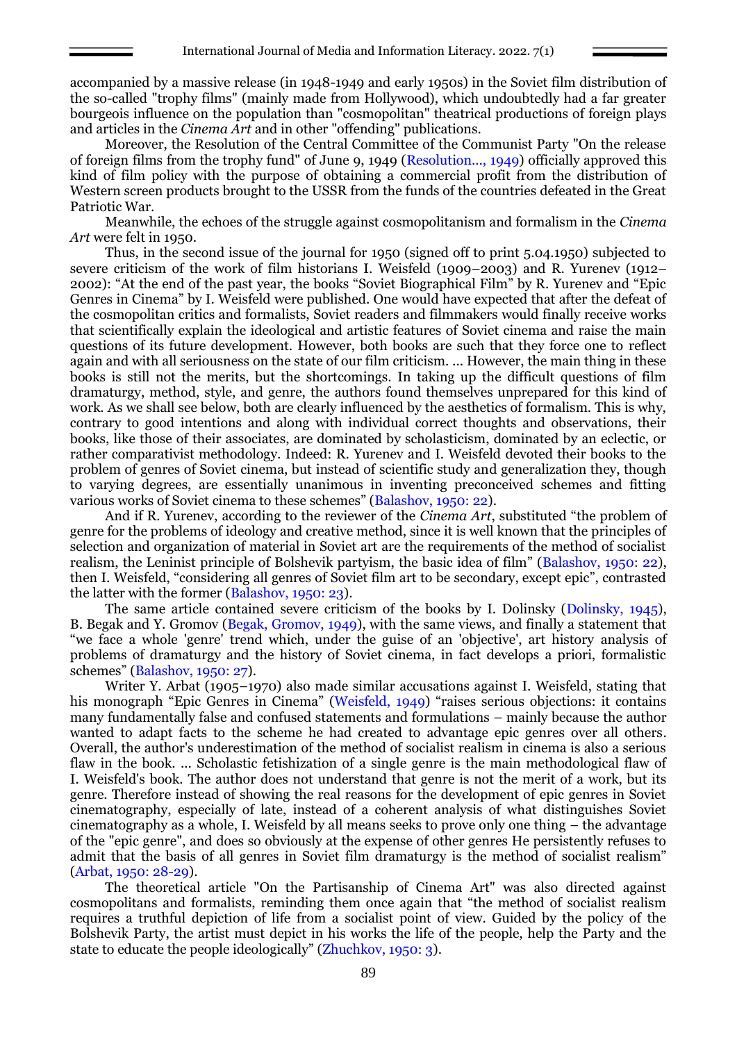accompanied by a massive release (in 1948-1949 and early 1950s) in the Soviet film distribution of the so-called "trophy films" (mainly made from Hollywood), which undoubtedly had a far greater bourgeois influence on the population than "cosmopolitan" theatrical productions of foreign plays and articles in the *Cinema Art* and in other "offending" publications.

Moreover, the Resolution of the Central Committee of the Communist Party "On the release of foreign films from the trophy fund" of June 9, 1949 (Resolution..., 1949) officially approved this kind of film policy with the purpose of obtaining a commercial profit from the distribution of Western screen products brought to the USSR from the funds of the countries defeated in the Great Patriotic War.

Meanwhile, the echoes of the struggle against cosmopolitanism and formalism in the *Cinema Art* were felt in 1950.

Thus, in the second issue of the journal for 1950 (signed off to print 5.04.1950) subjected to severe criticism of the work of film historians I. Weisfeld (1909–2003) and R. Yurenev (1912–2002): "At the end of the past year, the books "Soviet Biographical Film" by R. Yurenev and "Epic Genres in Cinema" by I. Weisfeld were published. One would have expected that after the defeat of the cosmopolitan critics and formalists, Soviet readers and filmmakers would finally receive works that scientifically explain the ideological and artistic features of Soviet cinema and raise the main questions of its future development. However, both books are such that they force one to reflect again and with all seriousness on the state of our film criticism. … However, the main thing in these books is still not the merits, but the shortcomings. In taking up the difficult questions of film dramaturgy, method, style, and genre, the authors found themselves unprepared for this kind of work. As we shall see below, both are clearly influenced by the aesthetics of formalism. This is why, contrary to good intentions and along with individual correct thoughts and observations, their books, like those of their associates, are dominated by scholasticism, dominated by an eclectic, or rather comparativist methodology. Indeed: R. Yurenev and I. Weisfeld devoted their books to the problem of genres of Soviet cinema, but instead of scientific study and generalization they, though to varying degrees, are essentially unanimous in inventing preconceived schemes and fitting various works of Soviet cinema to these schemes" (Balashov, 1950: 22).

And if R. Yurenev, according to the reviewer of the *Cinema Art*, substituted "the problem of genre for the problems of ideology and creative method, since it is well known that the principles of selection and organization of material in Soviet art are the requirements of the method of socialist realism, the Leninist principle of Bolshevik partyism, the basic idea of film" (Balashov, 1950: 22), then I. Weisfeld, "considering all genres of Soviet film art to be secondary, except epic", contrasted the latter with the former (Balashov, 1950: 23).

The same article contained severe criticism of the books by I. Dolinsky (Dolinsky, 1945), B. Begak and Y. Gromov (Begak, Gromov, 1949), with the same views, and finally a statement that "we face a whole 'genre' trend which, under the guise of an 'objective', art history analysis of problems of dramaturgy and the history of Soviet cinema, in fact develops a priori, formalistic schemes" (Balashov, 1950: 27).

Writer Y. Arbat (1905–1970) also made similar accusations against I. Weisfeld, stating that his monograph "Epic Genres in Cinema" (Weisfeld, 1949) "raises serious objections: it contains many fundamentally false and confused statements and formulations – mainly because the author wanted to adapt facts to the scheme he had created to advantage epic genres over all others. Overall, the author's underestimation of the method of socialist realism in cinema is also a serious flaw in the book. … Scholastic fetishization of a single genre is the main methodological flaw of I. Weisfeld's book. The author does not understand that genre is not the merit of a work, but its genre. Therefore instead of showing the real reasons for the development of epic genres in Soviet cinematography, especially of late, instead of a coherent analysis of what distinguishes Soviet cinematography as a whole, I. Weisfeld by all means seeks to prove only one thing – the advantage of the "epic genre", and does so obviously at the expense of other genres He persistently refuses to admit that the basis of all genres in Soviet film dramaturgy is the method of socialist realism" (Arbat, 1950: 28-29).

The theoretical article "On the Partisanship of Cinema Art" was also directed against cosmopolitans and formalists, reminding them once again that "the method of socialist realism requires a truthful depiction of life from a socialist point of view. Guided by the policy of the Bolshevik Party, the artist must depict in his works the life of the people, help the Party and the state to educate the people ideologically" (Zhuchkov, 1950: 3).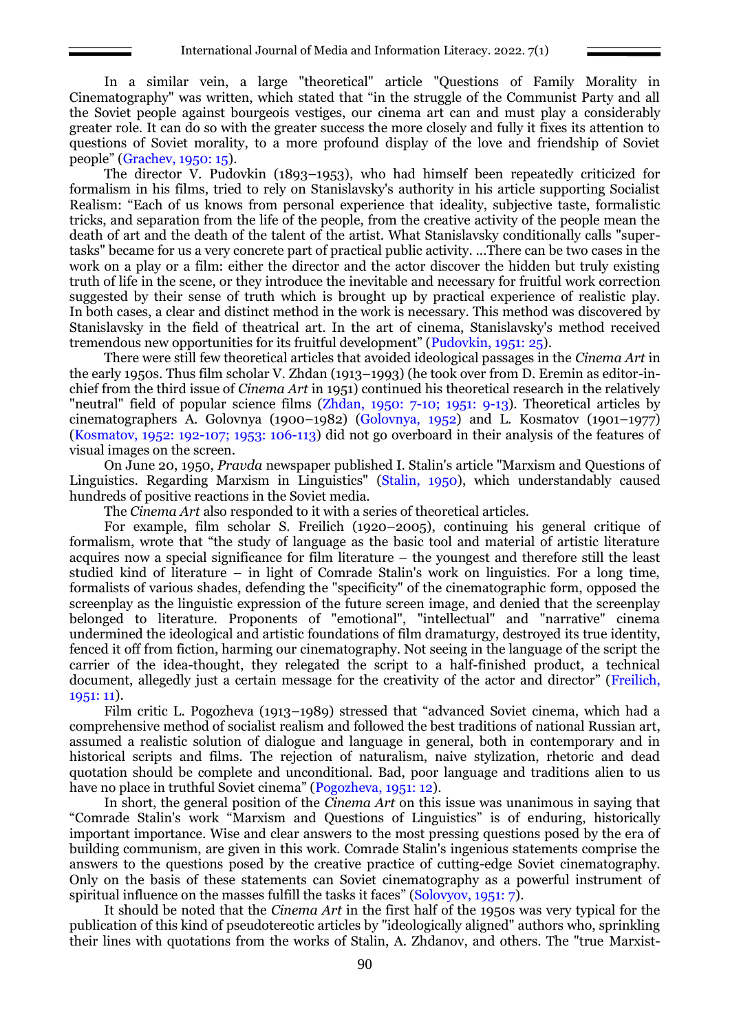In a similar vein, a large "theoretical" article "Questions of Family Morality in Cinematography" was written, which stated that "in the struggle of the Communist Party and all the Soviet people against bourgeois vestiges, our cinema art can and must play a considerably greater role. It can do so with the greater success the more closely and fully it fixes its attention to questions of Soviet morality, to a more profound display of the love and friendship of Soviet people" (Grachev, 1950: 15).

The director V. Pudovkin (1893–1953), who had himself been repeatedly criticized for formalism in his films, tried to rely on Stanislavsky's authority in his article supporting Socialist Realism: "Each of us knows from personal experience that ideality, subjective taste, formalistic tricks, and separation from the life of the people, from the creative activity of the people mean the death of art and the death of the talent of the artist. What Stanislavsky conditionally calls "super-tasks" became for us a very concrete part of practical public activity. ...There can be two cases in the work on a play or a film: either the director and the actor discover the hidden but truly existing truth of life in the scene, or they introduce the inevitable and necessary for fruitful work correction suggested by their sense of truth which is brought up by practical experience of realistic play. In both cases, a clear and distinct method in the work is necessary. This method was discovered by Stanislavsky in the field of theatrical art. In the art of cinema, Stanislavsky's method received tremendous new opportunities for its fruitful development" (Pudovkin, 1951: 25).

There were still few theoretical articles that avoided ideological passages in the *Cinema Art* in the early 1950s. Thus film scholar V. Zhdan (1913–1993) (he took over from D. Eremin as editor-in-chief from the third issue of *Cinema Art* in 1951) continued his theoretical research in the relatively "neutral" field of popular science films (Zhdan, 1950: 7-10; 1951: 9-13). Theoretical articles by cinematographers A. Golovnya (1900–1982) (Golovnya, 1952) and L. Kosmatov (1901–1977) (Kosmatov, 1952: 192-107; 1953: 106-113) did not go overboard in their analysis of the features of visual images on the screen.

On June 20, 1950, *Pravda* newspaper published I. Stalin's article "Marxism and Questions of Linguistics. Regarding Marxism in Linguistics" (Stalin, 1950), which understandably caused hundreds of positive reactions in the Soviet media.

The *Cinema Art* also responded to it with a series of theoretical articles.

For example, film scholar S. Freilich (1920–2005), continuing his general critique of formalism, wrote that "the study of language as the basic tool and material of artistic literature acquires now a special significance for film literature – the youngest and therefore still the least studied kind of literature – in light of Comrade Stalin's work on linguistics. For a long time, formalists of various shades, defending the "specificity" of the cinematographic form, opposed the screenplay as the linguistic expression of the future screen image, and denied that the screenplay belonged to literature. Proponents of "emotional", "intellectual" and "narrative" cinema undermined the ideological and artistic foundations of film dramaturgy, destroyed its true identity, fenced it off from fiction, harming our cinematography. Not seeing in the language of the script the carrier of the idea-thought, they relegated the script to a half-finished product, a technical document, allegedly just a certain message for the creativity of the actor and director" (Freilich, 1951: 11).

Film critic L. Pogozheva (1913–1989) stressed that "advanced Soviet cinema, which had a comprehensive method of socialist realism and followed the best traditions of national Russian art, assumed a realistic solution of dialogue and language in general, both in contemporary and in historical scripts and films. The rejection of naturalism, naive stylization, rhetoric and dead quotation should be complete and unconditional. Bad, poor language and traditions alien to us have no place in truthful Soviet cinema" (Pogozheva, 1951: 12).

In short, the general position of the *Cinema Art* on this issue was unanimous in saying that "Comrade Stalin's work "Marxism and Questions of Linguistics" is of enduring, historically important importance. Wise and clear answers to the most pressing questions posed by the era of building communism, are given in this work. Comrade Stalin's ingenious statements comprise the answers to the questions posed by the creative practice of cutting-edge Soviet cinematography. Only on the basis of these statements can Soviet cinematography as a powerful instrument of spiritual influence on the masses fulfill the tasks it faces" (Solovyov, 1951: 7).

It should be noted that the *Cinema Art* in the first half of the 1950s was very typical for the publication of this kind of pseudotereotic articles by "ideologically aligned" authors who, sprinkling their lines with quotations from the works of Stalin, A. Zhdanov, and others. The "true Marxist-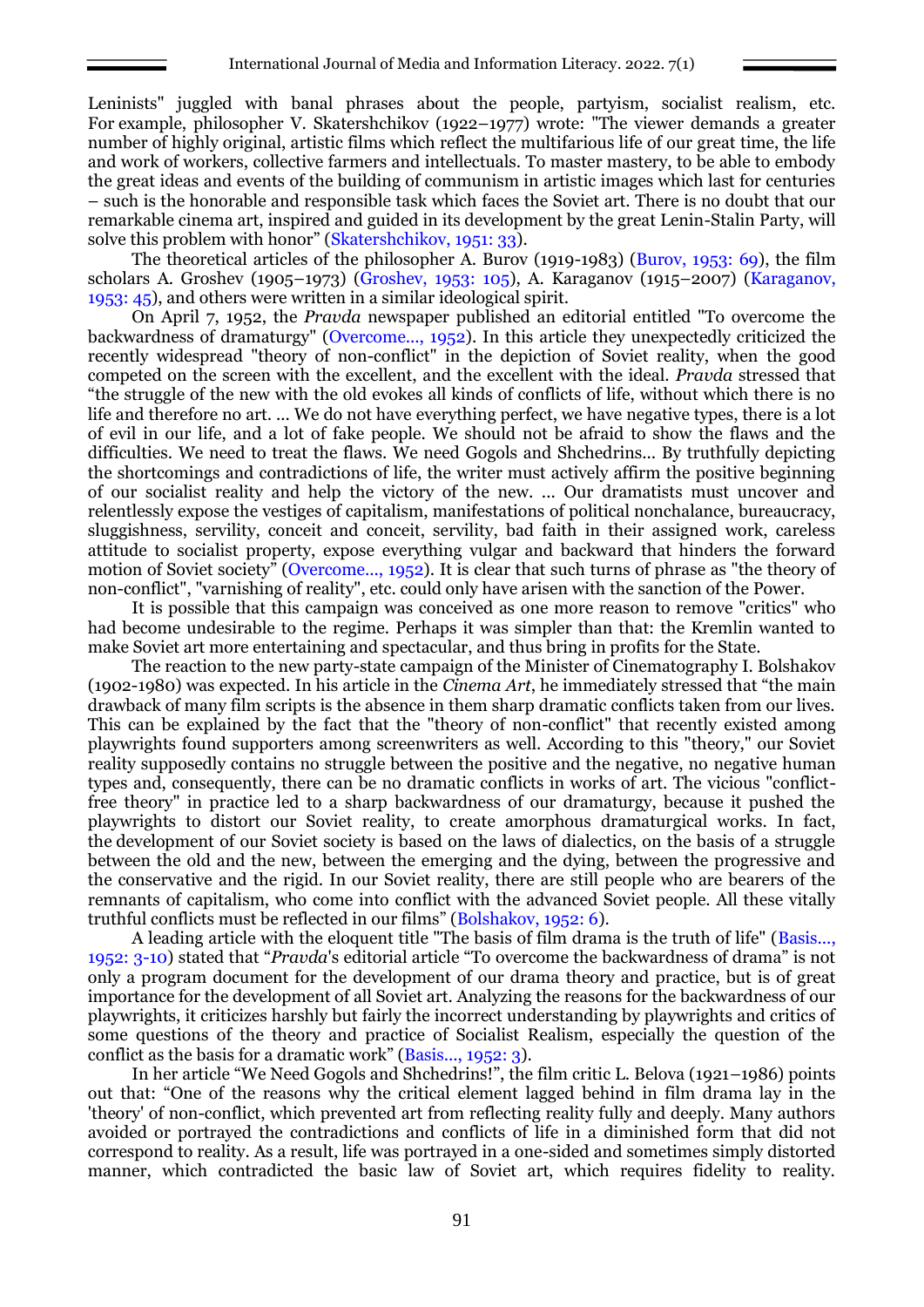Leninists" juggled with banal phrases about the people, partyism, socialist realism, etc. For example, philosopher V. Skatershchikov (1922–1977) wrote: "The viewer demands a greater number of highly original, artistic films which reflect the multifarious life of our great time, the life and work of workers, collective farmers and intellectuals. To master mastery, to be able to embody the great ideas and events of the building of communism in artistic images which last for centuries – such is the honorable and responsible task which faces the Soviet art. There is no doubt that our remarkable cinema art, inspired and guided in its development by the great Lenin-Stalin Party, will solve this problem with honor" (Skatershchikov, 1951: 33).

The theoretical articles of the philosopher A. Burov (1919-1983) (Burov, 1953: 69), the film scholars A. Groshev (1905–1973) (Groshev, 1953: 105), A. Karaganov (1915–2007) (Karaganov, 1953: 45), and others were written in a similar ideological spirit.

On April 7, 1952, the *Pravda* newspaper published an editorial entitled "To overcome the backwardness of dramaturgy" (Overcome..., 1952). In this article they unexpectedly criticized the recently widespread "theory of non-conflict" in the depiction of Soviet reality, when the good competed on the screen with the excellent, and the excellent with the ideal. *Pravda* stressed that "the struggle of the new with the old evokes all kinds of conflicts of life, without which there is no life and therefore no art. ... We do not have everything perfect, we have negative types, there is a lot of evil in our life, and a lot of fake people. We should not be afraid to show the flaws and the difficulties. We need to treat the flaws. We need Gogols and Shchedrins... By truthfully depicting the shortcomings and contradictions of life, the writer must actively affirm the positive beginning of our socialist reality and help the victory of the new. ... Our dramatists must uncover and relentlessly expose the vestiges of capitalism, manifestations of political nonchalance, bureaucracy, sluggishness, servility, conceit and conceit, servility, bad faith in their assigned work, careless attitude to socialist property, expose everything vulgar and backward that hinders the forward motion of Soviet society" (Overcome..., 1952). It is clear that such turns of phrase as "the theory of non-conflict", "varnishing of reality", etc. could only have arisen with the sanction of the Power.

It is possible that this campaign was conceived as one more reason to remove "critics" who had become undesirable to the regime. Perhaps it was simpler than that: the Kremlin wanted to make Soviet art more entertaining and spectacular, and thus bring in profits for the State.

The reaction to the new party-state campaign of the Minister of Cinematography I. Bolshakov (1902-1980) was expected. In his article in the *Cinema Art*, he immediately stressed that "the main drawback of many film scripts is the absence in them sharp dramatic conflicts taken from our lives. This can be explained by the fact that the "theory of non-conflict" that recently existed among playwrights found supporters among screenwriters as well. According to this "theory," our Soviet reality supposedly contains no struggle between the positive and the negative, no negative human types and, consequently, there can be no dramatic conflicts in works of art. The vicious "conflict-free theory" in practice led to a sharp backwardness of our dramaturgy, because it pushed the playwrights to distort our Soviet reality, to create amorphous dramaturgical works. In fact, the development of our Soviet society is based on the laws of dialectics, on the basis of a struggle between the old and the new, between the emerging and the dying, between the progressive and the conservative and the rigid. In our Soviet reality, there are still people who are bearers of the remnants of capitalism, who come into conflict with the advanced Soviet people. All these vitally truthful conflicts must be reflected in our films" (Bolshakov, 1952: 6).

A leading article with the eloquent title "The basis of film drama is the truth of life" (Basis..., 1952: 3-10) stated that "*Pravda*'s editorial article "To overcome the backwardness of drama" is not only a program document for the development of our drama theory and practice, but is of great importance for the development of all Soviet art. Analyzing the reasons for the backwardness of our playwrights, it criticizes harshly but fairly the incorrect understanding by playwrights and critics of some questions of the theory and practice of Socialist Realism, especially the question of the conflict as the basis for a dramatic work" (Basis..., 1952: 3).

In her article "We Need Gogols and Shchedrins!", the film critic L. Belova (1921–1986) points out that: "One of the reasons why the critical element lagged behind in film drama lay in the 'theory' of non-conflict, which prevented art from reflecting reality fully and deeply. Many authors avoided or portrayed the contradictions and conflicts of life in a diminished form that did not correspond to reality. As a result, life was portrayed in a one-sided and sometimes simply distorted manner, which contradicted the basic law of Soviet art, which requires fidelity to reality.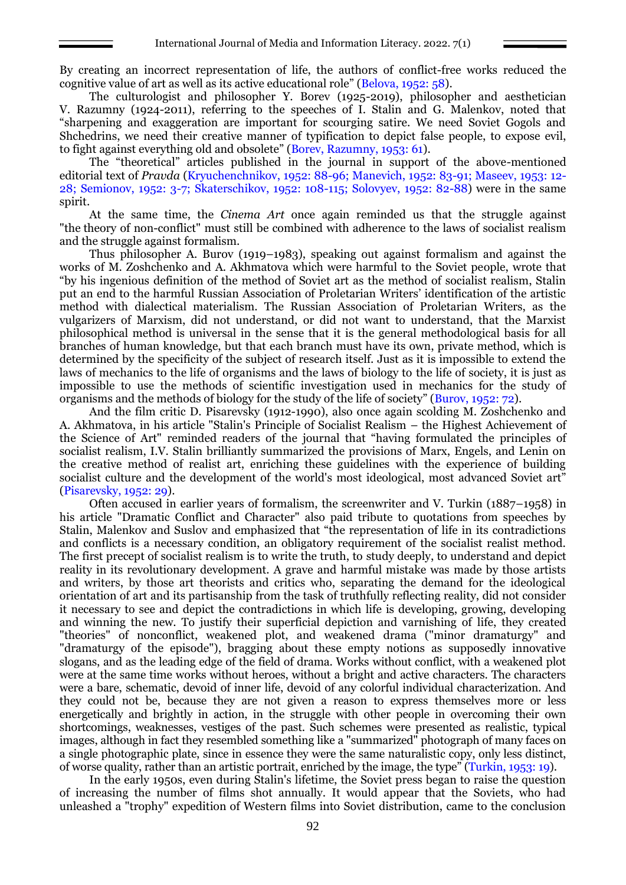By creating an incorrect representation of life, the authors of conflict-free works reduced the cognitive value of art as well as its active educational role" (Belova, 1952: 58).

The culturologist and philosopher Y. Borev (1925-2019), philosopher and aesthetician V. Razumny (1924-2011), referring to the speeches of I. Stalin and G. Malenkov, noted that "sharpening and exaggeration are important for scourging satire. We need Soviet Gogols and Shchedrins, we need their creative manner of typification to depict false people, to expose evil, to fight against everything old and obsolete" (Borev, Razumny, 1953: 61).

The "theoretical" articles published in the journal in support of the above-mentioned editorial text of *Pravda* (Kryuchenchnikov, 1952: 88-96; Manevich, 1952: 83-91; Maseev, 1953: 12-28; Semionov, 1952: 3-7; Skaterschikov, 1952: 108-115; Solovyev, 1952: 82-88) were in the same spirit.

At the same time, the *Cinema Art* once again reminded us that the struggle against "the theory of non-conflict" must still be combined with adherence to the laws of socialist realism and the struggle against formalism.

Thus philosopher A. Burov (1919–1983), speaking out against formalism and against the works of M. Zoshchenko and A. Akhmatova which were harmful to the Soviet people, wrote that "by his ingenious definition of the method of Soviet art as the method of socialist realism, Stalin put an end to the harmful Russian Association of Proletarian Writers' identification of the artistic method with dialectical materialism. The Russian Association of Proletarian Writers, as the vulgarizers of Marxism, did not understand, or did not want to understand, that the Marxist philosophical method is universal in the sense that it is the general methodological basis for all branches of human knowledge, but that each branch must have its own, private method, which is determined by the specificity of the subject of research itself. Just as it is impossible to extend the laws of mechanics to the life of organisms and the laws of biology to the life of society, it is just as impossible to use the methods of scientific investigation used in mechanics for the study of organisms and the methods of biology for the study of the life of society" (Burov, 1952: 72).

And the film critic D. Pisarevsky (1912-1990), also once again scolding M. Zoshchenko and A. Akhmatova, in his article "Stalin's Principle of Socialist Realism – the Highest Achievement of the Science of Art" reminded readers of the journal that "having formulated the principles of socialist realism, I.V. Stalin brilliantly summarized the provisions of Marx, Engels, and Lenin on the creative method of realist art, enriching these guidelines with the experience of building socialist culture and the development of the world's most ideological, most advanced Soviet art" (Pisarevsky, 1952: 29).

Often accused in earlier years of formalism, the screenwriter and V. Turkin (1887–1958) in his article "Dramatic Conflict and Character" also paid tribute to quotations from speeches by Stalin, Malenkov and Suslov and emphasized that "the representation of life in its contradictions and conflicts is a necessary condition, an obligatory requirement of the socialist realist method. The first precept of socialist realism is to write the truth, to study deeply, to understand and depict reality in its revolutionary development. A grave and harmful mistake was made by those artists and writers, by those art theorists and critics who, separating the demand for the ideological orientation of art and its partisanship from the task of truthfully reflecting reality, did not consider it necessary to see and depict the contradictions in which life is developing, growing, developing and winning the new. To justify their superficial depiction and varnishing of life, they created "theories" of nonconflict, weakened plot, and weakened drama ("minor dramaturgy" and "dramaturgy of the episode"), bragging about these empty notions as supposedly innovative slogans, and as the leading edge of the field of drama. Works without conflict, with a weakened plot were at the same time works without heroes, without a bright and active characters. The characters were a bare, schematic, devoid of inner life, devoid of any colorful individual characterization. And they could not be, because they are not given a reason to express themselves more or less energetically and brightly in action, in the struggle with other people in overcoming their own shortcomings, weaknesses, vestiges of the past. Such schemes were presented as realistic, typical images, although in fact they resembled something like a "summarized" photograph of many faces on a single photographic plate, since in essence they were the same naturalistic copy, only less distinct, of worse quality, rather than an artistic portrait, enriched by the image, the type" (Turkin, 1953: 19).

In the early 1950s, even during Stalin's lifetime, the Soviet press began to raise the question of increasing the number of films shot annually. It would appear that the Soviets, who had unleashed a "trophy" expedition of Western films into Soviet distribution, came to the conclusion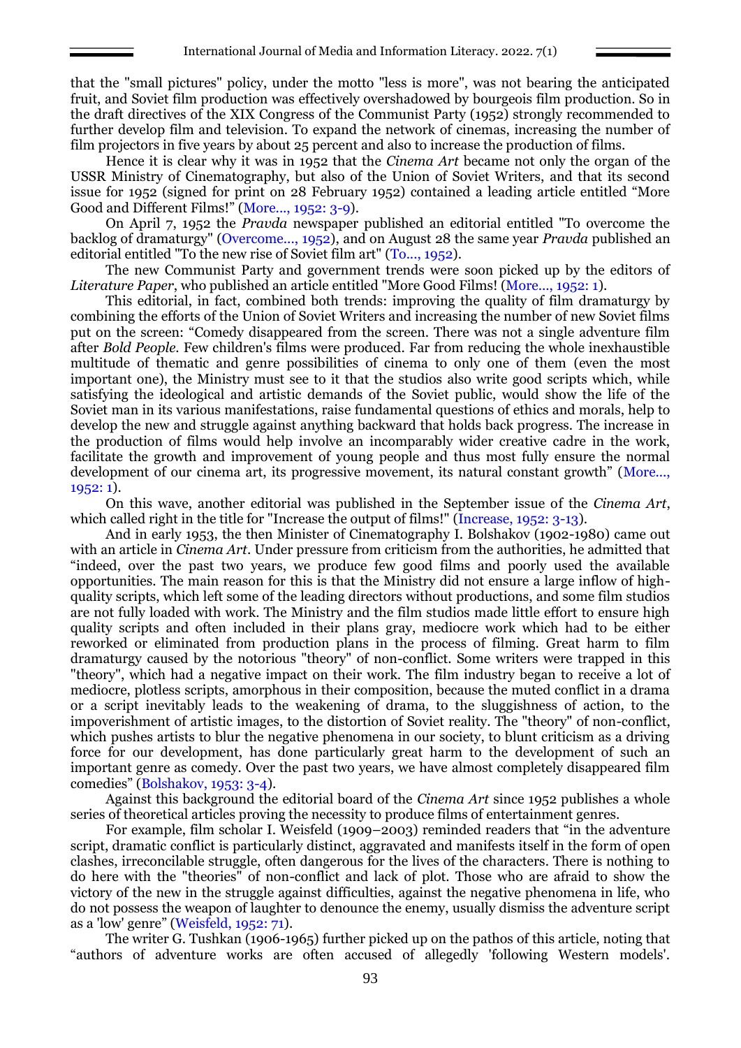that the "small pictures" policy, under the motto "less is more", was not bearing the anticipated fruit, and Soviet film production was effectively overshadowed by bourgeois film production. So in the draft directives of the XIX Congress of the Communist Party (1952) strongly recommended to further develop film and television. To expand the network of cinemas, increasing the number of film projectors in five years by about 25 percent and also to increase the production of films.

Hence it is clear why it was in 1952 that the *Cinema Art* became not only the organ of the USSR Ministry of Cinematography, but also of the Union of Soviet Writers, and that its second issue for 1952 (signed for print on 28 February 1952) contained a leading article entitled "More Good and Different Films!" (More..., 1952: 3-9).

On April 7, 1952 the *Pravda* newspaper published an editorial entitled "To overcome the backlog of dramaturgy" (Overcome..., 1952), and on August 28 the same year *Pravda* published an editorial entitled "To the new rise of Soviet film art" (To..., 1952).

The new Communist Party and government trends were soon picked up by the editors of *Literature Paper*, who published an article entitled "More Good Films! (More..., 1952: 1).

This editorial, in fact, combined both trends: improving the quality of film dramaturgy by combining the efforts of the Union of Soviet Writers and increasing the number of new Soviet films put on the screen: "Comedy disappeared from the screen. There was not a single adventure film after *Bold People*. Few children's films were produced. Far from reducing the whole inexhaustible multitude of thematic and genre possibilities of cinema to only one of them (even the most important one), the Ministry must see to it that the studios also write good scripts which, while satisfying the ideological and artistic demands of the Soviet public, would show the life of the Soviet man in its various manifestations, raise fundamental questions of ethics and morals, help to develop the new and struggle against anything backward that holds back progress. The increase in the production of films would help involve an incomparably wider creative cadre in the work, facilitate the growth and improvement of young people and thus most fully ensure the normal development of our cinema art, its progressive movement, its natural constant growth" (More..., 1952: 1).

On this wave, another editorial was published in the September issue of the *Cinema Art*, which called right in the title for "Increase the output of films!" (Increase, 1952: 3-13).

And in early 1953, the then Minister of Cinematography I. Bolshakov (1902-1980) came out with an article in *Cinema Art*. Under pressure from criticism from the authorities, he admitted that "indeed, over the past two years, we produce few good films and poorly used the available opportunities. The main reason for this is that the Ministry did not ensure a large inflow of high-quality scripts, which left some of the leading directors without productions, and some film studios are not fully loaded with work. The Ministry and the film studios made little effort to ensure high quality scripts and often included in their plans gray, mediocre work which had to be either reworked or eliminated from production plans in the process of filming. Great harm to film dramaturgy caused by the notorious "theory" of non-conflict. Some writers were trapped in this "theory", which had a negative impact on their work. The film industry began to receive a lot of mediocre, plotless scripts, amorphous in their composition, because the muted conflict in a drama or a script inevitably leads to the weakening of drama, to the sluggishness of action, to the impoverishment of artistic images, to the distortion of Soviet reality. The "theory" of non-conflict, which pushes artists to blur the negative phenomena in our society, to blunt criticism as a driving force for our development, has done particularly great harm to the development of such an important genre as comedy. Over the past two years, we have almost completely disappeared film comedies" (Bolshakov, 1953: 3-4).

Against this background the editorial board of the *Cinema Art* since 1952 publishes a whole series of theoretical articles proving the necessity to produce films of entertainment genres.

For example, film scholar I. Weisfeld (1909–2003) reminded readers that "in the adventure script, dramatic conflict is particularly distinct, aggravated and manifests itself in the form of open clashes, irreconcilable struggle, often dangerous for the lives of the characters. There is nothing to do here with the "theories" of non-conflict and lack of plot. Those who are afraid to show the victory of the new in the struggle against difficulties, against the negative phenomena in life, who do not possess the weapon of laughter to denounce the enemy, usually dismiss the adventure script as a 'low' genre" (Weisfeld, 1952: 71).

The writer G. Tushkan (1906-1965) further picked up on the pathos of this article, noting that "authors of adventure works are often accused of allegedly 'following Western models'.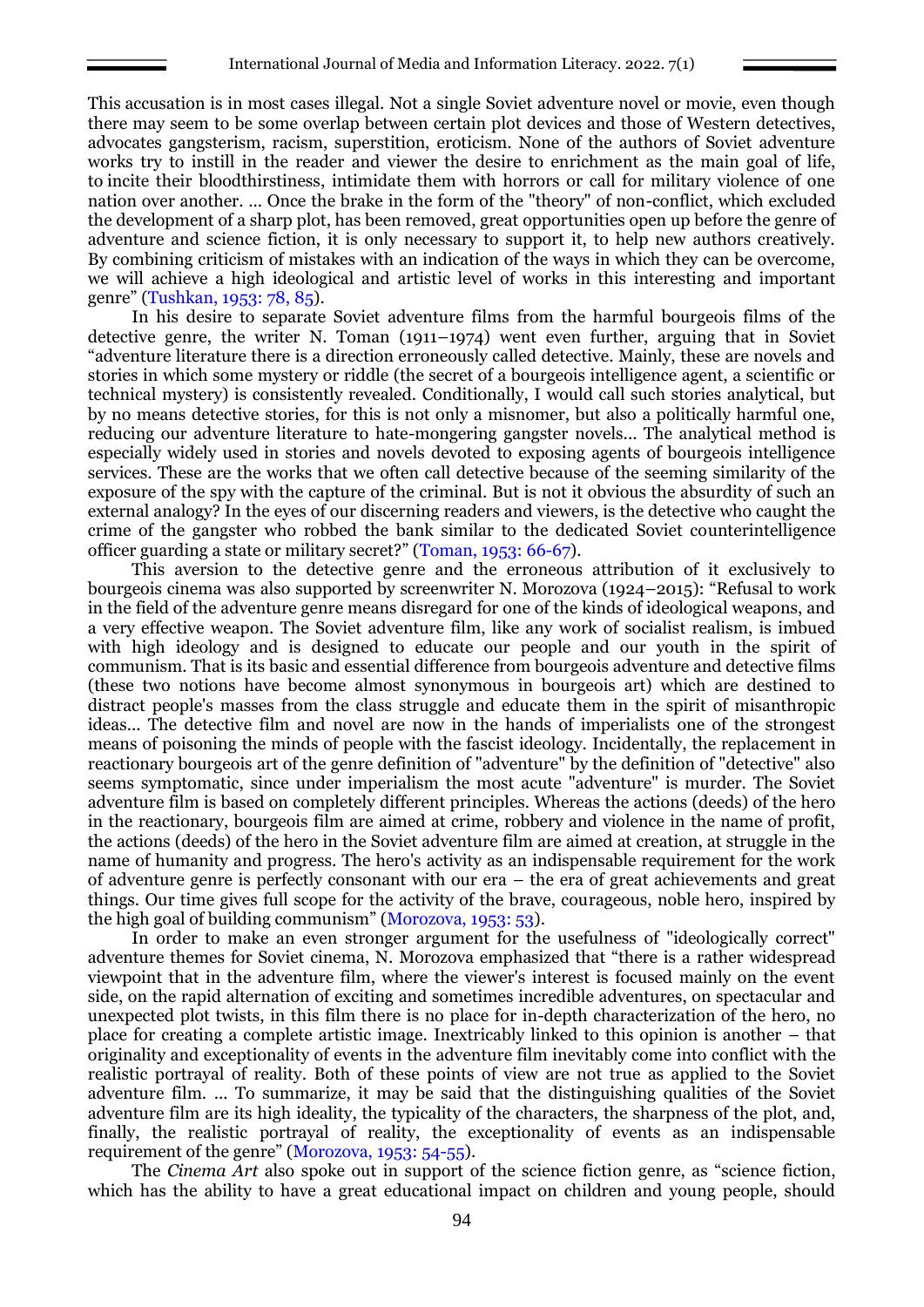This accusation is in most cases illegal. Not a single Soviet adventure novel or movie, even though there may seem to be some overlap between certain plot devices and those of Western detectives, advocates gangsterism, racism, superstition, eroticism. None of the authors of Soviet adventure works try to instill in the reader and viewer the desire to enrichment as the main goal of life, to incite their bloodthirstiness, intimidate them with horrors or call for military violence of one nation over another. … Once the brake in the form of the "theory" of non-conflict, which excluded the development of a sharp plot, has been removed, great opportunities open up before the genre of adventure and science fiction, it is only necessary to support it, to help new authors creatively. By combining criticism of mistakes with an indication of the ways in which they can be overcome, we will achieve a high ideological and artistic level of works in this interesting and important genre" (Tushkan, 1953: 78, 85).

In his desire to separate Soviet adventure films from the harmful bourgeois films of the detective genre, the writer N. Toman (1911–1974) went even further, arguing that in Soviet "adventure literature there is a direction erroneously called detective. Mainly, these are novels and stories in which some mystery or riddle (the secret of a bourgeois intelligence agent, a scientific or technical mystery) is consistently revealed. Conditionally, I would call such stories analytical, but by no means detective stories, for this is not only a misnomer, but also a politically harmful one, reducing our adventure literature to hate-mongering gangster novels... The analytical method is especially widely used in stories and novels devoted to exposing agents of bourgeois intelligence services. These are the works that we often call detective because of the seeming similarity of the exposure of the spy with the capture of the criminal. But is not it obvious the absurdity of such an external analogy? In the eyes of our discerning readers and viewers, is the detective who caught the crime of the gangster who robbed the bank similar to the dedicated Soviet counterintelligence officer guarding a state or military secret?" (Toman, 1953: 66-67).

This aversion to the detective genre and the erroneous attribution of it exclusively to bourgeois cinema was also supported by screenwriter N. Morozova (1924–2015): "Refusal to work in the field of the adventure genre means disregard for one of the kinds of ideological weapons, and a very effective weapon. The Soviet adventure film, like any work of socialist realism, is imbued with high ideology and is designed to educate our people and our youth in the spirit of communism. That is its basic and essential difference from bourgeois adventure and detective films (these two notions have become almost synonymous in bourgeois art) which are destined to distract people's masses from the class struggle and educate them in the spirit of misanthropic ideas... The detective film and novel are now in the hands of imperialists one of the strongest means of poisoning the minds of people with the fascist ideology. Incidentally, the replacement in reactionary bourgeois art of the genre definition of "adventure" by the definition of "detective" also seems symptomatic, since under imperialism the most acute "adventure" is murder. The Soviet adventure film is based on completely different principles. Whereas the actions (deeds) of the hero in the reactionary, bourgeois film are aimed at crime, robbery and violence in the name of profit, the actions (deeds) of the hero in the Soviet adventure film are aimed at creation, at struggle in the name of humanity and progress. The hero's activity as an indispensable requirement for the work of adventure genre is perfectly consonant with our era – the era of great achievements and great things. Our time gives full scope for the activity of the brave, courageous, noble hero, inspired by the high goal of building communism" (Morozova, 1953: 53).

In order to make an even stronger argument for the usefulness of "ideologically correct" adventure themes for Soviet cinema, N. Morozova emphasized that "there is a rather widespread viewpoint that in the adventure film, where the viewer's interest is focused mainly on the event side, on the rapid alternation of exciting and sometimes incredible adventures, on spectacular and unexpected plot twists, in this film there is no place for in-depth characterization of the hero, no place for creating a complete artistic image. Inextricably linked to this opinion is another – that originality and exceptionality of events in the adventure film inevitably come into conflict with the realistic portrayal of reality. Both of these points of view are not true as applied to the Soviet adventure film. … To summarize, it may be said that the distinguishing qualities of the Soviet adventure film are its high ideality, the typicality of the characters, the sharpness of the plot, and, finally, the realistic portrayal of reality, the exceptionality of events as an indispensable requirement of the genre" (Morozova, 1953: 54-55).

The *Cinema Art* also spoke out in support of the science fiction genre, as "science fiction, which has the ability to have a great educational impact on children and young people, should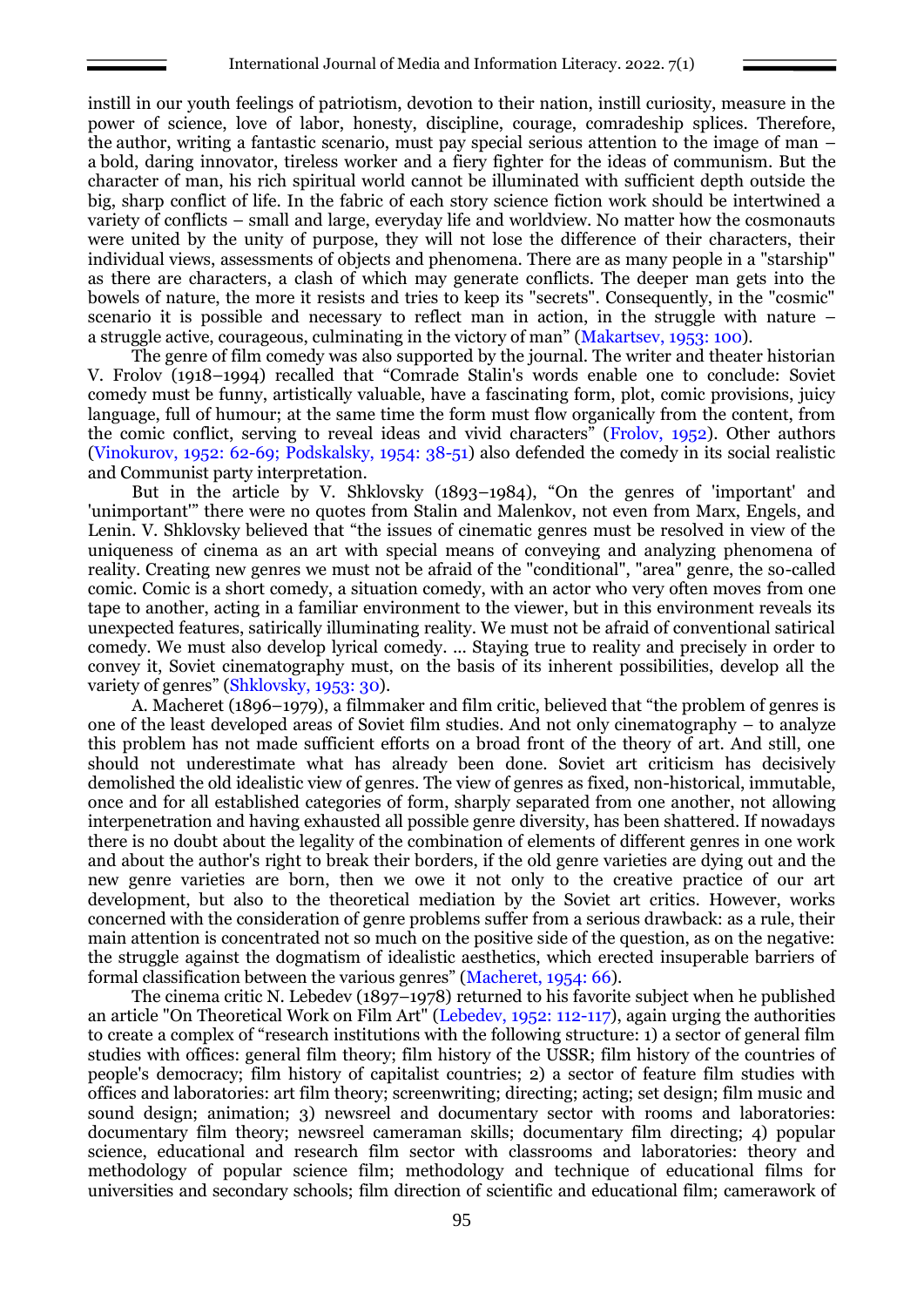instill in our youth feelings of patriotism, devotion to their nation, instill curiosity, measure in the power of science, love of labor, honesty, discipline, courage, comradeship splices. Therefore, the author, writing a fantastic scenario, must pay special serious attention to the image of man – a bold, daring innovator, tireless worker and a fiery fighter for the ideas of communism. But the character of man, his rich spiritual world cannot be illuminated with sufficient depth outside the big, sharp conflict of life. In the fabric of each story science fiction work should be intertwined a variety of conflicts – small and large, everyday life and worldview. No matter how the cosmonauts were united by the unity of purpose, they will not lose the difference of their characters, their individual views, assessments of objects and phenomena. There are as many people in a "starship" as there are characters, a clash of which may generate conflicts. The deeper man gets into the bowels of nature, the more it resists and tries to keep its "secrets". Consequently, in the "cosmic" scenario it is possible and necessary to reflect man in action, in the struggle with nature – a struggle active, courageous, culminating in the victory of man" (Makartsev, 1953: 100).

The genre of film comedy was also supported by the journal. The writer and theater historian V. Frolov (1918–1994) recalled that "Comrade Stalin's words enable one to conclude: Soviet comedy must be funny, artistically valuable, have a fascinating form, plot, comic provisions, juicy language, full of humour; at the same time the form must flow organically from the content, from the comic conflict, serving to reveal ideas and vivid characters" (Frolov, 1952). Other authors (Vinokurov, 1952: 62-69; Podskalsky, 1954: 38-51) also defended the comedy in its social realistic and Communist party interpretation.

But in the article by V. Shklovsky (1893–1984), "On the genres of 'important' and 'unimportant'" there were no quotes from Stalin and Malenkov, not even from Marx, Engels, and Lenin. V. Shklovsky believed that "the issues of cinematic genres must be resolved in view of the uniqueness of cinema as an art with special means of conveying and analyzing phenomena of reality. Creating new genres we must not be afraid of the "conditional", "area" genre, the so-called comic. Comic is a short comedy, a situation comedy, with an actor who very often moves from one tape to another, acting in a familiar environment to the viewer, but in this environment reveals its unexpected features, satirically illuminating reality. We must not be afraid of conventional satirical comedy. We must also develop lyrical comedy. ... Staying true to reality and precisely in order to convey it, Soviet cinematography must, on the basis of its inherent possibilities, develop all the variety of genres" (Shklovsky, 1953: 30).

A. Macheret (1896–1979), a filmmaker and film critic, believed that "the problem of genres is one of the least developed areas of Soviet film studies. And not only cinematography – to analyze this problem has not made sufficient efforts on a broad front of the theory of art. And still, one should not underestimate what has already been done. Soviet art criticism has decisively demolished the old idealistic view of genres. The view of genres as fixed, non-historical, immutable, once and for all established categories of form, sharply separated from one another, not allowing interpenetration and having exhausted all possible genre diversity, has been shattered. If nowadays there is no doubt about the legality of the combination of elements of different genres in one work and about the author's right to break their borders, if the old genre varieties are dying out and the new genre varieties are born, then we owe it not only to the creative practice of our art development, but also to the theoretical mediation by the Soviet art critics. However, works concerned with the consideration of genre problems suffer from a serious drawback: as a rule, their main attention is concentrated not so much on the positive side of the question, as on the negative: the struggle against the dogmatism of idealistic aesthetics, which erected insuperable barriers of formal classification between the various genres" (Macheret, 1954: 66).

The cinema critic N. Lebedev (1897–1978) returned to his favorite subject when he published an article "On Theoretical Work on Film Art" (Lebedev, 1952: 112-117), again urging the authorities to create a complex of "research institutions with the following structure: 1) a sector of general film studies with offices: general film theory; film history of the USSR; film history of the countries of people's democracy; film history of capitalist countries; 2) a sector of feature film studies with offices and laboratories: art film theory; screenwriting; directing; acting; set design; film music and sound design; animation; 3) newsreel and documentary sector with rooms and laboratories: documentary film theory; newsreel cameraman skills; documentary film directing; 4) popular science, educational and research film sector with classrooms and laboratories: theory and methodology of popular science film; methodology and technique of educational films for universities and secondary schools; film direction of scientific and educational film; camerawork of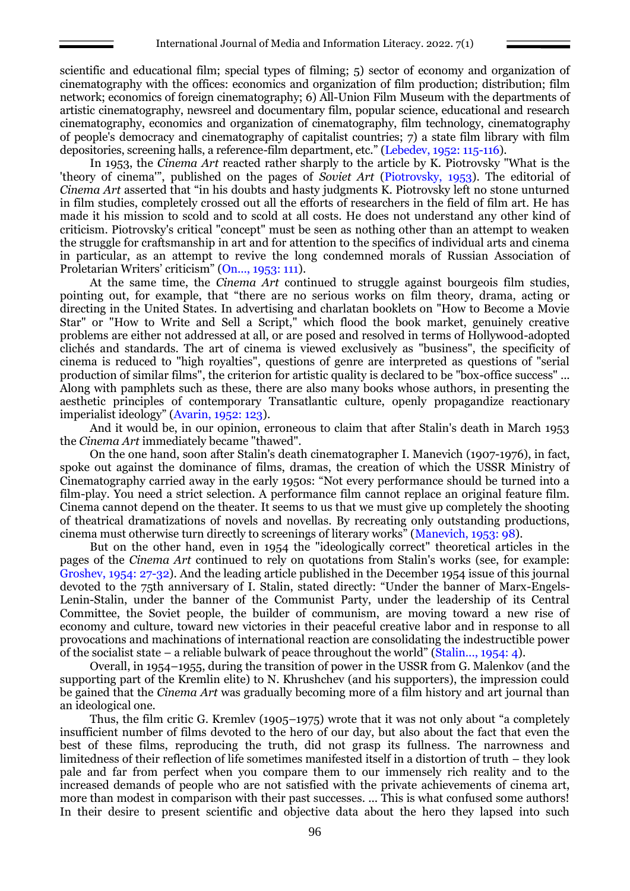scientific and educational film; special types of filming; 5) sector of economy and organization of cinematography with the offices: economics and organization of film production; distribution; film network; economics of foreign cinematography; 6) All-Union Film Museum with the departments of artistic cinematography, newsreel and documentary film, popular science, educational and research cinematography, economics and organization of cinematography, film technology, cinematography of people's democracy and cinematography of capitalist countries; 7) a state film library with film depositories, screening halls, a reference-film department, etc." (Lebedev, 1952: 115-116).

In 1953, the *Cinema Art* reacted rather sharply to the article by K. Piotrovsky "What is the 'theory of cinema'", published on the pages of *Soviet Art* (Piotrovsky, 1953). The editorial of *Cinema Art* asserted that "in his doubts and hasty judgments K. Piotrovsky left no stone unturned in film studies, completely crossed out all the efforts of researchers in the field of film art. He has made it his mission to scold and to scold at all costs. He does not understand any other kind of criticism. Piotrovsky's critical "concept" must be seen as nothing other than an attempt to weaken the struggle for craftsmanship in art and for attention to the specifics of individual arts and cinema in particular, as an attempt to revive the long condemned morals of Russian Association of Proletarian Writers' criticism" (On..., 1953: 111).

At the same time, the *Cinema Art* continued to struggle against bourgeois film studies, pointing out, for example, that "there are no serious works on film theory, drama, acting or directing in the United States. In advertising and charlatan booklets on "How to Become a Movie Star" or "How to Write and Sell a Script," which flood the book market, genuinely creative problems are either not addressed at all, or are posed and resolved in terms of Hollywood-adopted clichés and standards. The art of cinema is viewed exclusively as "business", the specificity of cinema is reduced to "high royalties", questions of genre are interpreted as questions of "serial production of similar films", the criterion for artistic quality is declared to be "box-office success" ... Along with pamphlets such as these, there are also many books whose authors, in presenting the aesthetic principles of contemporary Transatlantic culture, openly propagandize reactionary imperialist ideology" (Avarin, 1952: 123).

And it would be, in our opinion, erroneous to claim that after Stalin's death in March 1953 the *Cinema Art* immediately became "thawed".

On the one hand, soon after Stalin's death cinematographer I. Manevich (1907-1976), in fact, spoke out against the dominance of films, dramas, the creation of which the USSR Ministry of Cinematography carried away in the early 1950s: "Not every performance should be turned into a film-play. You need a strict selection. A performance film cannot replace an original feature film. Cinema cannot depend on the theater. It seems to us that we must give up completely the shooting of theatrical dramatizations of novels and novellas. By recreating only outstanding productions, cinema must otherwise turn directly to screenings of literary works" (Manevich, 1953: 98).

But on the other hand, even in 1954 the "ideologically correct" theoretical articles in the pages of the *Cinema Art* continued to rely on quotations from Stalin's works (see, for example: Groshev, 1954: 27-32). And the leading article published in the December 1954 issue of this journal devoted to the 75th anniversary of I. Stalin, stated directly: "Under the banner of Marx-Engels-Lenin-Stalin, under the banner of the Communist Party, under the leadership of its Central Committee, the Soviet people, the builder of communism, are moving toward a new rise of economy and culture, toward new victories in their peaceful creative labor and in response to all provocations and machinations of international reaction are consolidating the indestructible power of the socialist state – a reliable bulwark of peace throughout the world" (Stalin..., 1954: 4).

Overall, in 1954–1955, during the transition of power in the USSR from G. Malenkov (and the supporting part of the Kremlin elite) to N. Khrushchev (and his supporters), the impression could be gained that the *Cinema Art* was gradually becoming more of a film history and art journal than an ideological one.

Thus, the film critic G. Kremlev (1905–1975) wrote that it was not only about "a completely insufficient number of films devoted to the hero of our day, but also about the fact that even the best of these films, reproducing the truth, did not grasp its fullness. The narrowness and limitedness of their reflection of life sometimes manifested itself in a distortion of truth – they look pale and far from perfect when you compare them to our immensely rich reality and to the increased demands of people who are not satisfied with the private achievements of cinema art, more than modest in comparison with their past successes. ... This is what confused some authors! In their desire to present scientific and objective data about the hero they lapsed into such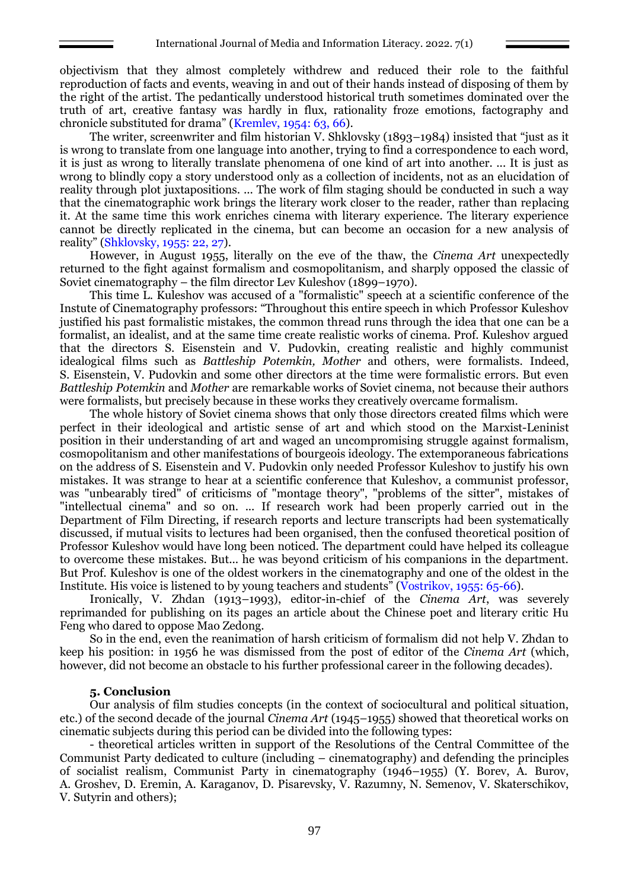objectivism that they almost completely withdrew and reduced their role to the faithful reproduction of facts and events, weaving in and out of their hands instead of disposing of them by the right of the artist. The pedantically understood historical truth sometimes dominated over the truth of art, creative fantasy was hardly in flux, rationality froze emotions, factography and chronicle substituted for drama" (Kremlev, 1954: 63, 66).

The writer, screenwriter and film historian V. Shklovsky (1893–1984) insisted that "just as it is wrong to translate from one language into another, trying to find a correspondence to each word, it is just as wrong to literally translate phenomena of one kind of art into another. ... It is just as wrong to blindly copy a story understood only as a collection of incidents, not as an elucidation of reality through plot juxtapositions. ... The work of film staging should be conducted in such a way that the cinematographic work brings the literary work closer to the reader, rather than replacing it. At the same time this work enriches cinema with literary experience. The literary experience cannot be directly replicated in the cinema, but can become an occasion for a new analysis of reality" (Shklovsky, 1955: 22, 27).

However, in August 1955, literally on the eve of the thaw, the *Cinema Art* unexpectedly returned to the fight against formalism and cosmopolitanism, and sharply opposed the classic of Soviet cinematography – the film director Lev Kuleshov (1899–1970).

This time L. Kuleshov was accused of a "formalistic" speech at a scientific conference of the Instute of Cinematography professors: "Throughout this entire speech in which Professor Kuleshov justified his past formalistic mistakes, the common thread runs through the idea that one can be a formalist, an idealist, and at the same time create realistic works of cinema. Prof. Kuleshov argued that the directors S. Eisenstein and V. Pudovkin, creating realistic and highly communist idealogical films such as *Battleship Potemkin, Mother* and others, were formalists. Indeed, S. Eisenstein, V. Pudovkin and some other directors at the time were formalistic errors. But even *Battleship Potemkin* and *Mother* are remarkable works of Soviet cinema, not because their authors were formalists, but precisely because in these works they creatively overcame formalism.

The whole history of Soviet cinema shows that only those directors created films which were perfect in their ideological and artistic sense of art and which stood on the Marxist-Leninist position in their understanding of art and waged an uncompromising struggle against formalism, cosmopolitanism and other manifestations of bourgeois ideology. The extemporaneous fabrications on the address of S. Eisenstein and V. Pudovkin only needed Professor Kuleshov to justify his own mistakes. It was strange to hear at a scientific conference that Kuleshov, a communist professor, was "unbearably tired" of criticisms of "montage theory", "problems of the sitter", mistakes of "intellectual cinema" and so on. ... If research work had been properly carried out in the Department of Film Directing, if research reports and lecture transcripts had been systematically discussed, if mutual visits to lectures had been organised, then the confused theoretical position of Professor Kuleshov would have long been noticed. The department could have helped its colleague to overcome these mistakes. But... he was beyond criticism of his companions in the department. But Prof. Kuleshov is one of the oldest workers in the cinematography and one of the oldest in the Institute. His voice is listened to by young teachers and students" (Vostrikov, 1955: 65-66).

Ironically, V. Zhdan (1913–1993), editor-in-chief of the *Cinema Art*, was severely reprimanded for publishing on its pages an article about the Chinese poet and literary critic Hu Feng who dared to oppose Mao Zedong.

So in the end, even the reanimation of harsh criticism of formalism did not help V. Zhdan to keep his position: in 1956 he was dismissed from the post of editor of the *Cinema Art* (which, however, did not become an obstacle to his further professional career in the following decades).

## 5. Conclusion

Our analysis of film studies concepts (in the context of sociocultural and political situation, etc.) of the second decade of the journal *Cinema Art* (1945–1955) showed that theoretical works on cinematic subjects during this period can be divided into the following types:

- theoretical articles written in support of the Resolutions of the Central Committee of the Communist Party dedicated to culture (including – cinematography) and defending the principles of socialist realism, Communist Party in cinematography (1946–1955) (Y. Borev, A. Burov, A. Groshev, D. Eremin, A. Karaganov, D. Pisarevsky, V. Razumny, N. Semenov, V. Skaterschikov, V. Sutyrin and others);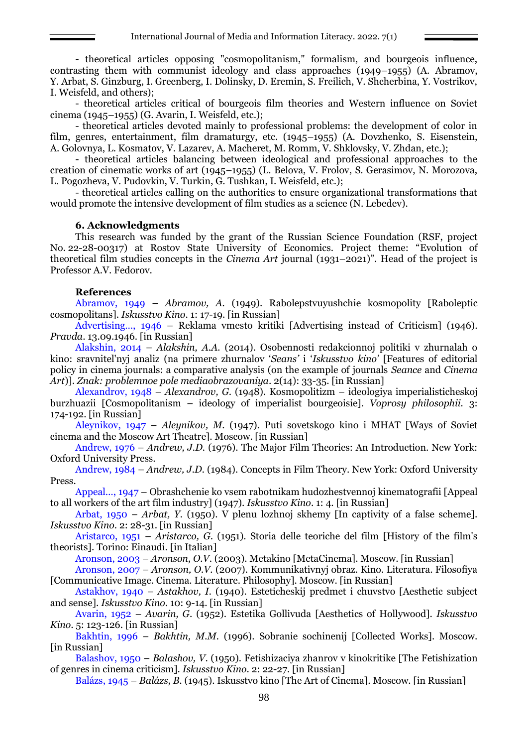- theoretical articles opposing "cosmopolitanism," formalism, and bourgeois influence, contrasting them with communist ideology and class approaches (1949–1955) (A. Abramov, Y. Arbat, S. Ginzburg, I. Greenberg, I. Dolinsky, D. Eremin, S. Freilich, V. Shcherbina, Y. Vostrikov, I. Weisfeld, and others);

- theoretical articles critical of bourgeois film theories and Western influence on Soviet cinema (1945–1955) (G. Avarin, I. Weisfeld, etc.);

- theoretical articles devoted mainly to professional problems: the development of color in film, genres, entertainment, film dramaturgy, etc. (1945–1955) (A. Dovzhenko, S. Eisenstein, A. Golovnya, L. Kosmatov, V. Lazarev, A. Macheret, M. Romm, V. Shklovsky, V. Zhdan, etc.);

- theoretical articles balancing between ideological and professional approaches to the creation of cinematic works of art (1945–1955) (L. Belova, V. Frolov, S. Gerasimov, N. Morozova, L. Pogozheva, V. Pudovkin, V. Turkin, G. Tushkan, I. Weisfeld, etc.);

- theoretical articles calling on the authorities to ensure organizational transformations that would promote the intensive development of film studies as a science (N. Lebedev).

### 6. Acknowledgments

This research was funded by the grant of the Russian Science Foundation (RSF, project No. 22-28-00317) at Rostov State University of Economics. Project theme: "Evolution of theoretical film studies concepts in the *Cinema Art* journal (1931–2021)". Head of the project is Professor A.V. Fedorov.

### References

Abramov, 1949 – *Abramov, A.* (1949). Rabolepstvuyushchie kosmopolity [Raboleptic cosmopolitans]. *Iskusstvo Kino*. 1: 17-19. [in Russian]

Advertising..., 1946 – Reklama vmesto kritiki [Advertising instead of Criticism] (1946). *Pravda*. 13.09.1946. [in Russian]

Alakshin, 2014 – *Alakshin, A.A.* (2014). Osobennosti redakcionnoj politiki v zhurnalah o kino: sravnitel'nyj analiz (na primere zhurnalov *'Seans'* i *'Iskusstvo kino'* [Features of editorial policy in cinema journals: a comparative analysis (on the example of journals *Seance* and *Cinema Art*)]. *Znak: problemnoe pole mediaobrazovaniya*. 2(14): 33-35. [in Russian]

Alexandrov, 1948 – *Alexandrov, G.* (1948). Kosmopolitizm – ideologiya imperialisticheskoj burzhuazii [Cosmopolitanism – ideology of imperialist bourgeoisie]. *Voprosy philosophii*. 3: 174-192. [in Russian]

Aleynikov, 1947 – *Aleynikov, M.* (1947). Puti sovetskogo kino i MHAT [Ways of Soviet cinema and the Moscow Art Theatre]. Moscow. [in Russian]

Andrew, 1976 – *Andrew, J.D.* (1976). The Major Film Theories: An Introduction. New York: Oxford University Press.

Andrew, 1984 – *Andrew, J.D.* (1984). Concepts in Film Theory. New York: Oxford University Press.

Appeal..., 1947 – Obrashchenie ko vsem rabotnikam hudozhestvennoj kinematografii [Appeal to all workers of the art film industry] (1947). *Iskusstvo Kino*. 1: 4. [in Russian]

Arbat, 1950 – *Arbat, Y.* (1950). V plenu lozhnoj skhemy [In captivity of a false scheme]. *Iskusstvo Kino*. 2: 28-31. [in Russian]

Aristarco, 1951 – *Aristarco, G.* (1951). Storia delle teoriche del film [History of the film's theorists]. Torino: Einaudi. [in Italian]

Aronson, 2003 – *Aronson, O.V.* (2003). Metakino [MetaCinema]. Moscow. [in Russian]

Aronson, 2007 – *Aronson, O.V.* (2007). Kommunikativnyj obraz. Kino. Literatura. Filosofiya [Communicative Image. Cinema. Literature. Philosophy]. Moscow. [in Russian]

Astakhov, 1940 – *Astakhov, I.* (1940). Esteticheskij predmet i chuvstvo [Aesthetic subject and sense]. *Iskusstvo Kino*. 10: 9-14. [in Russian]

Avarin, 1952 – *Avarin, G.* (1952). Estetika Gollivuda [Aesthetics of Hollywood]. *Iskusstvo Kino*. 5: 123-126. [in Russian]

Bakhtin, 1996 – *Bakhtin, M.M.* (1996). Sobranie sochinenij [Collected Works]. Moscow. [in Russian]

Balashov, 1950 – *Balashov, V.* (1950). Fetishizaciya zhanrov v kinokritike [The Fetishization of genres in cinema criticism]. *Iskusstvo Kino*. 2: 22-27. [in Russian]

Balázs, 1945 – *Balázs, B.* (1945). Iskusstvo kino [The Art of Cinema]. Moscow. [in Russian]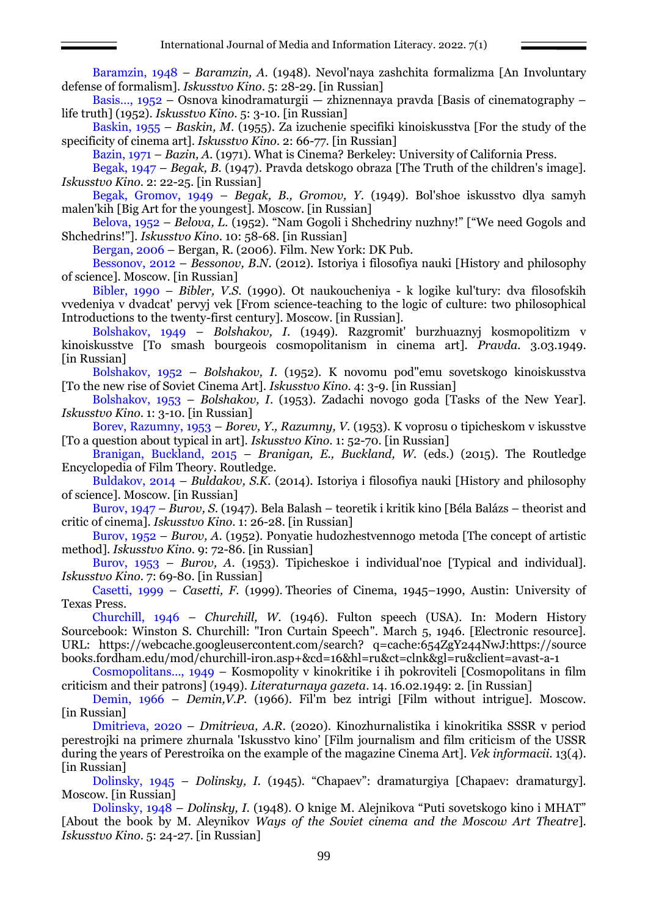Baramzin, 1948 – *Baramzin, A.* (1948). Nevol'naya zashchita formalizma [An Involuntary defense of formalism]. *Iskusstvo Kino*. 5: 28-29. [in Russian]

Basis..., 1952 – Osnova kinodramaturgii — zhiznennaya pravda [Basis of cinematography – life truth] (1952). *Iskusstvo Kino*. 5: 3-10. [in Russian]

Baskin, 1955 – *Baskin, M.* (1955). Za izuchenie specifiki kinoiskusstva [For the study of the specificity of cinema art]. *Iskusstvo Kino*. 2: 66-77. [in Russian]

Bazin, 1971 – *Bazin, A.* (1971). What is Cinema? Berkeley: University of California Press.

Begak, 1947 – *Begak, B.* (1947). Pravda detskogo obraza [The Truth of the children's image]. *Iskusstvo Kino*. 2: 22-25. [in Russian]

Begak, Gromov, 1949 – *Begak, B., Gromov, Y.* (1949). Bol'shoe iskusstvo dlya samyh malen'kih [Big Art for the youngest]. Moscow. [in Russian]

Belova, 1952 – *Belova, L.* (1952). "Nam Gogoli i Shchedriny nuzhny!" ["We need Gogols and Shchedrins!"]. *Iskusstvo Kino*. 10: 58-68. [in Russian]

Bergan, 2006 – Bergan, R. (2006). Film. New York: DK Pub.

Bessonov, 2012 – *Bessonov, B.N.* (2012). Istoriya i filosofiya nauki [History and philosophy of science]. Moscow. [in Russian]

Bibler, 1990 – *Bibler, V.S.* (1990). Ot naukoucheniya - k logike kul'tury: dva filosofskih vvedeniya v dvadcat' pervyj vek [From science-teaching to the logic of culture: two philosophical Introductions to the twenty-first century]. Moscow. [in Russian].

Bolshakov, 1949 – *Bolshakov, I.* (1949). Razgromit' burzhuaznyj kosmopolitizm v kinoiskusstve [To smash bourgeois cosmopolitanism in cinema art]. *Pravda*. 3.03.1949. [in Russian]

Bolshakov, 1952 – *Bolshakov, I.* (1952). K novomu pod"emu sovetskogo kinoiskusstva [To the new rise of Soviet Cinema Art]. *Iskusstvo Kino*. 4: 3-9. [in Russian]

Bolshakov, 1953 – *Bolshakov, I.* (1953). Zadachi novogo goda [Tasks of the New Year]. *Iskusstvo Kino*. 1: 3-10. [in Russian]

Borev, Razumny, 1953 – *Borev, Y., Razumny, V.* (1953). K voprosu o tipicheskom v iskusstve [To a question about typical in art]. *Iskusstvo Kino*. 1: 52-70. [in Russian]

Branigan, Buckland, 2015 – *Branigan, E., Buckland, W.* (eds.) (2015). The Routledge Encyclopedia of Film Theory. Routledge.

Buldakov, 2014 – *Buldakov, S.K.* (2014). Istoriya i filosofiya nauki [History and philosophy of science]. Moscow. [in Russian]

Burov, 1947 – *Burov, S.* (1947). Bela Balash – teoretik i kritik kino [Béla Balázs – theorist and critic of cinema]. *Iskusstvo Kino*. 1: 26-28. [in Russian]

Burov, 1952 – *Burov, A.* (1952). Ponyatie hudozhestvennogo metoda [The concept of artistic method]. *Iskusstvo Kino*. 9: 72-86. [in Russian]

Burov, 1953 – *Burov, A.* (1953). Tipicheskoe i individual'noe [Typical and individual]. *Iskusstvo Kino*. 7: 69-80. [in Russian]

Casetti, 1999 – *Casetti, F.* (1999). Theories of Cinema, 1945–1990, Austin: University of Texas Press.

Churchill, 1946 – *Churchill, W.* (1946). Fulton speech (USA). In: Modern History Sourcebook: Winston S. Churchill: "Iron Curtain Speech". March 5, 1946. [Electronic resource]. URL: https://webcache.googleusercontent.com/search? q=cache:654ZgY244NwJ:https://sourcebooks.fordham.edu/mod/churchill-iron.asp+&cd=16&hl=ru&ct=clnk&gl=ru&client=avast-a-1

Cosmopolitans..., 1949 – Kosmopolity v kinokritike i ih pokroviteli [Cosmopolitans in film criticism and their patrons] (1949). *Literaturnaya gazeta*. 14. 16.02.1949: 2. [in Russian]

Demin, 1966 – *Demin,V.P.* (1966). Fil'm bez intrigi [Film without intrigue]. Moscow. [in Russian]

Dmitrieva, 2020 – *Dmitrieva, A.R.* (2020). Kinozhurnalistika i kinokritika SSSR v period perestrojki na primere zhurnala 'Iskusstvo kino' [Film journalism and film criticism of the USSR during the years of Perestroika on the example of the magazine Cinema Art]. *Vek informacii*. 13(4). [in Russian]

Dolinsky, 1945 – *Dolinsky, I.* (1945). "Chapaev": dramaturgiya [Chapaev: dramaturgy]. Moscow. [in Russian]

Dolinsky, 1948 – *Dolinsky, I.* (1948). O knige M. Alejnikova "Puti sovetskogo kino i MHAT" [About the book by M. Aleynikov *Ways of the Soviet cinema and the Moscow Art Theatre*]. *Iskusstvo Kino*. 5: 24-27. [in Russian]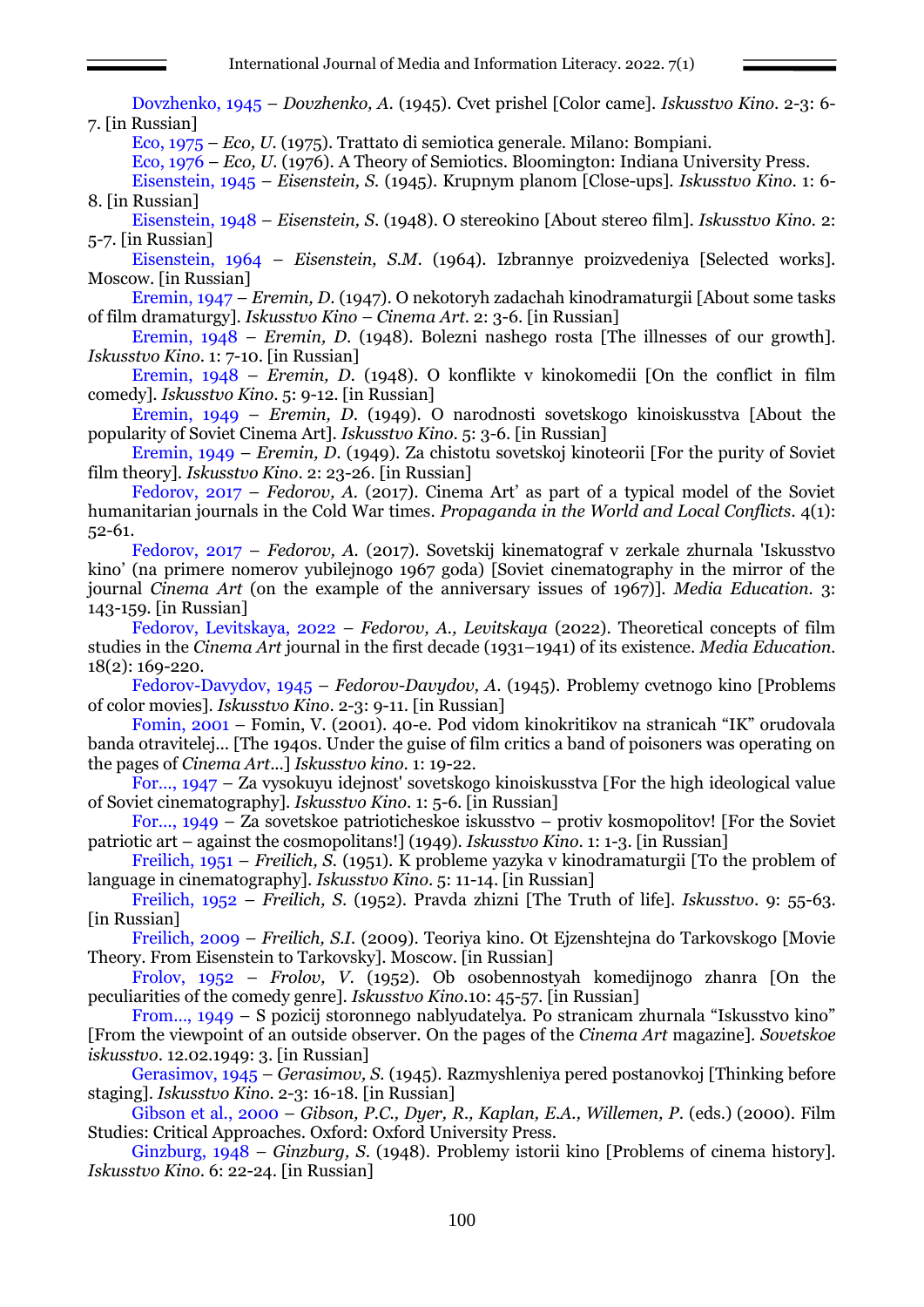Dovzhenko, 1945 – *Dovzhenko, A.* (1945). Cvet prishel [Color came]. *Iskusstvo Kino*. 2-3: 6-7. [in Russian]

Eco, 1975 – *Eco, U.* (1975). Trattato di semiotica generale. Milano: Bompiani.

Eco, 1976 – *Eco, U.* (1976). A Theory of Semiotics. Bloomington: Indiana University Press.

Eisenstein, 1945 – *Eisenstein, S.* (1945). Krupnym planom [Close-ups]. *Iskusstvo Kino*. 1: 6-8. [in Russian]

Eisenstein, 1948 – *Eisenstein, S.* (1948). O stereokino [About stereo film]. *Iskusstvo Kino*. 2: 5-7. [in Russian]

Eisenstein, 1964 – *Eisenstein, S.M.* (1964). Izbrannye proizvedeniya [Selected works]. Moscow. [in Russian]

Eremin, 1947 – *Eremin, D.* (1947). O nekotoryh zadachah kinodramaturgii [About some tasks of film dramaturgy]. *Iskusstvo Kino – Cinema Art*. 2: 3-6. [in Russian]

Eremin, 1948 – *Eremin, D.* (1948). Bolezni nashego rosta [The illnesses of our growth]. *Iskusstvo Kino*. 1: 7-10. [in Russian]

Eremin, 1948 – *Eremin, D.* (1948). O konflikte v kinokomedii [On the conflict in film comedy]. *Iskusstvo Kino*. 5: 9-12. [in Russian]

Eremin, 1949 – *Eremin, D.* (1949). O narodnosti sovetskogo kinoiskusstva [About the popularity of Soviet Cinema Art]. *Iskusstvo Kino*. 5: 3-6. [in Russian]

Eremin, 1949 – *Eremin, D.* (1949). Za chistotu sovetskoj kinoteorii [For the purity of Soviet film theory]. *Iskusstvo Kino*. 2: 23-26. [in Russian]

Fedorov, 2017 – *Fedorov, A.* (2017). Cinema Art' as part of a typical model of the Soviet humanitarian journals in the Cold War times. *Propaganda in the World and Local Conflicts*. 4(1): 52-61.

Fedorov, 2017 – *Fedorov, A.* (2017). Sovetskij kinematograf v zerkale zhurnala 'Iskusstvo kino' (na primere nomerov yubilejnogo 1967 goda) [Soviet cinematography in the mirror of the journal *Cinema Art* (on the example of the anniversary issues of 1967)]. *Media Education*. 3: 143-159. [in Russian]

Fedorov, Levitskaya, 2022 – *Fedorov, A., Levitskaya* (2022). Theoretical concepts of film studies in the *Cinema Art* journal in the first decade (1931–1941) of its existence. *Media Education*. 18(2): 169-220.

Fedorov-Davydov, 1945 – *Fedorov-Davydov, A.* (1945). Problemy cvetnogo kino [Problems of color movies]. *Iskusstvo Kino*. 2-3: 9-11. [in Russian]

Fomin, 2001 – Fomin, V. (2001). 40-e. Pod vidom kinokritikov na stranicah "IK" orudovala banda otravitelej... [The 1940s. Under the guise of film critics a band of poisoners was operating on the pages of *Cinema Art*...] *Iskusstvo kino*. 1: 19-22.

For..., 1947 – Za vysokuyu idejnost' sovetskogo kinoiskusstva [For the high ideological value of Soviet cinematography]. *Iskusstvo Kino*. 1: 5-6. [in Russian]

For..., 1949 – Za sovetskoe patrioticheskoe iskusstvo – protiv kosmopolitov! [For the Soviet patriotic art – against the cosmopolitans!] (1949). *Iskusstvo Kino*. 1: 1-3. [in Russian]

Freilich, 1951 – *Freilich, S.* (1951). K probleme yazyka v kinodramaturgii [To the problem of language in cinematography]. *Iskusstvo Kino*. 5: 11-14. [in Russian]

Freilich, 1952 – *Freilich, S.* (1952). Pravda zhizni [The Truth of life]. *Iskusstvo*. 9: 55-63. [in Russian]

Freilich, 2009 – *Freilich, S.I.* (2009). Teoriya kino. Ot Ejzenshtejna do Tarkovskogo [Movie Theory. From Eisenstein to Tarkovsky]. Moscow. [in Russian]

Frolov, 1952 – *Frolov, V.* (1952). Ob osobennostyah komedijnogo zhanra [On the peculiarities of the comedy genre]. *Iskusstvo Kino*.10: 45-57. [in Russian]

From..., 1949 – S pozicij storonnego nablyudatelya. Po stranicam zhurnala "Iskusstvo kino" [From the viewpoint of an outside observer. On the pages of the *Cinema Art* magazine]. *Sovetskoe iskusstvo*. 12.02.1949: 3. [in Russian]

Gerasimov, 1945 – *Gerasimov, S.* (1945). Razmyshleniya pered postanovkoj [Thinking before staging]. *Iskusstvo Kino*. 2-3: 16-18. [in Russian]

Gibson et al., 2000 – *Gibson, P.C., Dyer, R., Kaplan, E.A., Willemen, P.* (eds.) (2000). Film Studies: Critical Approaches. Oxford: Oxford University Press.

Ginzburg, 1948 – *Ginzburg, S.* (1948). Problemy istorii kino [Problems of cinema history]. *Iskusstvo Kino*. 6: 22-24. [in Russian]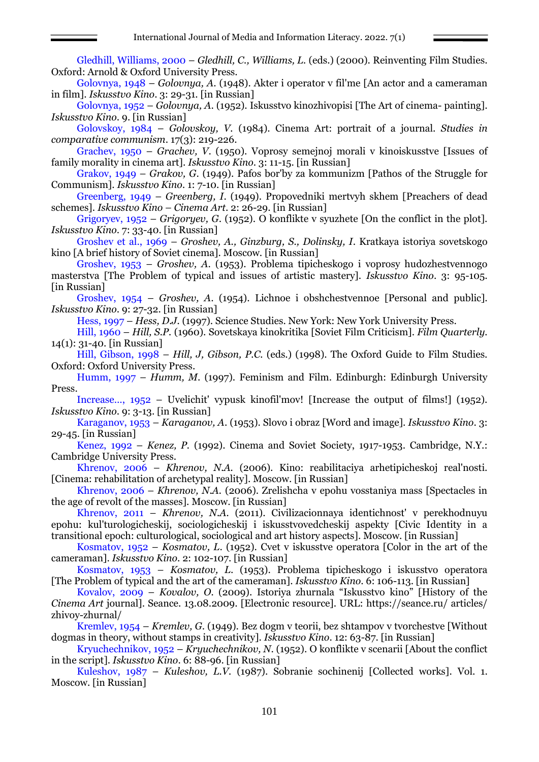Gledhill, Williams, 2000 – *Gledhill, C., Williams, L.* (eds.) (2000). Reinventing Film Studies. Oxford: Arnold & Oxford University Press.

Golovnya, 1948 – *Golovnya, A.* (1948). Akter i operator v fil'me [An actor and a cameraman in film]. *Iskusstvo Kino*. 3: 29-31. [in Russian]

Golovnya, 1952 – *Golovnya, A.* (1952). Iskusstvo kinozhivopisi [The Art of cinema- painting]. *Iskusstvo Kino*. 9. [in Russian]

Golovskoy, 1984 – *Golovskoy, V.* (1984). Cinema Art: portrait of a journal. *Studies in comparative communism*. 17(3): 219-226.

Grachev, 1950 – *Grachev, V.* (1950). Voprosy semejnoj morali v kinoiskusstve [Issues of family morality in cinema art]. *Iskusstvo Kino*. 3: 11-15. [in Russian]

Grakov, 1949 – *Grakov, G.* (1949). Pafos bor'by za kommunizm [Pathos of the Struggle for Communism]. *Iskusstvo Kino*. 1: 7-10. [in Russian]

Greenberg, 1949 – *Greenberg, I.* (1949). Propovedniki mertvyh skhem [Preachers of dead schemes]. *Iskusstvo Kino – Cinema Art*. 2: 26-29. [in Russian]

Grigoryev, 1952 – *Grigoryev, G.* (1952). O konflikte v syuzhete [On the conflict in the plot]. *Iskusstvo Kino*. 7: 33-40. [in Russian]

Groshev et al., 1969 – *Groshev, A., Ginzburg, S., Dolinsky, I*. Kratkaya istoriya sovetskogo kino [A brief history of Soviet cinema]. Moscow. [in Russian]

Groshev, 1953 – *Groshev, A.* (1953). Problema tipicheskogo i voprosy hudozhestvennogo masterstva [The Problem of typical and issues of artistic mastery]. *Iskusstvo Kino*. 3: 95-105. [in Russian]

Groshev, 1954 – *Groshev, A.* (1954). Lichnoe i obshchestvennoe [Personal and public]. *Iskusstvo Kino*. 9: 27-32. [in Russian]

Hess, 1997 – *Hess, D.J.* (1997). Science Studies. New York: New York University Press.

Hill, 1960 – *Hill, S.P.* (1960). Sovetskaya kinokritika [Soviet Film Criticism]. *Film Quarterly*. 14(1): 31-40. [in Russian]

Hill, Gibson, 1998 – *Hill, J, Gibson, P.C.* (eds.) (1998). The Oxford Guide to Film Studies. Oxford: Oxford University Press.

Humm, 1997 – *Humm, M.* (1997). Feminism and Film. Edinburgh: Edinburgh University Press.

Increase..., 1952 – Uvelichit' vypusk kinofil'mov! [Increase the output of films!] (1952). *Iskusstvo Kino*. 9: 3-13. [in Russian]

Karaganov, 1953 – *Karaganov, A.* (1953). Slovo i obraz [Word and image]. *Iskusstvo Kino*. 3: 29-45. [in Russian]

Kenez, 1992 – *Kenez, P.* (1992). Cinema and Soviet Society, 1917-1953. Cambridge, N.Y.: Cambridge University Press.

Khrenov, 2006 – *Khrenov, N.A.* (2006). Kino: reabilitaciya arhetipicheskoj real'nosti. [Cinema: rehabilitation of archetypal reality]. Moscow. [in Russian]

Khrenov, 2006 – *Khrenov, N.A.* (2006). Zrelishcha v epohu vosstaniya mass [Spectacles in the age of revolt of the masses]. Moscow. [in Russian]

Khrenov, 2011 – *Khrenov, N.A.* (2011). Civilizacionnaya identichnost' v perekhodnuyu epohu: kul'turologicheskij, sociologicheskij i iskusstvovedcheskij aspekty [Civic Identity in a transitional epoch: culturological, sociological and art history aspects]. Moscow. [in Russian]

Kosmatov, 1952 – *Kosmatov, L.* (1952). Cvet v iskusstve operatora [Color in the art of the cameraman]. *Iskusstvo Kino*. 2: 102-107. [in Russian]

Kosmatov, 1953 – *Kosmatov, L.* (1953). Problema tipicheskogo i iskusstvo operatora [The Problem of typical and the art of the cameraman]. *Iskusstvo Kino*. 6: 106-113. [in Russian]

Kovalov, 2009 – *Kovalov, O.* (2009). Istoriya zhurnala "Iskusstvo kino" [History of the *Cinema Art* journal]. Seance. 13.08.2009. [Electronic resource]. URL: https://seance.ru/ articles/ zhivoy-zhurnal/

Kremlev, 1954 – *Kremlev, G.* (1949). Bez dogm v teorii, bez shtampov v tvorchestve [Without dogmas in theory, without stamps in creativity]. *Iskusstvo Kino*. 12: 63-87. [in Russian]

Kryuchechnikov, 1952 – *Kryuchechnikov, N.* (1952). O konflikte v scenarii [About the conflict in the script]. *Iskusstvo Kino*. 6: 88-96. [in Russian]

Kuleshov, 1987 – *Kuleshov, L.V.* (1987). Sobranie sochinenij [Collected works]. Vol. 1. Moscow. [in Russian]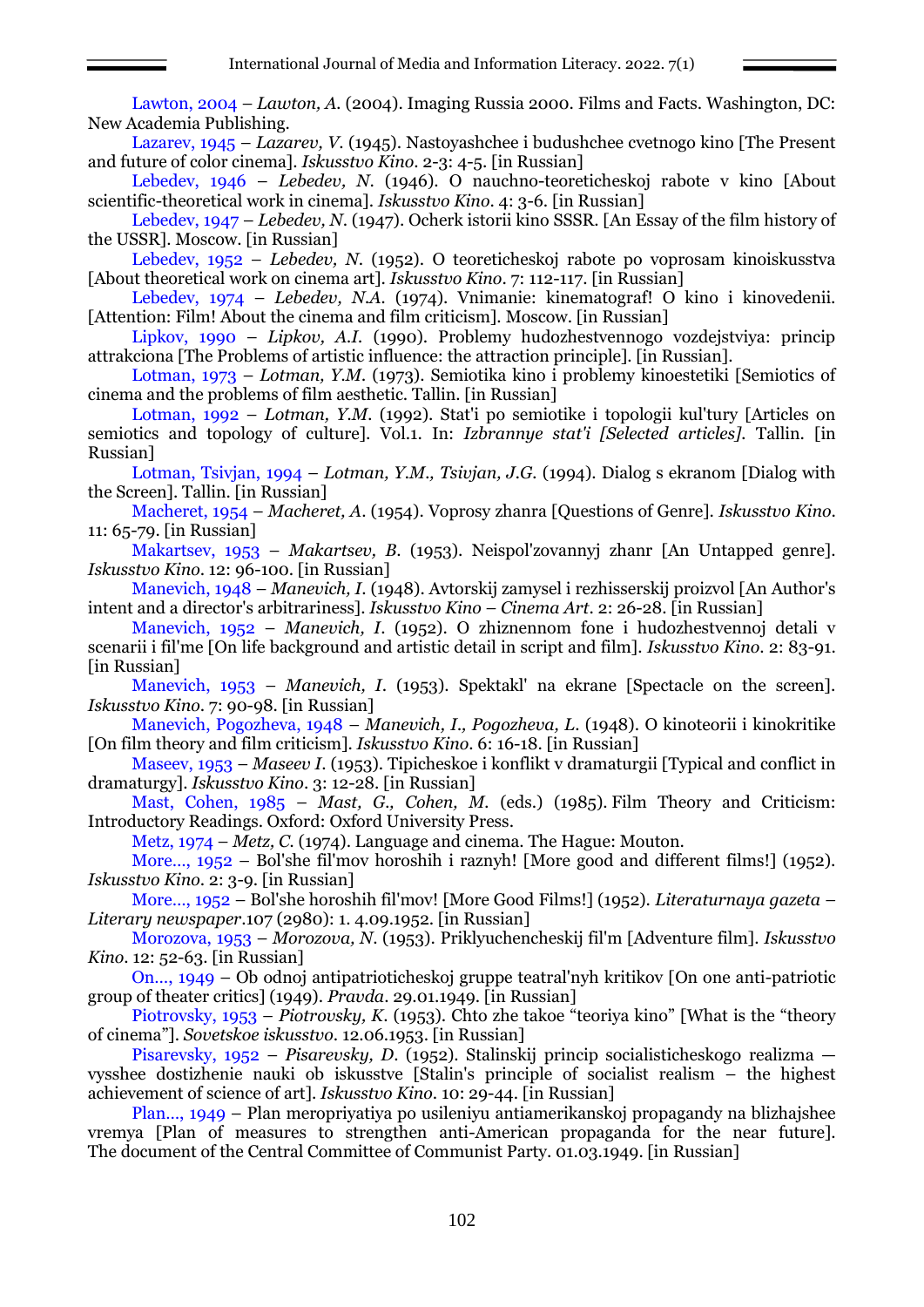Lawton, 2004 – *Lawton, A.* (2004). Imaging Russia 2000. Films and Facts. Washington, DC: New Academia Publishing.

Lazarev, 1945 – *Lazarev, V.* (1945). Nastoyashchee i budushchee cvetnogo kino [The Present and future of color cinema]. *Iskusstvo Kino*. 2-3: 4-5. [in Russian]

Lebedev, 1946 – *Lebedev, N.* (1946). O nauchno-teoreticheskoj rabote v kino [About scientific-theoretical work in cinema]. *Iskusstvo Kino*. 4: 3-6. [in Russian]

Lebedev, 1947 – *Lebedev, N.* (1947). Ocherk istorii kino SSSR. [An Essay of the film history of the USSR]. Moscow. [in Russian]

Lebedev, 1952 – *Lebedev, N.* (1952). O teoreticheskoj rabote po voprosam kinoiskusstva [About theoretical work on cinema art]. *Iskusstvo Kino*. 7: 112-117. [in Russian]

Lebedev, 1974 – *Lebedev, N.A.* (1974). Vnimanie: kinematograf! O kino i kinovedenii. [Attention: Film! About the cinema and film criticism]. Moscow. [in Russian]

Lipkov, 1990 – *Lipkov, A.I.* (1990). Problemy hudozhestvennogo vozdejstviya: princip attrakciona [The Problems of artistic influence: the attraction principle]. [in Russian].

Lotman, 1973 – *Lotman, Y.M.* (1973). Semiotika kino i problemy kinoestetiki [Semiotics of cinema and the problems of film aesthetic. Tallin. [in Russian]

Lotman, 1992 – *Lotman, Y.M.* (1992). Stat'i po semiotike i topologii kul'tury [Articles on semiotics and topology of culture]. Vol.1. In: *Izbrannye stat'i [Selected articles].* Tallin. [in Russian]

Lotman, Tsivjan, 1994 – *Lotman, Y.M., Tsivjan, J.G.* (1994). Dialog s ekranom [Dialog with the Screen]. Tallin. [in Russian]

Macheret, 1954 – *Macheret, A.* (1954). Voprosy zhanra [Questions of Genre]. *Iskusstvo Kino*. 11: 65-79. [in Russian]

Makartsev, 1953 – *Makartsev, B.* (1953). Neispol'zovannyj zhanr [An Untapped genre]. *Iskusstvo Kino*. 12: 96-100. [in Russian]

Manevich, 1948 – *Manevich, I.* (1948). Avtorskij zamysel i rezhisserskij proizvol [An Author's intent and a director's arbitrariness]. *Iskusstvo Kino – Cinema Art*. 2: 26-28. [in Russian]

Manevich, 1952 – *Manevich, I.* (1952). O zhiznennom fone i hudozhestvennoj detali v scenarii i fil'me [On life background and artistic detail in script and film]. *Iskusstvo Kino*. 2: 83-91. [in Russian]

Manevich, 1953 – *Manevich, I.* (1953). Spektakl' na ekrane [Spectacle on the screen]. *Iskusstvo Kino*. 7: 90-98. [in Russian]

Manevich, Pogozheva, 1948 – *Manevich, I., Pogozheva, L.* (1948). O kinoteorii i kinokritike [On film theory and film criticism]. *Iskusstvo Kino*. 6: 16-18. [in Russian]

Maseev, 1953 – *Maseev I.* (1953). Tipicheskoe i konflikt v dramaturgii [Typical and conflict in dramaturgy]. *Iskusstvo Kino*. 3: 12-28. [in Russian]

Mast, Cohen, 1985 – *Mast, G., Cohen, M.* (eds.) (1985). Film Theory and Criticism: Introductory Readings. Oxford: Oxford University Press.

Metz, 1974 – *Metz, C.* (1974). Language and cinema. The Hague: Mouton.

More..., 1952 – Bol'she fil'mov horoshih i raznyh! [More good and different films!] (1952). *Iskusstvo Kino*. 2: 3-9. [in Russian]

More..., 1952 – Bol'she horoshih fil'mov! [More Good Films!] (1952). *Literaturnaya gazeta – Literary newspaper*.107 (2980): 1. 4.09.1952. [in Russian]

Morozova, 1953 – *Morozova, N.* (1953). Priklyuchencheskij fil'm [Adventure film]. *Iskusstvo Kino*. 12: 52-63. [in Russian]

On..., 1949 – Ob odnoj antipatrioticheskoj gruppe teatral'nyh kritikov [On one anti-patriotic group of theater critics] (1949). *Pravda*. 29.01.1949. [in Russian]

Piotrovsky, 1953 – *Piotrovsky, K.* (1953). Chto zhe takoe "teoriya kino" [What is the "theory of cinema"]. *Sovetskoe iskusstvo*. 12.06.1953. [in Russian]

Pisarevsky, 1952 – *Pisarevsky, D.* (1952). Stalinskij princip socialisticheskogo realizma — vysshee dostizhenie nauki ob iskusstve [Stalin's principle of socialist realism – the highest achievement of science of art]. *Iskusstvo Kino*. 10: 29-44. [in Russian]

Plan..., 1949 – Plan meropriyatiya po usileniyu antiamerikanskoj propagandy na blizhajshee vremya [Plan of measures to strengthen anti-American propaganda for the near future]. The document of the Central Committee of Communist Party. 01.03.1949. [in Russian]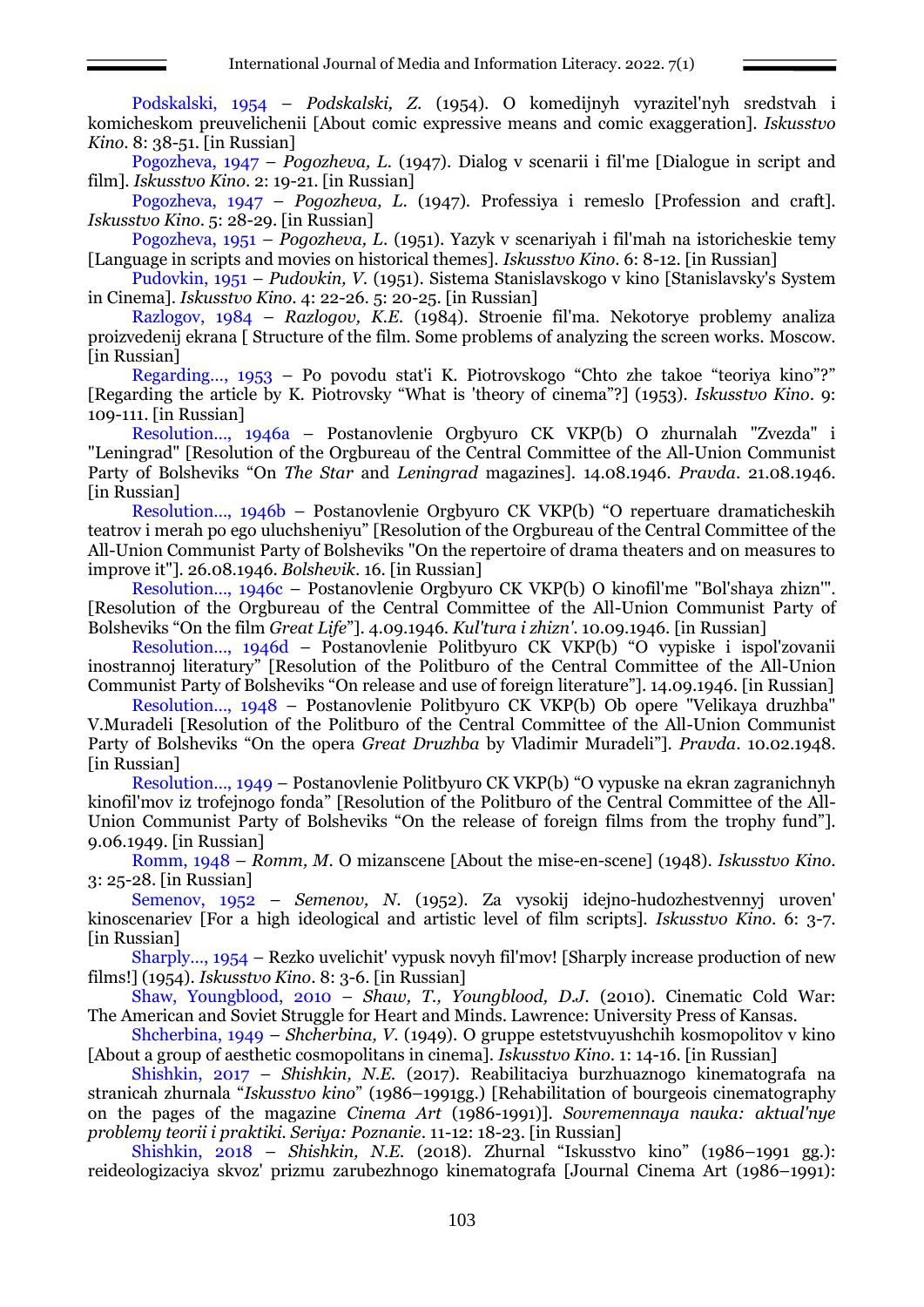Podskalski, 1954 – *Podskalski, Z.* (1954). O komedijnyh vyrazitel'nyh sredstvah i komicheskom preuvelichenii [About comic expressive means and comic exaggeration]. *Iskusstvo Kino*. 8: 38-51. [in Russian]

Pogozheva, 1947 – *Pogozheva, L.* (1947). Dialog v scenarii i fil'me [Dialogue in script and film]. *Iskusstvo Kino*. 2: 19-21. [in Russian]

Pogozheva, 1947 – *Pogozheva, L.* (1947). Professiya i remeslo [Profession and craft]. *Iskusstvo Kino*. 5: 28-29. [in Russian]

Pogozheva, 1951 – *Pogozheva, L.* (1951). Yazyk v scenariyah i fil'mah na istoricheskie temy [Language in scripts and movies on historical themes]. *Iskusstvo Kino*. 6: 8-12. [in Russian]

Pudovkin, 1951 – *Pudovkin, V.* (1951). Sistema Stanislavskogo v kino [Stanislavsky's System in Cinema]. *Iskusstvo Kino*. 4: 22-26. 5: 20-25. [in Russian]

Razlogov, 1984 – *Razlogov, K.E.* (1984). Stroenie fil'ma. Nekotorye problemy analiza proizvedenij ekrana [ Structure of the film. Some problems of analyzing the screen works. Moscow. [in Russian]

Regarding..., 1953 – Po povodu stat'i K. Piotrovskogo "Chto zhe takoe "teoriya kino"?" [Regarding the article by K. Piotrovsky "What is 'theory of cinema"?] (1953). *Iskusstvo Kino*. 9: 109-111. [in Russian]

Resolution..., 1946a – Postanovlenie Orgbyuro CK VKP(b) O zhurnalah "Zvezda" i "Leningrad" [Resolution of the Orgbureau of the Central Committee of the All-Union Communist Party of Bolsheviks "On *The Star* and *Leningrad* magazines]. 14.08.1946. *Pravda*. 21.08.1946. [in Russian]

Resolution..., 1946b – Postanovlenie Orgbyuro CK VKP(b) "O repertuare dramaticheskih teatrov i merah po ego uluchsheniyu" [Resolution of the Orgbureau of the Central Committee of the All-Union Communist Party of Bolsheviks "On the repertoire of drama theaters and on measures to improve it"]. 26.08.1946. *Bolshevik*. 16. [in Russian]

Resolution..., 1946c – Postanovlenie Orgbyuro CK VKP(b) O kinofil'me "Bol'shaya zhizn'". [Resolution of the Orgbureau of the Central Committee of the All-Union Communist Party of Bolsheviks "On the film *Great Life*"]. 4.09.1946. *Kul'tura i zhizn'*. 10.09.1946. [in Russian]

Resolution..., 1946d – Postanovlenie Politbyuro CK VKP(b) "O vypiske i ispol'zovanii inostrannoj literatury" [Resolution of the Politburo of the Central Committee of the All-Union Communist Party of Bolsheviks "On release and use of foreign literature"]. 14.09.1946. [in Russian]

Resolution..., 1948 – Postanovlenie Politbyuro CK VKP(b) Ob opere "Velikaya druzhba" V.Muradeli [Resolution of the Politburo of the Central Committee of the All-Union Communist Party of Bolsheviks "On the opera *Great Druzhba* by Vladimir Muradeli"]. *Pravda*. 10.02.1948. [in Russian]

Resolution..., 1949 – Postanovlenie Politbyuro CK VKP(b) "O vypuske na ekran zagranichnyh kinofil'mov iz trofejnogo fonda" [Resolution of the Politburo of the Central Committee of the All-Union Communist Party of Bolsheviks "On the release of foreign films from the trophy fund"]. 9.06.1949. [in Russian]

Romm, 1948 – *Romm, M.* O mizanscene [About the mise-en-scene] (1948). *Iskusstvo Kino*. 3: 25-28. [in Russian]

Semenov, 1952 – *Semenov, N.* (1952). Za vysokij idejno-hudozhestvennyj uroven' kinoscenariev [For a high ideological and artistic level of film scripts]. *Iskusstvo Kino*. 6: 3-7. [in Russian]

Sharply..., 1954 – Rezko uvelichit' vypusk novyh fil'mov! [Sharply increase production of new films!] (1954). *Iskusstvo Kino*. 8: 3-6. [in Russian]

Shaw, Youngblood, 2010 – *Shaw, T., Youngblood, D.J.* (2010). Cinematic Cold War: The American and Soviet Struggle for Heart and Minds. Lawrence: University Press of Kansas.

Shcherbina, 1949 – *Shcherbina, V.* (1949). O gruppe estetstvuyushchih kosmopolitov v kino [About a group of aesthetic cosmopolitans in cinema]. *Iskusstvo Kino*. 1: 14-16. [in Russian]

Shishkin, 2017 – *Shishkin, N.E.* (2017). Reabilitaciya burzhuaznogo kinematografa na stranicah zhurnala "*Iskusstvo kino*" (1986–1991gg.) [Rehabilitation of bourgeois cinematography on the pages of the magazine *Cinema Art* (1986-1991)]. *Sovremennaya nauka: aktual'nye problemy teorii i praktiki. Seriya: Poznanie*. 11-12: 18-23. [in Russian]

Shishkin, 2018 – *Shishkin, N.E.* (2018). Zhurnal "Iskusstvo kino" (1986–1991 gg.): reideologizaciya skvoz' prizmu zarubezhnogo kinematografa [Journal Cinema Art (1986–1991):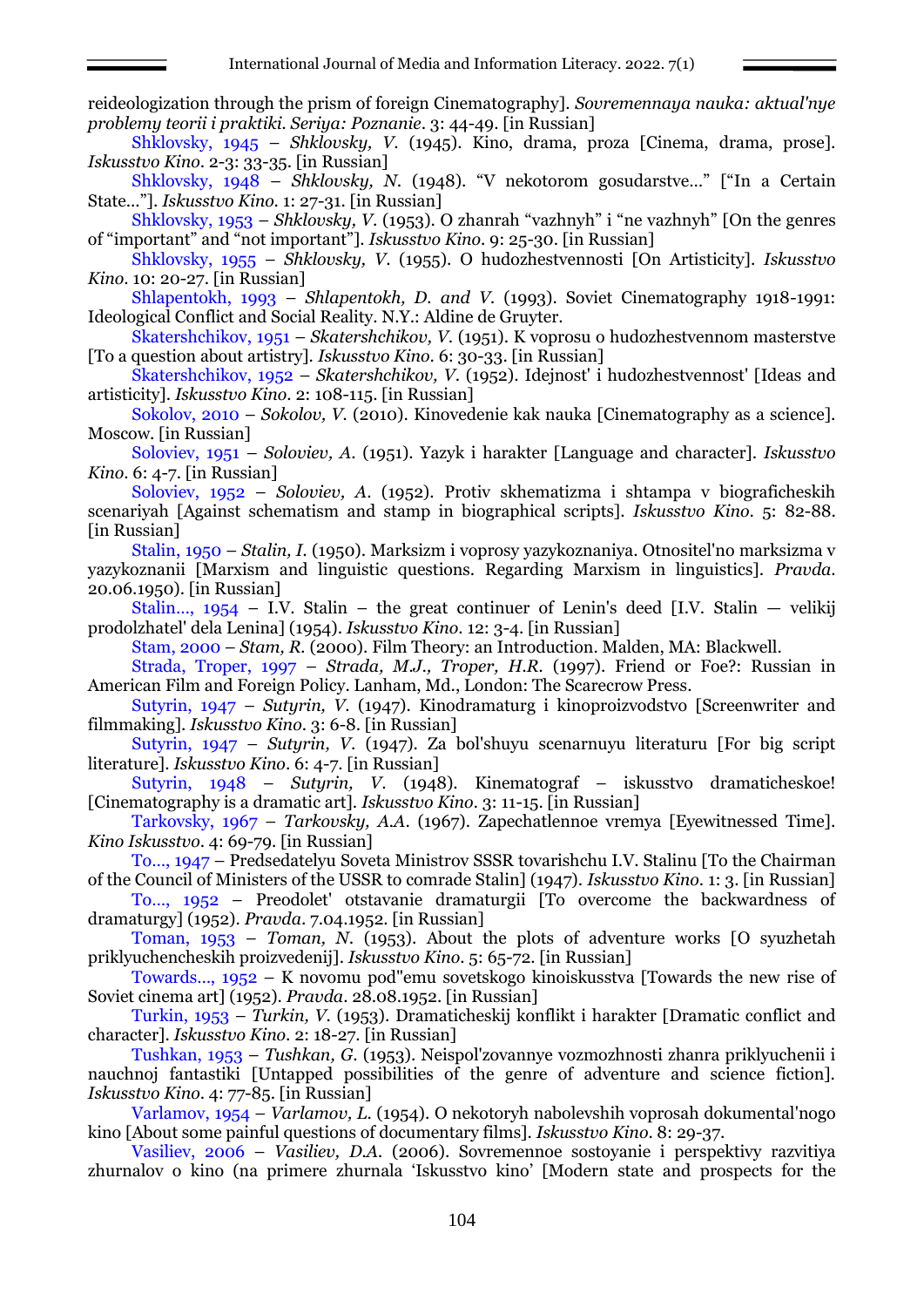reideologization through the prism of foreign Cinematography]. *Sovremennaya nauka: aktual'nye problemy teorii i praktiki. Seriya: Poznanie*. 3: 44-49. [in Russian]

Shklovsky, 1945 – *Shklovsky, V.* (1945). Kino, drama, proza [Cinema, drama, prose]. *Iskusstvo Kino*. 2-3: 33-35. [in Russian]

Shklovsky, 1948 – *Shklovsky, N.* (1948). "V nekotorom gosudarstve..." ["In a Certain State..."]. *Iskusstvo Kino*. 1: 27-31. [in Russian]

Shklovsky, 1953 – *Shklovsky, V.* (1953). O zhanrah "vazhnyh" i "ne vazhnyh" [On the genres of "important" and "not important"]. *Iskusstvo Kino*. 9: 25-30. [in Russian]

Shklovsky, 1955 – *Shklovsky, V.* (1955). O hudozhestvennosti [On Artisticity]. *Iskusstvo Kino*. 10: 20-27. [in Russian]

Shlapentokh, 1993 – *Shlapentokh, D. and V.* (1993). Soviet Cinematography 1918-1991: Ideological Conflict and Social Reality. N.Y.: Aldine de Gruyter.

Skatershchikov, 1951 – *Skatershchikov, V.* (1951). K voprosu o hudozhestvennom masterstve [To a question about artistry]. *Iskusstvo Kino*. 6: 30-33. [in Russian]

Skatershchikov, 1952 – *Skatershchikov, V.* (1952). Idejnost' i hudozhestvennost' [Ideas and artisticity]. *Iskusstvo Kino*. 2: 108-115. [in Russian]

Sokolov, 2010 – *Sokolov, V.* (2010). Kinovedenie kak nauka [Cinematography as a science]. Moscow. [in Russian]

Soloviev, 1951 – *Soloviev, A.* (1951). Yazyk i harakter [Language and character]. *Iskusstvo Kino*. 6: 4-7. [in Russian]

Soloviev, 1952 – *Soloviev, A.* (1952). Protiv skhematizma i shtampa v biograficheskih scenariyah [Against schematism and stamp in biographical scripts]. *Iskusstvo Kino*. 5: 82-88. [in Russian]

Stalin, 1950 – *Stalin, I.* (1950). Marksizm i voprosy yazykoznaniya. Otnositel'no marksizma v yazykoznanii [Marxism and linguistic questions. Regarding Marxism in linguistics]. *Pravda*. 20.06.1950). [in Russian]

Stalin..., 1954 – I.V. Stalin – the great continuer of Lenin's deed [I.V. Stalin — velikij prodolzhatel' dela Lenina] (1954). *Iskusstvo Kino*. 12: 3-4. [in Russian]

Stam, 2000 – *Stam, R.* (2000). Film Theory: an Introduction. Malden, MA: Blackwell.

Strada, Troper, 1997 – *Strada, M.J., Troper, H.R.* (1997). Friend or Foe?: Russian in American Film and Foreign Policy. Lanham, Md., London: The Scarecrow Press.

Sutyrin, 1947 – *Sutyrin, V.* (1947). Kinodramaturg i kinoproizvodstvo [Screenwriter and filmmaking]. *Iskusstvo Kino*. 3: 6-8. [in Russian]

Sutyrin, 1947 – *Sutyrin, V.* (1947). Za bol'shuyu scenarnuyu literaturu [For big script literature]. *Iskusstvo Kino*. 6: 4-7. [in Russian]

Sutyrin, 1948 – *Sutyrin, V.* (1948). Kinematograf – iskusstvo dramaticheskoe! [Cinematography is a dramatic art]. *Iskusstvo Kino*. 3: 11-15. [in Russian]

Tarkovsky, 1967 – *Tarkovsky, A.A.* (1967). Zapechatlennoe vremya [Eyewitnessed Time]. *Kino Iskusstvo*. 4: 69-79. [in Russian]

To..., 1947 – Predsedatelyu Soveta Ministrov SSSR tovarishchu I.V. Stalinu [To the Chairman of the Council of Ministers of the USSR to comrade Stalin] (1947). *Iskusstvo Kino*. 1: 3. [in Russian]

To..., 1952 – Preodolet' otstavanie dramaturgii [To overcome the backwardness of dramaturgy] (1952). *Pravda*. 7.04.1952. [in Russian]

Toman, 1953 – *Toman, N.* (1953). About the plots of adventure works [O syuzhetah priklyuchencheskih proizvedenij]. *Iskusstvo Kino*. 5: 65-72. [in Russian]

Towards..., 1952 – K novomu pod"emu sovetskogo kinoiskusstva [Towards the new rise of Soviet cinema art] (1952). *Pravda*. 28.08.1952. [in Russian]

Turkin, 1953 – *Turkin, V.* (1953). Dramaticheskij konflikt i harakter [Dramatic conflict and character]. *Iskusstvo Kino*. 2: 18-27. [in Russian]

Tushkan, 1953 – *Tushkan, G.* (1953). Neispol'zovannye vozmozhnosti zhanra priklyuchenii i nauchnoj fantastiki [Untapped possibilities of the genre of adventure and science fiction]. *Iskusstvo Kino*. 4: 77-85. [in Russian]

Varlamov, 1954 – *Varlamov, L.* (1954). O nekotoryh nabolevshih voprosah dokumental'nogo kino [About some painful questions of documentary films]. *Iskusstvo Kino*. 8: 29-37.

Vasiliev, 2006 – *Vasiliev, D.A.* (2006). Sovremennoe sostoyanie i perspektivy razvitiya zhurnalov o kino (na primere zhurnala 'Iskusstvo kino' [Modern state and prospects for the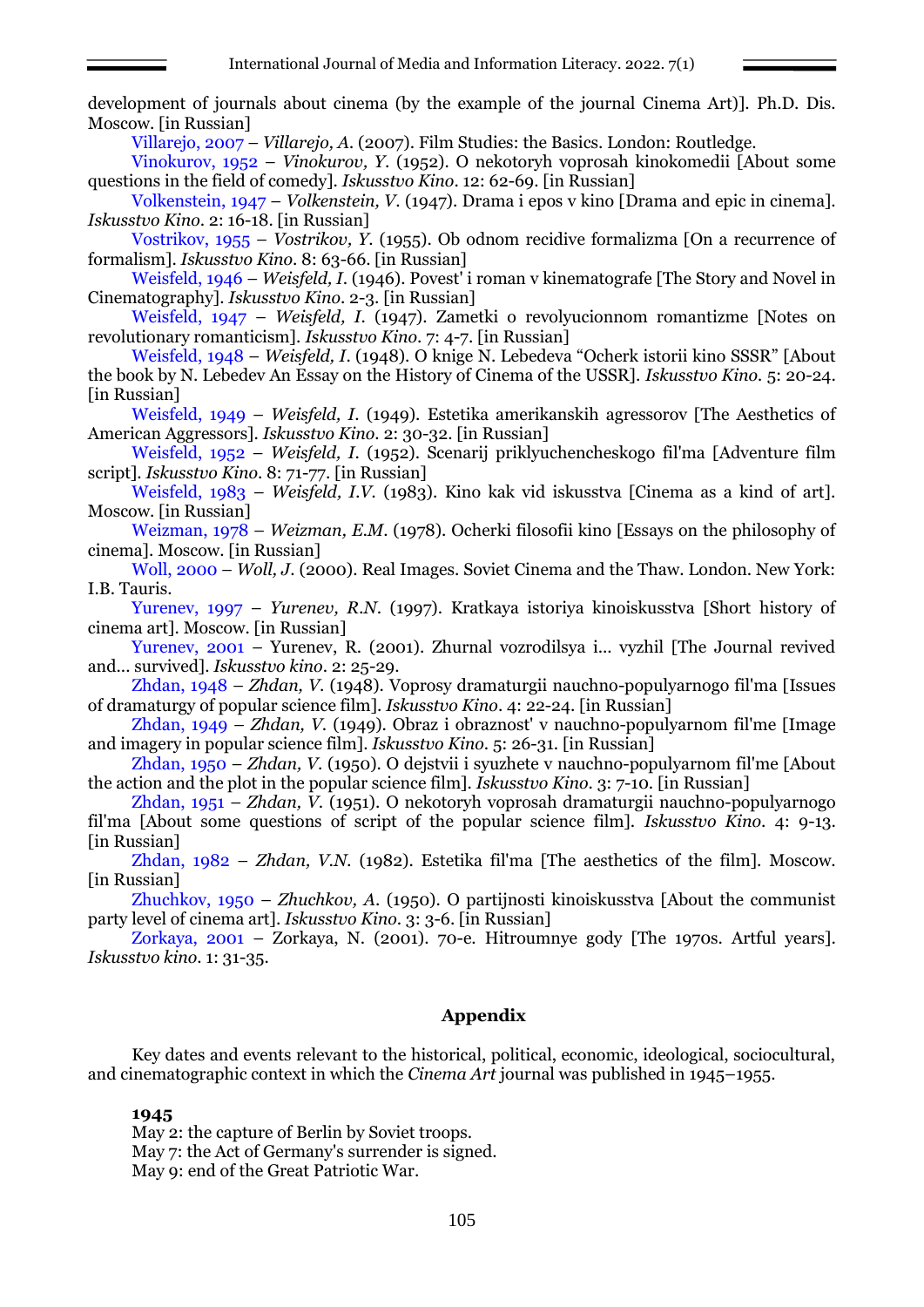development of journals about cinema (by the example of the journal Cinema Art)]. Ph.D. Dis. Moscow. [in Russian]

Villarejo, 2007 – *Villarejo, A.* (2007). Film Studies: the Basics. London: Routledge.

Vinokurov, 1952 – *Vinokurov, Y.* (1952). O nekotoryh voprosah kinokomedii [About some questions in the field of comedy]. *Iskusstvo Kino*. 12: 62-69. [in Russian]

Volkenstein, 1947 – *Volkenstein, V.* (1947). Drama i epos v kino [Drama and epic in cinema]. *Iskusstvo Kino*. 2: 16-18. [in Russian]

Vostrikov, 1955 – *Vostrikov, Y.* (1955). Ob odnom recidive formalizma [On a recurrence of formalism]. *Iskusstvo Kino*. 8: 63-66. [in Russian]

Weisfeld, 1946 – *Weisfeld, I.* (1946). Povest' i roman v kinematografe [The Story and Novel in Cinematography]. *Iskusstvo Kino*. 2-3. [in Russian]

Weisfeld, 1947 – *Weisfeld, I.* (1947). Zametki o revolyucionnom romantizme [Notes on revolutionary romanticism]. *Iskusstvo Kino*. 7: 4-7. [in Russian]

Weisfeld, 1948 – *Weisfeld, I.* (1948). O knige N. Lebedeva "Ocherk istorii kino SSSR" [About the book by N. Lebedev An Essay on the History of Cinema of the USSR]. *Iskusstvo Kino*. 5: 20-24. [in Russian]

Weisfeld, 1949 – *Weisfeld, I.* (1949). Estetika amerikanskih agressorov [The Aesthetics of American Aggressors]. *Iskusstvo Kino*. 2: 30-32. [in Russian]

Weisfeld, 1952 – *Weisfeld, I.* (1952). Scenarij priklyuchencheskogo fil'ma [Adventure film script]. *Iskusstvo Kino*. 8: 71-77. [in Russian]

Weisfeld, 1983 – *Weisfeld, I.V.* (1983). Kino kak vid iskusstva [Cinema as a kind of art]. Moscow. [in Russian]

Weizman, 1978 – *Weizman, E.M.* (1978). Ocherki filosofii kino [Essays on the philosophy of cinema]. Moscow. [in Russian]

Woll, 2000 – *Woll, J.* (2000). Real Images. Soviet Cinema and the Thaw. London. New York: I.B. Tauris.

Yurenev, 1997 – *Yurenev, R.N.* (1997). Kratkaya istoriya kinoiskusstva [Short history of cinema art]. Moscow. [in Russian]

Yurenev, 2001 – Yurenev, R. (2001). Zhurnal vozrodilsya i... vyzhil [The Journal revived and... survived]. *Iskusstvo kino*. 2: 25-29.

Zhdan, 1948 – *Zhdan, V.* (1948). Voprosy dramaturgii nauchno-populyarnogo fil'ma [Issues of dramaturgy of popular science film]. *Iskusstvo Kino*. 4: 22-24. [in Russian]

Zhdan, 1949 – *Zhdan, V.* (1949). Obraz i obraznost' v nauchno-populyarnom fil'me [Image and imagery in popular science film]. *Iskusstvo Kino*. 5: 26-31. [in Russian]

Zhdan, 1950 – *Zhdan, V.* (1950). O dejstvii i syuzhete v nauchno-populyarnom fil'me [About the action and the plot in the popular science film]. *Iskusstvo Kino*. 3: 7-10. [in Russian]

Zhdan, 1951 – *Zhdan, V.* (1951). O nekotoryh voprosah dramaturgii nauchno-populyarnogo fil'ma [About some questions of script of the popular science film]. *Iskusstvo Kino*. 4: 9-13. [in Russian]

Zhdan, 1982 – *Zhdan, V.N.* (1982). Estetika fil'ma [The aesthetics of the film]. Moscow. [in Russian]

Zhuchkov, 1950 – *Zhuchkov, A.* (1950). O partijnosti kinoiskusstva [About the communist party level of cinema art]. *Iskusstvo Kino*. 3: 3-6. [in Russian]

Zorkaya, 2001 – Zorkaya, N. (2001). 70-e. Hitroumnye gody [The 1970s. Artful years]. *Iskusstvo kino*. 1: 31-35.

## Appendix

Key dates and events relevant to the historical, political, economic, ideological, sociocultural, and cinematographic context in which the *Cinema Art* journal was published in 1945–1955.

**1945**

May 2: the capture of Berlin by Soviet troops.
May 7: the Act of Germany's surrender is signed.
May 9: end of the Great Patriotic War.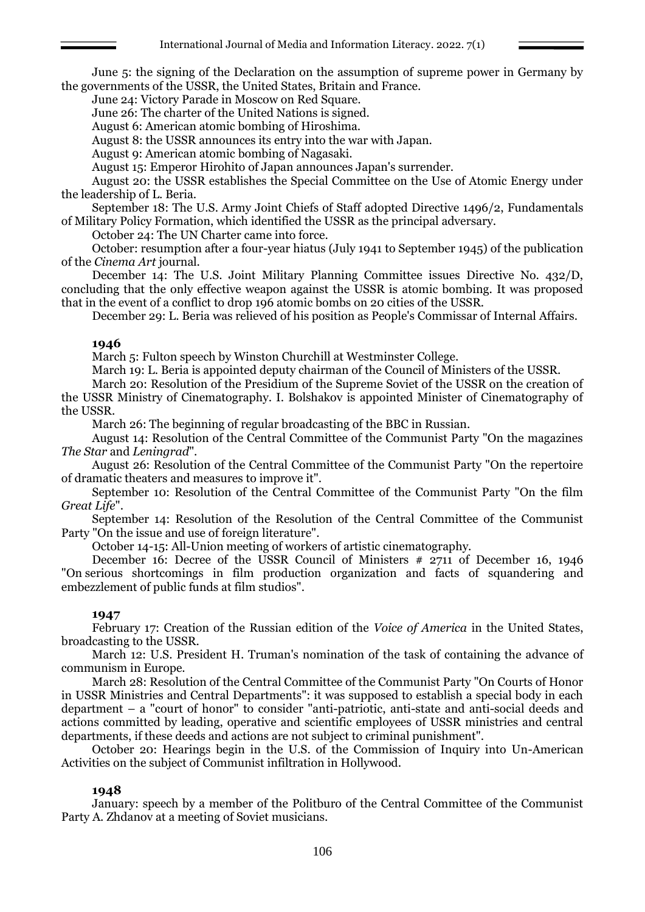June 5: the signing of the Declaration on the assumption of supreme power in Germany by the governments of the USSR, the United States, Britain and France.

June 24: Victory Parade in Moscow on Red Square.

June 26: The charter of the United Nations is signed.

August 6: American atomic bombing of Hiroshima.

August 8: the USSR announces its entry into the war with Japan.

August 9: American atomic bombing of Nagasaki.

August 15: Emperor Hirohito of Japan announces Japan's surrender.

August 20: the USSR establishes the Special Committee on the Use of Atomic Energy under the leadership of L. Beria.

September 18: The U.S. Army Joint Chiefs of Staff adopted Directive 1496/2, Fundamentals of Military Policy Formation, which identified the USSR as the principal adversary.

October 24: The UN Charter came into force.

October: resumption after a four-year hiatus (July 1941 to September 1945) of the publication of the *Cinema Art* journal.

December 14: The U.S. Joint Military Planning Committee issues Directive No. 432/D, concluding that the only effective weapon against the USSR is atomic bombing. It was proposed that in the event of a conflict to drop 196 atomic bombs on 20 cities of the USSR.

December 29: L. Beria was relieved of his position as People's Commissar of Internal Affairs.

**1946**

March 5: Fulton speech by Winston Churchill at Westminster College.

March 19: L. Beria is appointed deputy chairman of the Council of Ministers of the USSR.

March 20: Resolution of the Presidium of the Supreme Soviet of the USSR on the creation of the USSR Ministry of Cinematography. I. Bolshakov is appointed Minister of Cinematography of the USSR.

March 26: The beginning of regular broadcasting of the BBC in Russian.

August 14: Resolution of the Central Committee of the Communist Party "On the magazines *The Star* and *Leningrad*".

August 26: Resolution of the Central Committee of the Communist Party "On the repertoire of dramatic theaters and measures to improve it".

September 10: Resolution of the Central Committee of the Communist Party "On the film *Great Life*".

September 14: Resolution of the Resolution of the Central Committee of the Communist Party "On the issue and use of foreign literature".

October 14-15: All-Union meeting of workers of artistic cinematography.

December 16: Decree of the USSR Council of Ministers # 2711 of December 16, 1946 "On serious shortcomings in film production organization and facts of squandering and embezzlement of public funds at film studios".

**1947**

February 17: Creation of the Russian edition of the *Voice of America* in the United States, broadcasting to the USSR.

March 12: U.S. President H. Truman's nomination of the task of containing the advance of communism in Europe.

March 28: Resolution of the Central Committee of the Communist Party "On Courts of Honor in USSR Ministries and Central Departments": it was supposed to establish a special body in each department – a "court of honor" to consider "anti-patriotic, anti-state and anti-social deeds and actions committed by leading, operative and scientific employees of USSR ministries and central departments, if these deeds and actions are not subject to criminal punishment".

October 20: Hearings begin in the U.S. of the Commission of Inquiry into Un-American Activities on the subject of Communist infiltration in Hollywood.

**1948**

January: speech by a member of the Politburo of the Central Committee of the Communist Party A. Zhdanov at a meeting of Soviet musicians.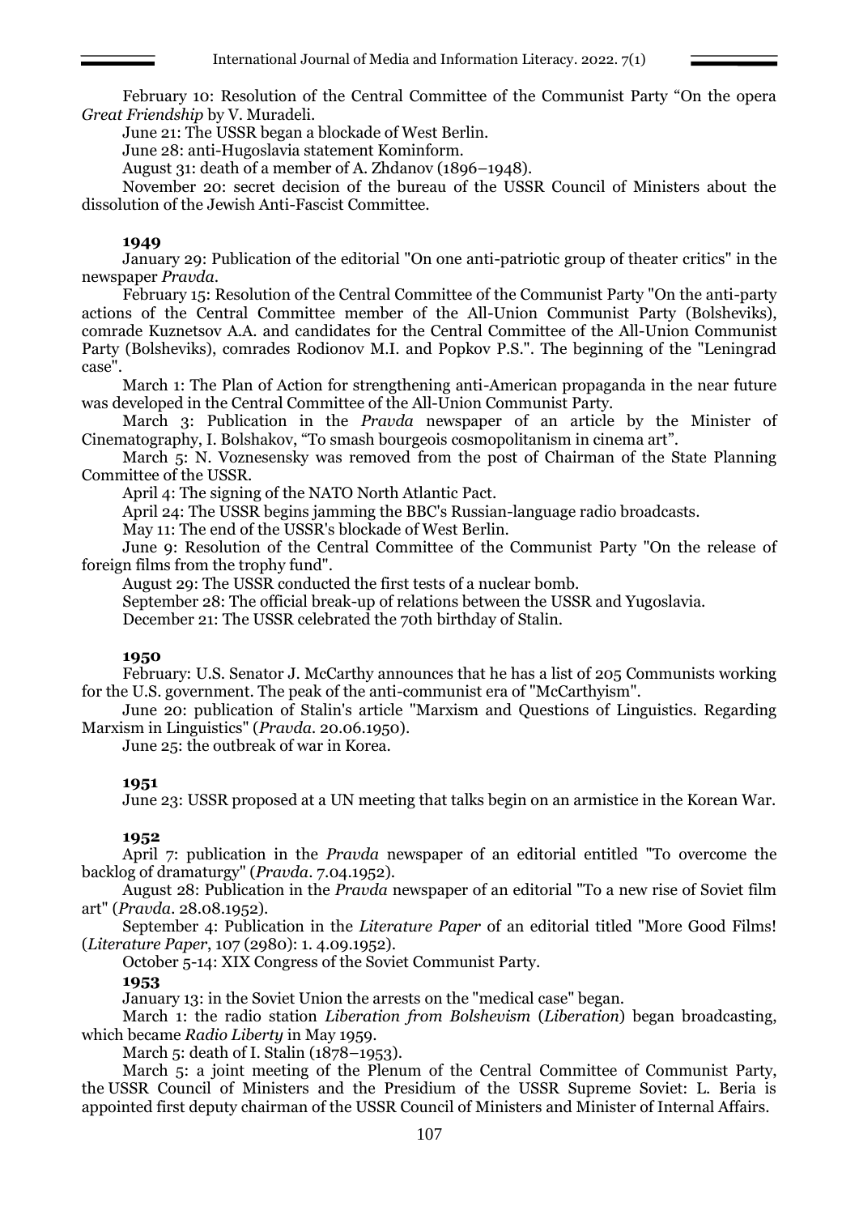February 10: Resolution of the Central Committee of the Communist Party "On the opera *Great Friendship* by V. Muradeli.

June 21: The USSR began a blockade of West Berlin.

June 28: anti-Hugoslavia statement Kominform.

August 31: death of a member of A. Zhdanov (1896–1948).

November 20: secret decision of the bureau of the USSR Council of Ministers about the dissolution of the Jewish Anti-Fascist Committee.

**1949**

January 29: Publication of the editorial "On one anti-patriotic group of theater critics" in the newspaper *Pravda*.

February 15: Resolution of the Central Committee of the Communist Party "On the anti-party actions of the Central Committee member of the All-Union Communist Party (Bolsheviks), comrade Kuznetsov A.A. and candidates for the Central Committee of the All-Union Communist Party (Bolsheviks), comrades Rodionov M.I. and Popkov P.S.". The beginning of the "Leningrad case".

March 1: The Plan of Action for strengthening anti-American propaganda in the near future was developed in the Central Committee of the All-Union Communist Party.

March 3: Publication in the *Pravda* newspaper of an article by the Minister of Cinematography, I. Bolshakov, "To smash bourgeois cosmopolitanism in cinema art".

March 5: N. Voznesensky was removed from the post of Chairman of the State Planning Committee of the USSR.

April 4: The signing of the NATO North Atlantic Pact.

April 24: The USSR begins jamming the BBC's Russian-language radio broadcasts.

May 11: The end of the USSR's blockade of West Berlin.

June 9: Resolution of the Central Committee of the Communist Party "On the release of foreign films from the trophy fund".

August 29: The USSR conducted the first tests of a nuclear bomb.

September 28: The official break-up of relations between the USSR and Yugoslavia.

December 21: The USSR celebrated the 70th birthday of Stalin.

**1950**

February: U.S. Senator J. McCarthy announces that he has a list of 205 Communists working for the U.S. government. The peak of the anti-communist era of "McCarthyism".

June 20: publication of Stalin's article "Marxism and Questions of Linguistics. Regarding Marxism in Linguistics" (*Pravda*. 20.06.1950).

June 25: the outbreak of war in Korea.

**1951**

June 23: USSR proposed at a UN meeting that talks begin on an armistice in the Korean War.

**1952**

April 7: publication in the *Pravda* newspaper of an editorial entitled "To overcome the backlog of dramaturgy" (*Pravda*. 7.04.1952).

August 28: Publication in the *Pravda* newspaper of an editorial "To a new rise of Soviet film art" (*Pravda*. 28.08.1952).

September 4: Publication in the *Literature Paper* of an editorial titled "More Good Films! (*Literature Paper*, 107 (2980): 1. 4.09.1952).

October 5-14: XIX Congress of the Soviet Communist Party.

**1953**

January 13: in the Soviet Union the arrests on the "medical case" began.

March 1: the radio station *Liberation from Bolshevism* (*Liberation*) began broadcasting, which became *Radio Liberty* in May 1959.

March 5: death of I. Stalin (1878–1953).

March 5: a joint meeting of the Plenum of the Central Committee of Communist Party, the USSR Council of Ministers and the Presidium of the USSR Supreme Soviet: L. Beria is appointed first deputy chairman of the USSR Council of Ministers and Minister of Internal Affairs.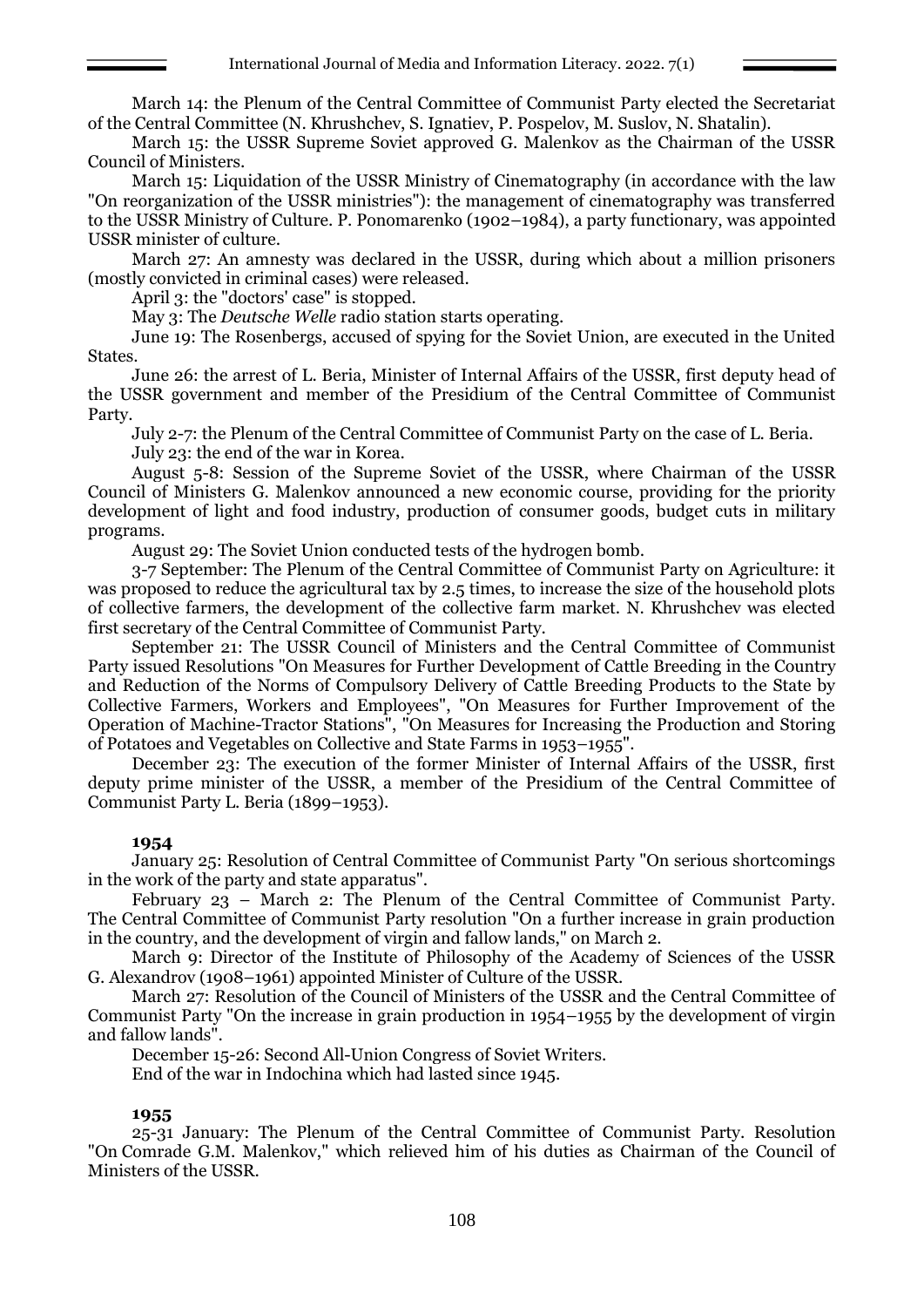March 14: the Plenum of the Central Committee of Communist Party elected the Secretariat of the Central Committee (N. Khrushchev, S. Ignatiev, P. Pospelov, M. Suslov, N. Shatalin).

March 15: the USSR Supreme Soviet approved G. Malenkov as the Chairman of the USSR Council of Ministers.

March 15: Liquidation of the USSR Ministry of Cinematography (in accordance with the law "On reorganization of the USSR ministries"): the management of cinematography was transferred to the USSR Ministry of Culture. P. Ponomarenko (1902–1984), a party functionary, was appointed USSR minister of culture.

March 27: An amnesty was declared in the USSR, during which about a million prisoners (mostly convicted in criminal cases) were released.

April 3: the "doctors' case" is stopped.

May 3: The *Deutsche Welle* radio station starts operating.

June 19: The Rosenbergs, accused of spying for the Soviet Union, are executed in the United States.

June 26: the arrest of L. Beria, Minister of Internal Affairs of the USSR, first deputy head of the USSR government and member of the Presidium of the Central Committee of Communist Party.

July 2-7: the Plenum of the Central Committee of Communist Party on the case of L. Beria.

July 23: the end of the war in Korea.

August 5-8: Session of the Supreme Soviet of the USSR, where Chairman of the USSR Council of Ministers G. Malenkov announced a new economic course, providing for the priority development of light and food industry, production of consumer goods, budget cuts in military programs.

August 29: The Soviet Union conducted tests of the hydrogen bomb.

3-7 September: The Plenum of the Central Committee of Communist Party on Agriculture: it was proposed to reduce the agricultural tax by 2.5 times, to increase the size of the household plots of collective farmers, the development of the collective farm market. N. Khrushchev was elected first secretary of the Central Committee of Communist Party.

September 21: The USSR Council of Ministers and the Central Committee of Communist Party issued Resolutions "On Measures for Further Development of Cattle Breeding in the Country and Reduction of the Norms of Compulsory Delivery of Cattle Breeding Products to the State by Collective Farmers, Workers and Employees", "On Measures for Further Improvement of the Operation of Machine-Tractor Stations", "On Measures for Increasing the Production and Storing of Potatoes and Vegetables on Collective and State Farms in 1953–1955".

December 23: The execution of the former Minister of Internal Affairs of the USSR, first deputy prime minister of the USSR, a member of the Presidium of the Central Committee of Communist Party L. Beria (1899–1953).

**1954**

January 25: Resolution of Central Committee of Communist Party "On serious shortcomings in the work of the party and state apparatus".

February 23 – March 2: The Plenum of the Central Committee of Communist Party. The Central Committee of Communist Party resolution "On a further increase in grain production in the country, and the development of virgin and fallow lands," on March 2.

March 9: Director of the Institute of Philosophy of the Academy of Sciences of the USSR G. Alexandrov (1908–1961) appointed Minister of Culture of the USSR.

March 27: Resolution of the Council of Ministers of the USSR and the Central Committee of Communist Party "On the increase in grain production in 1954–1955 by the development of virgin and fallow lands".

December 15-26: Second All-Union Congress of Soviet Writers.

End of the war in Indochina which had lasted since 1945.

**1955**

25-31 January: The Plenum of the Central Committee of Communist Party. Resolution "On Comrade G.M. Malenkov," which relieved him of his duties as Chairman of the Council of Ministers of the USSR.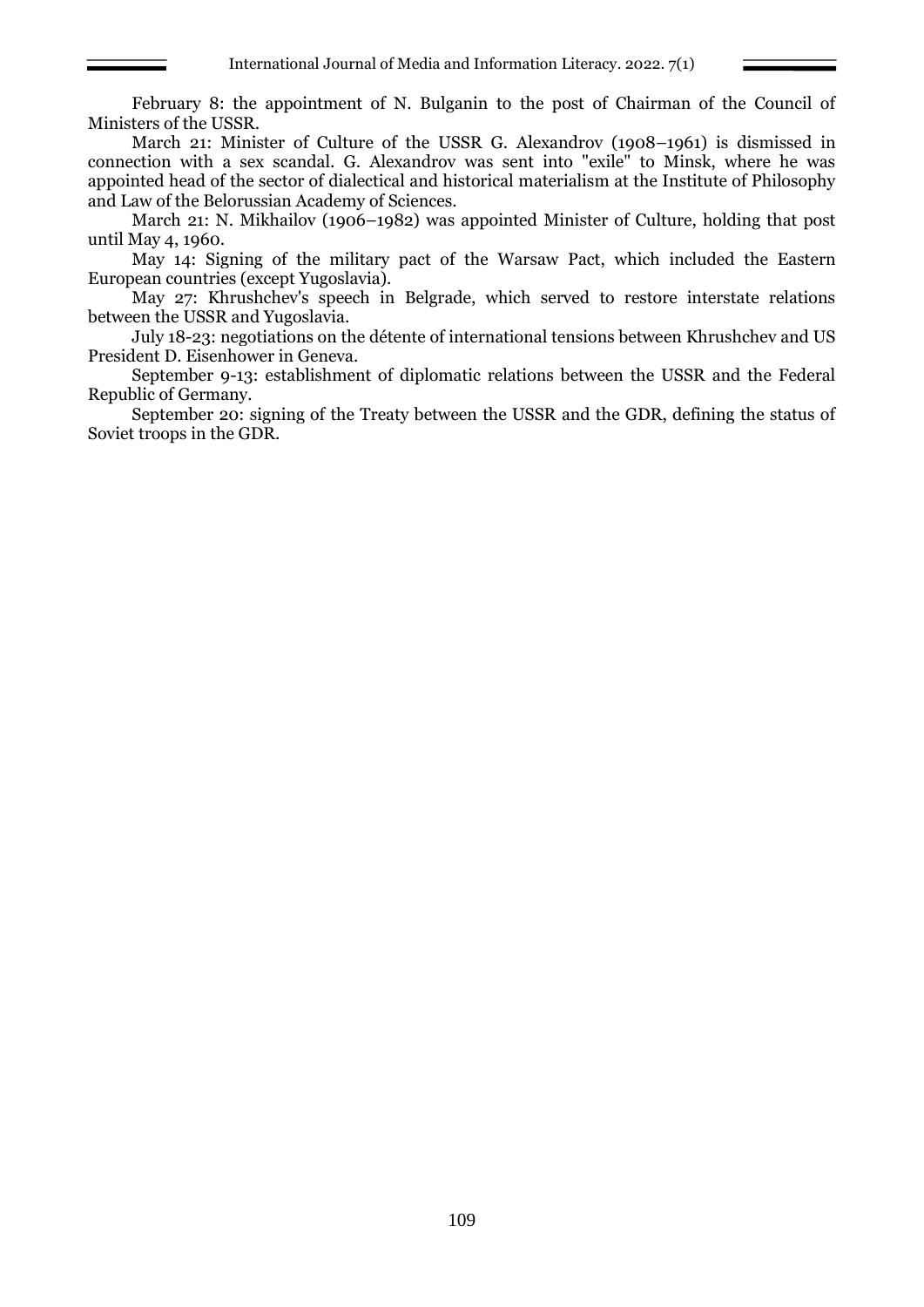February 8: the appointment of N. Bulganin to the post of Chairman of the Council of Ministers of the USSR.

March 21: Minister of Culture of the USSR G. Alexandrov (1908–1961) is dismissed in connection with a sex scandal. G. Alexandrov was sent into "exile" to Minsk, where he was appointed head of the sector of dialectical and historical materialism at the Institute of Philosophy and Law of the Belorussian Academy of Sciences.

March 21: N. Mikhailov (1906–1982) was appointed Minister of Culture, holding that post until May 4, 1960.

May 14: Signing of the military pact of the Warsaw Pact, which included the Eastern European countries (except Yugoslavia).

May 27: Khrushchev's speech in Belgrade, which served to restore interstate relations between the USSR and Yugoslavia.

July 18-23: negotiations on the détente of international tensions between Khrushchev and US President D. Eisenhower in Geneva.

September 9-13: establishment of diplomatic relations between the USSR and the Federal Republic of Germany.

September 20: signing of the Treaty between the USSR and the GDR, defining the status of Soviet troops in the GDR.